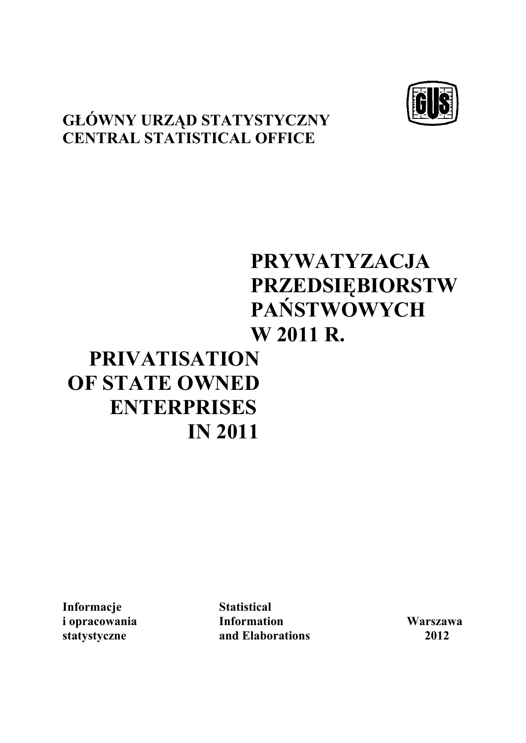**GŁÓWNY URZĄD STATYSTYCZNY**
**CENTRAL STATISTICAL OFFICE**

# PRYWATYZACJA PRZEDSIĘBIORSTW PAŃSTWOWYCH W 2011 R.

# PRIVATISATION OF STATE OWNED ENTERPRISES IN 2011

**Informacje i opracowania statystyczne**

**Statistical Information and Elaborations**

**Warszawa 2012**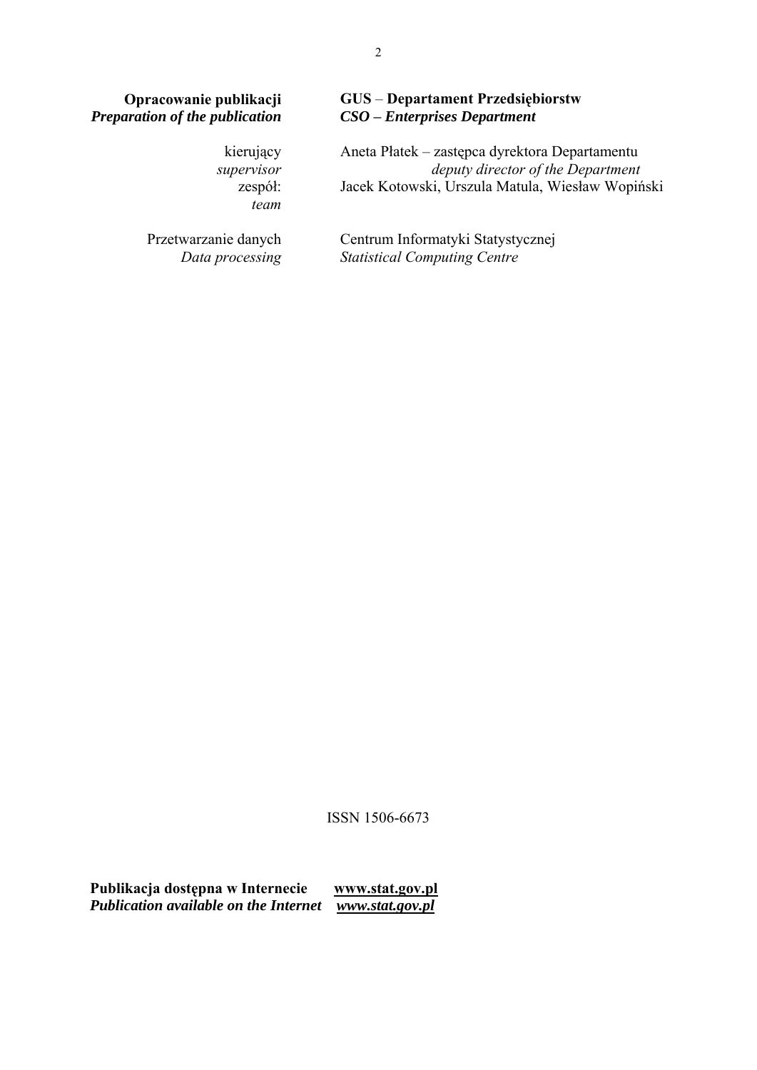| **Opracowanie publikacji**<br>***Preparation of the publication*** | **GUS** – **Departament Przedsiębiorstw**<br>***CSO – Enterprises Department*** |
|---|---|
| kierujący<br>*supervisor* | Aneta Płatek – zastępca dyrektora Departamentu<br>*deputy director of the Department* |
| zespół:<br>*team* | Jacek Kotowski, Urszula Matula, Wiesław Wopiński |
| Przetwarzanie danych<br>*Data processing* | Centrum Informatyki Statystycznej<br>*Statistical Computing Centre* |

ISSN 1506-6673

**Publikacja dostępna w Internecie** **www.stat.gov.pl**
***Publication available on the Internet*** ***www.stat.gov.pl***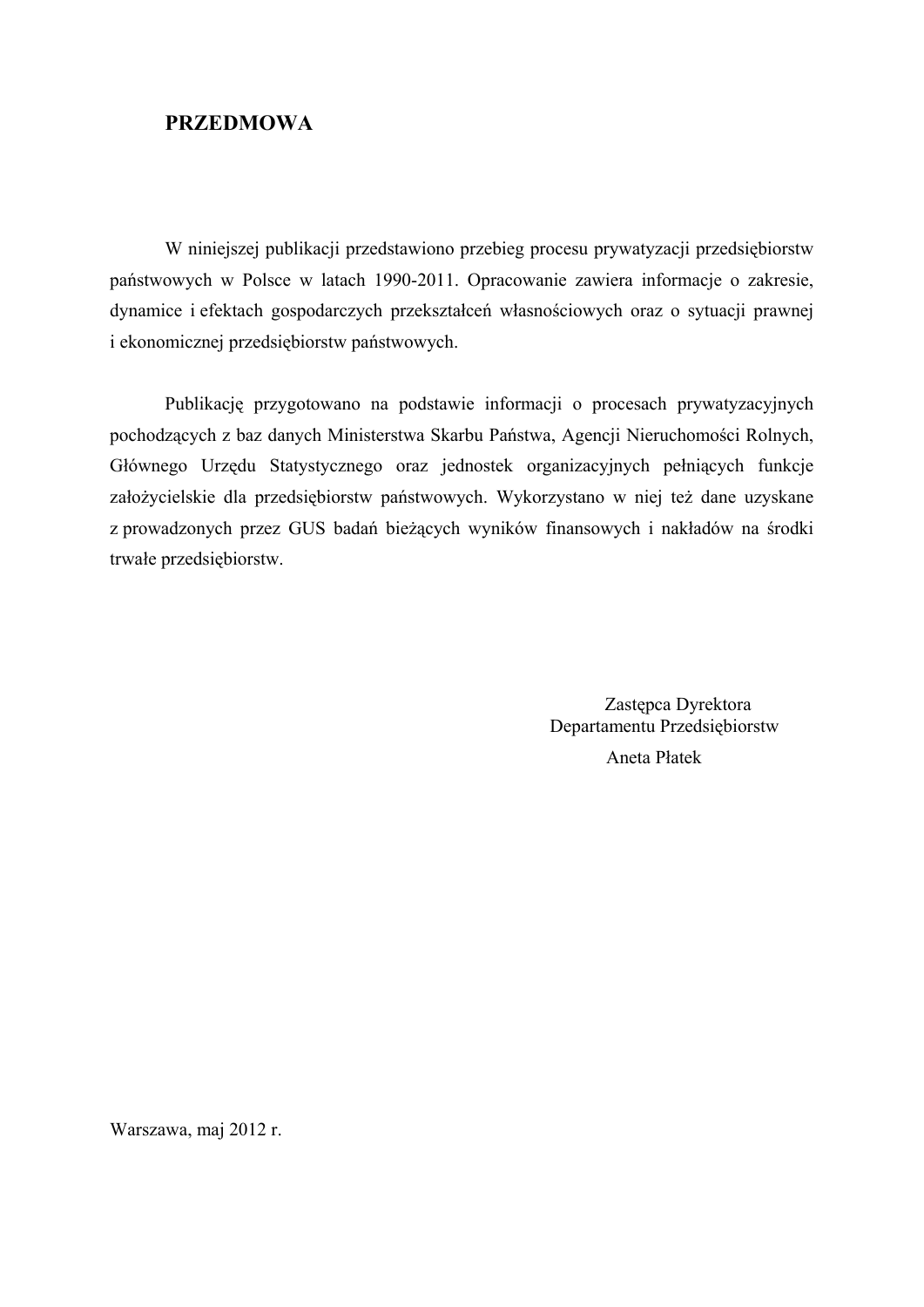## PRZEDMOWA

W niniejszej publikacji przedstawiono przebieg procesu prywatyzacji przedsiębiorstw państwowych w Polsce w latach 1990-2011. Opracowanie zawiera informacje o zakresie, dynamice i efektach gospodarczych przekształceń własnościowych oraz o sytuacji prawnej i ekonomicznej przedsiębiorstw państwowych.

Publikację przygotowano na podstawie informacji o procesach prywatyzacyjnych pochodzących z baz danych Ministerstwa Skarbu Państwa, Agencji Nieruchomości Rolnych, Głównego Urzędu Statystycznego oraz jednostek organizacyjnych pełniących funkcje założycielskie dla przedsiębiorstw państwowych. Wykorzystano w niej też dane uzyskane z prowadzonych przez GUS badań bieżących wyników finansowych i nakładów na środki trwałe przedsiębiorstw.

Zastępca Dyrektora
Departamentu Przedsiębiorstw
Aneta Płatek

Warszawa, maj 2012 r.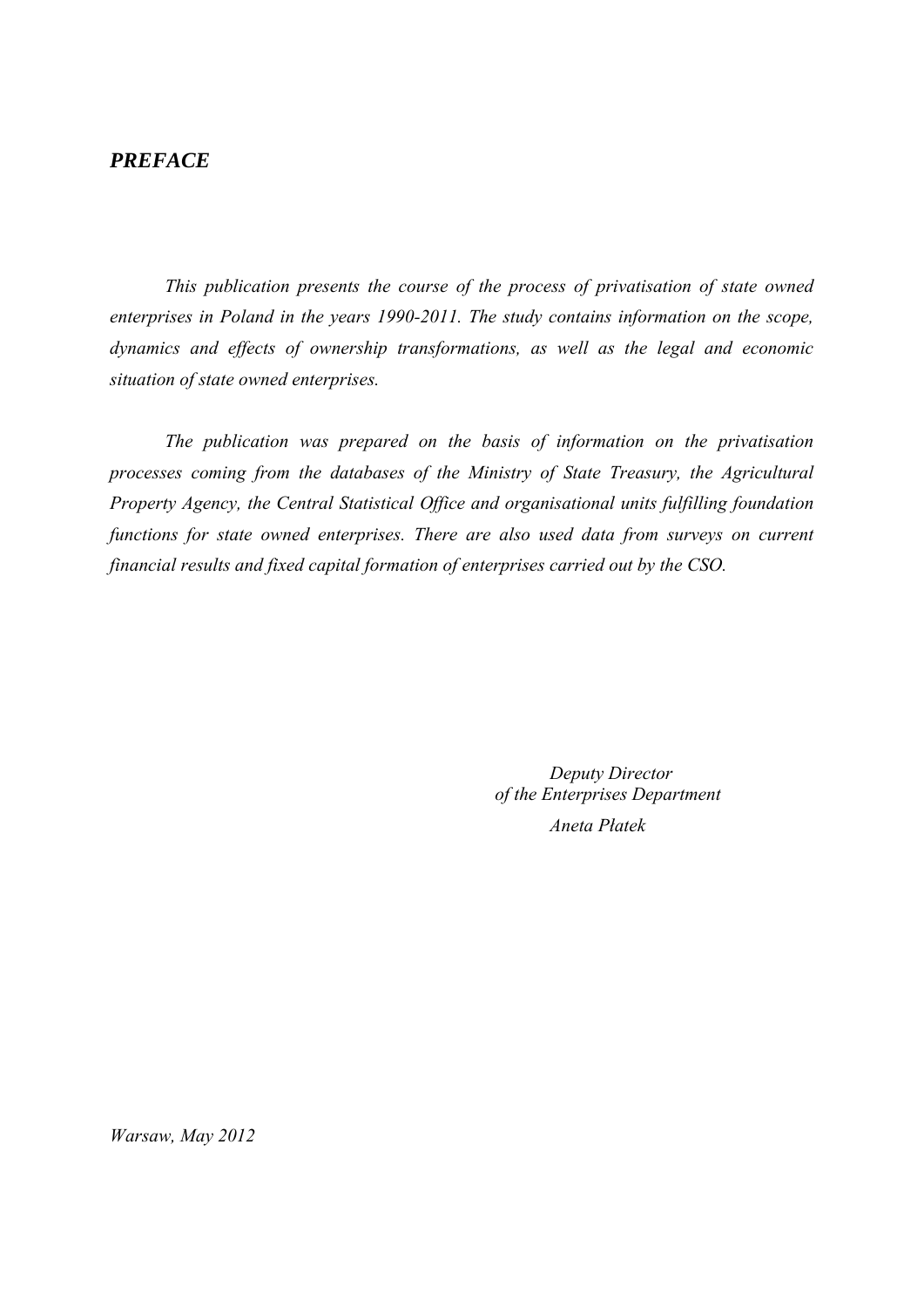# *PREFACE*

*This publication presents the course of the process of privatisation of state owned enterprises in Poland in the years 1990-2011. The study contains information on the scope, dynamics and effects of ownership transformations, as well as the legal and economic situation of state owned enterprises.*

*The publication was prepared on the basis of information on the privatisation processes coming from the databases of the Ministry of State Treasury, the Agricultural Property Agency, the Central Statistical Office and organisational units fulfilling foundation functions for state owned enterprises. There are also used data from surveys on current financial results and fixed capital formation of enterprises carried out by the CSO.*

*Deputy Director*
*of the Enterprises Department*
*Aneta Płatek*

*Warsaw, May 2012*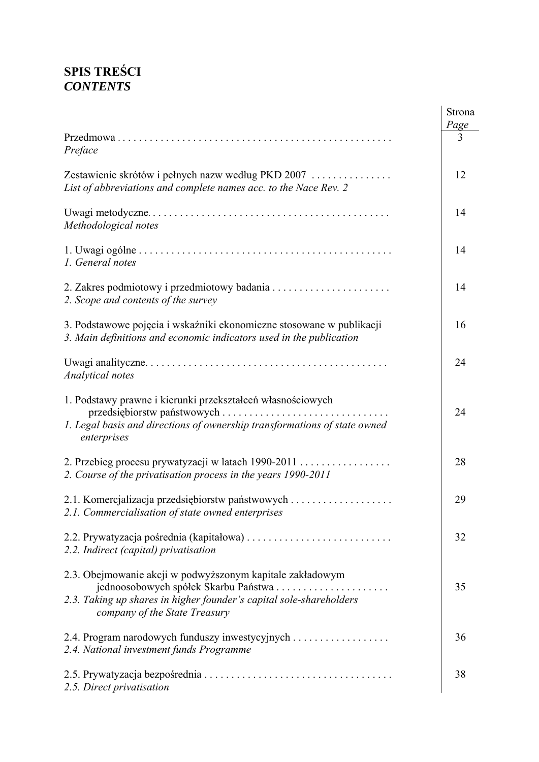# SPIS TREŚCI
# *CONTENTS*

| | Strona *Page* |
|---|---|
| Przedmowa . . . . . . . . . . . . . . . . . . . . . . . . . . . . . . . . . . . . . . . . . . . . . . . . . . . *Preface* | 3 |
| Zestawienie skrótów i pełnych nazw według PKD 2007 . . . . . . . . . . . . . . . *List of abbreviations and complete names acc. to the Nace Rev. 2* | 12 |
| Uwagi metodyczne. . . . . . . . . . . . . . . . . . . . . . . . . . . . . . . . . . . . . . . . . . . . . *Methodological notes* | 14 |
| 1. Uwagi ogólne . . . . . . . . . . . . . . . . . . . . . . . . . . . . . . . . . . . . . . . . . . . . . . . *1. General notes* | 14 |
| 2. Zakres podmiotowy i przedmiotowy badania . . . . . . . . . . . . . . . . . . . . . . *2. Scope and contents of the survey* | 14 |
| 3. Podstawowe pojęcia i wskaźniki ekonomiczne stosowane w publikacji *3. Main definitions and economic indicators used in the publication* | 16 |
| Uwagi analityczne. . . . . . . . . . . . . . . . . . . . . . . . . . . . . . . . . . . . . . . . . . . . *Analytical notes* | 24 |
| 1. Podstawy prawne i kierunki przekształceń własnościowych przedsiębiorstw państwowych . . . . . . . . . . . . . . . . . . . . . . . . . . . . . . . *1. Legal basis and directions of ownership transformations of state owned enterprises* | 24 |
| 2. Przebieg procesu prywatyzacji w latach 1990-2011 . . . . . . . . . . . . . . . . . *2. Course of the privatisation process in the years 1990-2011* | 28 |
| 2.1. Komercjalizacja przedsiębiorstw państwowych . . . . . . . . . . . . . . . . . . . *2.1. Commercialisation of state owned enterprises* | 29 |
| 2.2. Prywatyzacja pośrednia (kapitałowa) . . . . . . . . . . . . . . . . . . . . . . . . . . . *2.2. Indirect (capital) privatisation* | 32 |
| 2.3. Obejmowanie akcji w podwyższonym kapitale zakładowym jednoosobowych spółek Skarbu Państwa . . . . . . . . . . . . . . . . . . . . . *2.3. Taking up shares in higher founder's capital sole-shareholders company of the State Treasury* | 35 |
| 2.4. Program narodowych funduszy inwestycyjnych . . . . . . . . . . . . . . . . . . *2.4. National investment funds Programme* | 36 |
| 2.5. Prywatyzacja bezpośrednia . . . . . . . . . . . . . . . . . . . . . . . . . . . . . . . . . . . *2.5. Direct privatisation* | 38 |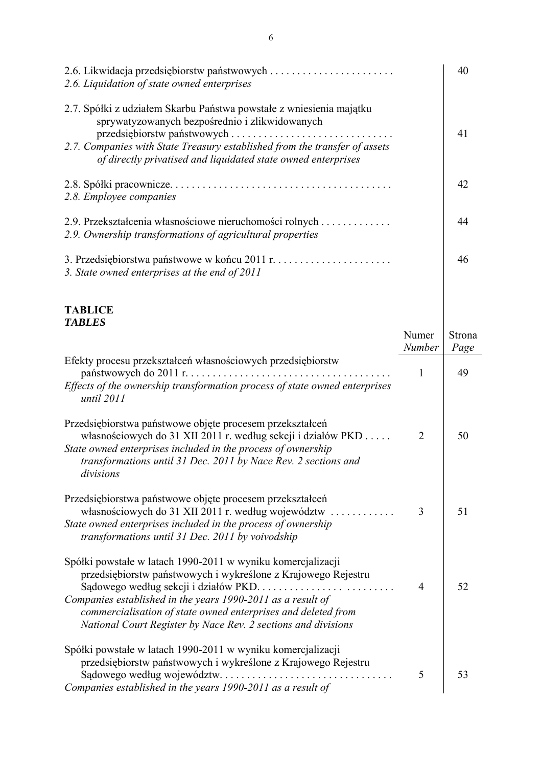| | |
|---|---|
| 2.6. Likwidacja przedsiębiorstw państwowych . . . . . . . . . . . . . . . . . . . . . . . *2.6. Liquidation of state owned enterprises* | 40 |
| 2.7. Spółki z udziałem Skarbu Państwa powstałe z wniesienia majątku sprywatyzowanych bezpośrednio i zlikwidowanych przedsiębiorstw państwowych . . . . . . . . . . . . . . . . . . . . . . . . . . . . . . *2.7. Companies with State Treasury established from the transfer of assets of directly privatised and liquidated state owned enterprises* | 41 |
| 2.8. Spółki pracownicze. . . . . . . . . . . . . . . . . . . . . . . . . . . . . . . . . . . . . . . . . *2.8. Employee companies* | 42 |
| 2.9. Przekształcenia własnościowe nieruchomości rolnych . . . . . . . . . . . . . *2.9. Ownership transformations of agricultural properties* | 44 |
| 3. Przedsiębiorstwa państwowe w końcu 2011 r. . . . . . . . . . . . . . . . . . . . . . *3. State owned enterprises at the end of 2011* | 46 |

**TABLICE**
***TABLES***

| | Numer *Number* | Strona *Page* |
|---|---|---|
| Efekty procesu przekształceń własnościowych przedsiębiorstw państwowych do 2011 r. . . . . . . . . . . . . . . . . . . . . . . . . . . . . . . . . . . . . . *Effects of the ownership transformation process of state owned enterprises until 2011* | 1 | 49 |
| Przedsiębiorstwa państwowe objęte procesem przekształceń własnościowych do 31 XII 2011 r. według sekcji i działów PKD . . . . . *State owned enterprises included in the process of ownership transformations until 31 Dec. 2011 by Nace Rev. 2 sections and divisions* | 2 | 50 |
| Przedsiębiorstwa państwowe objęte procesem przekształceń własnościowych do 31 XII 2011 r. według województw . . . . . . . . . . . *State owned enterprises included in the process of ownership transformations until 31 Dec. 2011 by voivodship* | 3 | 51 |
| Spółki powstałe w latach 1990-2011 w wyniku komercjalizacji przedsiębiorstw państwowych i wykreślone z Krajowego Rejestru Sądowego według sekcji i działów PKD. . . . . . . . . . . . . . . . . . . . . . . . . . *Companies established in the years 1990-2011 as a result of commercialisation of state owned enterprises and deleted from National Court Register by Nace Rev. 2 sections and divisions* | 4 | 52 |
| Spółki powstałe w latach 1990-2011 w wyniku komercjalizacji przedsiębiorstw państwowych i wykreślone z Krajowego Rejestru Sądowego według województw. . . . . . . . . . . . . . . . . . . . . . . . . . . . . . . . *Companies established in the years 1990-2011 as a result of* | 5 | 53 |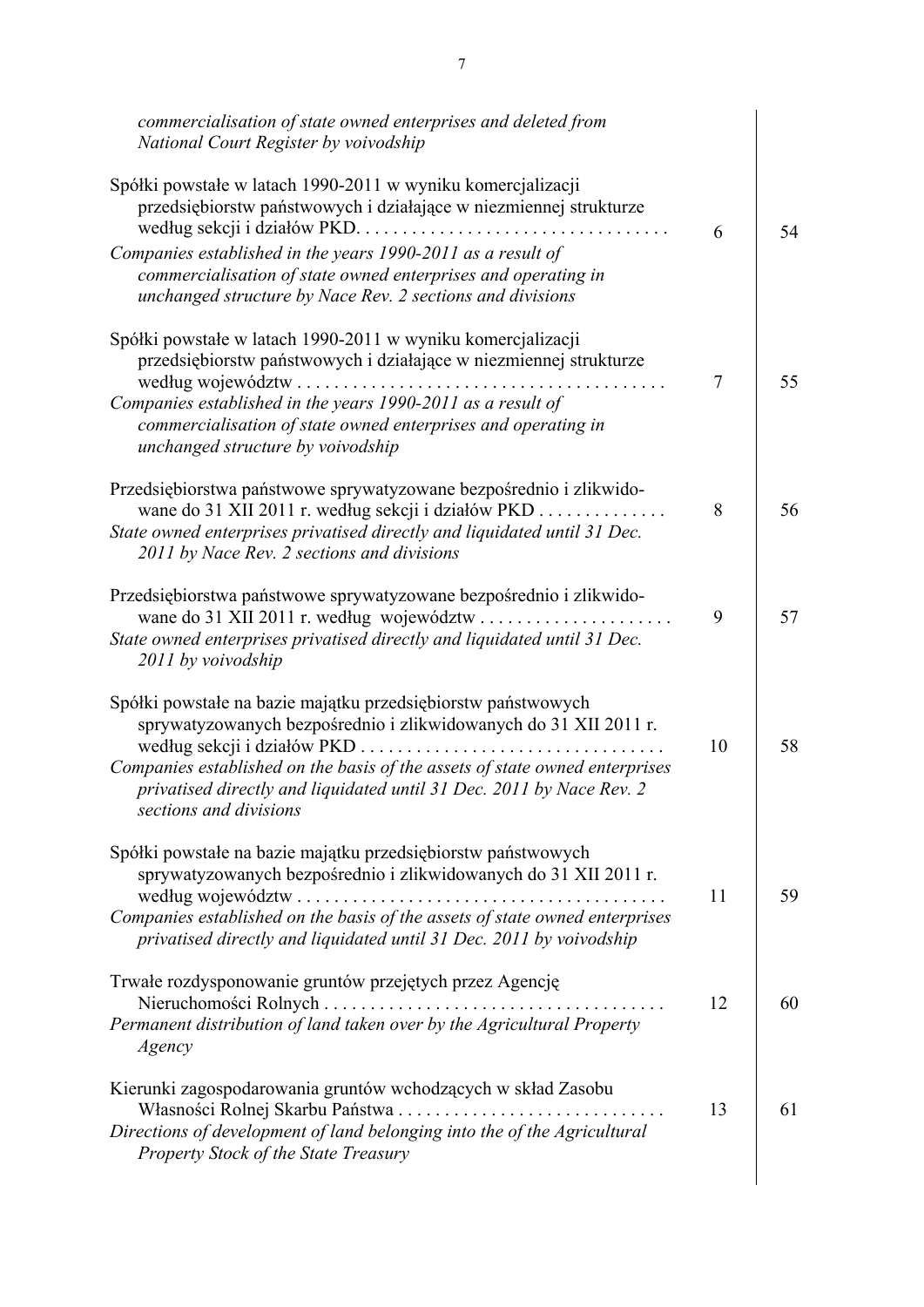| | | |
|---|---|---|
| *commercialisation of state owned enterprises and deleted from National Court Register by voivodship* | | |
| Spółki powstałe w latach 1990-2011 w wyniku komercjalizacji przedsiębiorstw państwowych i działające w niezmiennej strukturze według sekcji i działów PKD. . . . . . . . . . . . . . . . . . . . . . . . . . . . . . . . . <br>*Companies established in the years 1990-2011 as a result of commercialisation of state owned enterprises and operating in unchanged structure by Nace Rev. 2 sections and divisions* | 6 | 54 |
| Spółki powstałe w latach 1990-2011 w wyniku komercjalizacji przedsiębiorstw państwowych i działające w niezmiennej strukturze według województw . . . . . . . . . . . . . . . . . . . . . . . . . . . . . . . . . . . . . . . <br>*Companies established in the years 1990-2011 as a result of commercialisation of state owned enterprises and operating in unchanged structure by voivodship* | 7 | 55 |
| Przedsiębiorstwa państwowe sprywatyzowane bezpośrednio i zlikwidowane do 31 XII 2011 r. według sekcji i działów PKD . . . . . . . . . . . . . <br>*State owned enterprises privatised directly and liquidated until 31 Dec. 2011 by Nace Rev. 2 sections and divisions* | 8 | 56 |
| Przedsiębiorstwa państwowe sprywatyzowane bezpośrednio i zlikwidowane do 31 XII 2011 r. według województw . . . . . . . . . . . . . . . . . . . . . <br>*State owned enterprises privatised directly and liquidated until 31 Dec. 2011 by voivodship* | 9 | 57 |
| Spółki powstałe na bazie majątku przedsiębiorstw państwowych sprywatyzowanych bezpośrednio i zlikwidowanych do 31 XII 2011 r. według sekcji i działów PKD . . . . . . . . . . . . . . . . . . . . . . . . . . . . . . . . <br>*Companies established on the basis of the assets of state owned enterprises privatised directly and liquidated until 31 Dec. 2011 by Nace Rev. 2 sections and divisions* | 10 | 58 |
| Spółki powstałe na bazie majątku przedsiębiorstw państwowych sprywatyzowanych bezpośrednio i zlikwidowanych do 31 XII 2011 r. według województw . . . . . . . . . . . . . . . . . . . . . . . . . . . . . . . . . . . . . . . <br>*Companies established on the basis of the assets of state owned enterprises privatised directly and liquidated until 31 Dec. 2011 by voivodship* | 11 | 59 |
| Trwałe rozdysponowanie gruntów przejętych przez Agencję Nieruchomości Rolnych . . . . . . . . . . . . . . . . . . . . . . . . . . . . . . . . . . . . . <br>*Permanent distribution of land taken over by the Agricultural Property Agency* | 12 | 60 |
| Kierunki zagospodarowania gruntów wchodzących w skład Zasobu Własności Rolnej Skarbu Państwa . . . . . . . . . . . . . . . . . . . . . . . . . . . . <br>*Directions of development of land belonging into the of the Agricultural Property Stock of the State Treasury* | 13 | 61 |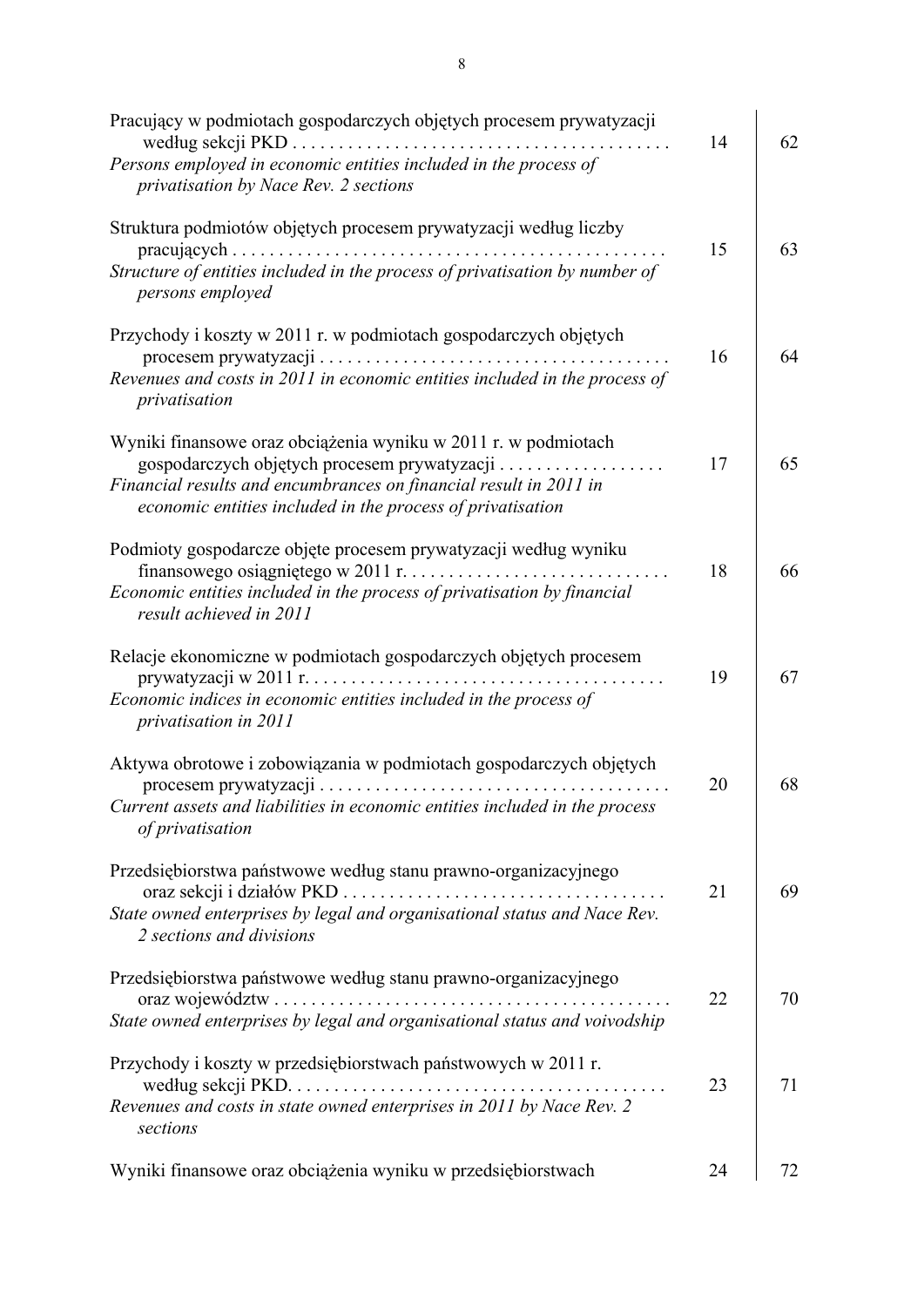| | | |
|---|---|---|
| Pracujący w podmiotach gospodarczych objętych procesem prywatyzacji według sekcji PKD . . . . . . . . . . . . . . . . . . . . . . . . . . . . . . . . . . . . . . . . . <br>*Persons employed in economic entities included in the process of privatisation by Nace Rev. 2 sections* | 14 | 62 |
| Struktura podmiotów objętych procesem prywatyzacji według liczby pracujących . . . . . . . . . . . . . . . . . . . . . . . . . . . . . . . . . . . . . . . . . . . . . . <br>*Structure of entities included in the process of privatisation by number of persons employed* | 15 | 63 |
| Przychody i koszty w 2011 r. w podmiotach gospodarczych objętych procesem prywatyzacji . . . . . . . . . . . . . . . . . . . . . . . . . . . . . . . . . . . . . <br>*Revenues and costs in 2011 in economic entities included in the process of privatisation* | 16 | 64 |
| Wyniki finansowe oraz obciążenia wyniku w 2011 r. w podmiotach gospodarczych objętych procesem prywatyzacji . . . . . . . . . . . . . . . . . . <br>*Financial results and encumbrances on financial result in 2011 in economic entities included in the process of privatisation* | 17 | 65 |
| Podmioty gospodarcze objęte procesem prywatyzacji według wyniku finansowego osiągniętego w 2011 r. . . . . . . . . . . . . . . . . . . . . . . . . . . . . <br>*Economic entities included in the process of privatisation by financial result achieved in 2011* | 18 | 66 |
| Relacje ekonomiczne w podmiotach gospodarczych objętych procesem prywatyzacji w 2011 r. . . . . . . . . . . . . . . . . . . . . . . . . . . . . . . . . . . . . . <br>*Economic indices in economic entities included in the process of privatisation in 2011* | 19 | 67 |
| Aktywa obrotowe i zobowiązania w podmiotach gospodarczych objętych procesem prywatyzacji . . . . . . . . . . . . . . . . . . . . . . . . . . . . . . . . . . . . . <br>*Current assets and liabilities in economic entities included in the process of privatisation* | 20 | 68 |
| Przedsiębiorstwa państwowe według stanu prawno-organizacyjnego oraz sekcji i działów PKD . . . . . . . . . . . . . . . . . . . . . . . . . . . . . . . . . . <br>*State owned enterprises by legal and organisational status and Nace Rev. 2 sections and divisions* | 21 | 69 |
| Przedsiębiorstwa państwowe według stanu prawno-organizacyjnego oraz województw . . . . . . . . . . . . . . . . . . . . . . . . . . . . . . . . . . . . . . . . . . . <br>*State owned enterprises by legal and organisational status and voivodship* | 22 | 70 |
| Przychody i koszty w przedsiębiorstwach państwowych w 2011 r. według sekcji PKD. . . . . . . . . . . . . . . . . . . . . . . . . . . . . . . . . . . . . . . . <br>*Revenues and costs in state owned enterprises in 2011 by Nace Rev. 2 sections* | 23 | 71 |
| Wyniki finansowe oraz obciążenia wyniku w przedsiębiorstwach | 24 | 72 |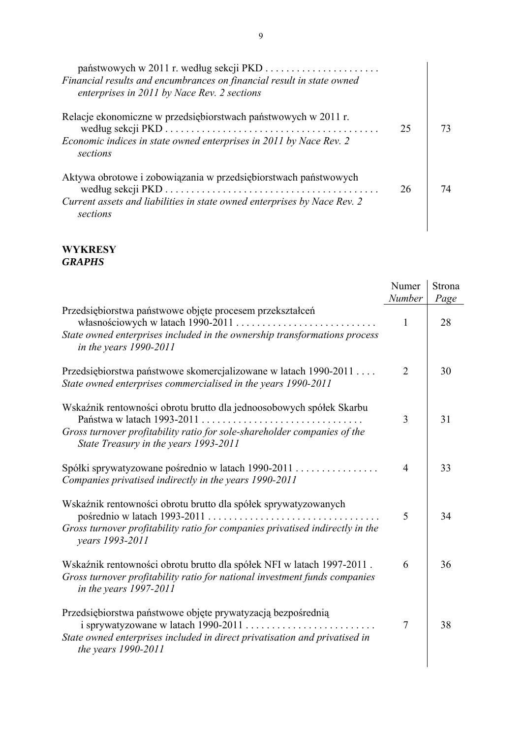| | | |
|---|---|---|
| państwowych w 2011 r. według sekcji PKD . . . . . . . . . . . . . . . . . . . . . . *Financial results and encumbrances on financial result in state owned enterprises in 2011 by Nace Rev. 2 sections* | | |
| Relacje ekonomiczne w przedsiębiorstwach państwowych w 2011 r. według sekcji PKD . . . . . . . . . . . . . . . . . . . . . . . . . . . . . . . . . . . . . . . . . *Economic indices in state owned enterprises in 2011 by Nace Rev. 2 sections* | 25 | 73 |
| Aktywa obrotowe i zobowiązania w przedsiębiorstwach państwowych według sekcji PKD . . . . . . . . . . . . . . . . . . . . . . . . . . . . . . . . . . . . . . . . . *Current assets and liabilities in state owned enterprises by Nace Rev. 2 sections* | 26 | 74 |

## WYKRESY
## *GRAPHS*

| | Numer *Number* | Strona *Page* |
|---|---|---|
| Przedsiębiorstwa państwowe objęte procesem przekształceń własnościowych w latach 1990-2011 . . . . . . . . . . . . . . . . . . . . . . . . . . . *State owned enterprises included in the ownership transformations process in the years 1990-2011* | 1 | 28 |
| Przedsiębiorstwa państwowe skomercjalizowane w latach 1990-2011 . . . . *State owned enterprises commercialised in the years 1990-2011* | 2 | 30 |
| Wskaźnik rentowności obrotu brutto dla jednoosobowych spółek Skarbu Państwa w latach 1993-2011 . . . . . . . . . . . . . . . . . . . . . . . . . . . . . . . *Gross turnover profitability ratio for sole-shareholder companies of the State Treasury in the years 1993-2011* | 3 | 31 |
| Spółki sprywatyzowane pośrednio w latach 1990-2011 . . . . . . . . . . . . . . . . *Companies privatised indirectly in the years 1990-2011* | 4 | 33 |
| Wskaźnik rentowności obrotu brutto dla spółek sprywatyzowanych pośrednio w latach 1993-2011 . . . . . . . . . . . . . . . . . . . . . . . . . . . . . . . . . *Gross turnover profitability ratio for companies privatised indirectly in the years 1993-2011* | 5 | 34 |
| Wskaźnik rentowności obrotu brutto dla spółek NFI w latach 1997-2011 . *Gross turnover profitability ratio for national investment funds companies in the years 1997-2011* | 6 | 36 |
| Przedsiębiorstwa państwowe objęte prywatyzacją bezpośrednią i sprywatyzowane w latach 1990-2011 . . . . . . . . . . . . . . . . . . . . . . . . . *State owned enterprises included in direct privatisation and privatised in the years 1990-2011* | 7 | 38 |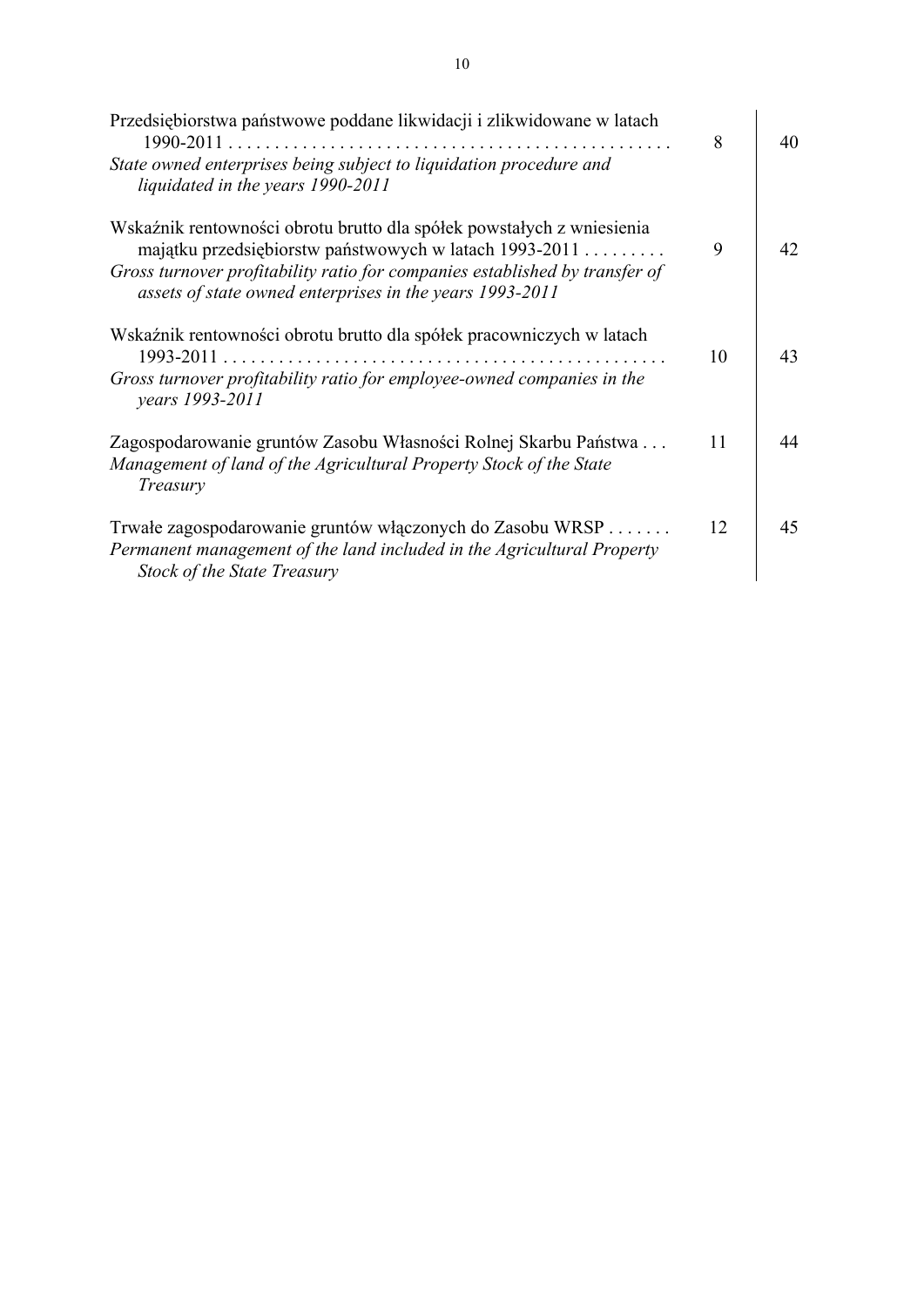| | | |
|---|---|---|
| Przedsiębiorstwa państwowe poddane likwidacji i zlikwidowane w latach 1990-2011 . . . . . . . . . . . . . . . . . . . . . . . . . . . . . . . . . . . . . . . . . . . . . . . . .<br>*State owned enterprises being subject to liquidation procedure and liquidated in the years 1990-2011* | 8 | 40 |
| Wskaźnik rentowności obrotu brutto dla spółek powstałych z wniesienia majątku przedsiębiorstw państwowych w latach 1993-2011 . . . . . . . . .<br>*Gross turnover profitability ratio for companies established by transfer of assets of state owned enterprises in the years 1993-2011* | 9 | 42 |
| Wskaźnik rentowności obrotu brutto dla spółek pracowniczych w latach 1993-2011 . . . . . . . . . . . . . . . . . . . . . . . . . . . . . . . . . . . . . . . . . . . . . . . . .<br>*Gross turnover profitability ratio for employee-owned companies in the years 1993-2011* | 10 | 43 |
| Zagospodarowanie gruntów Zasobu Własności Rolnej Skarbu Państwa . . .<br>*Management of land of the Agricultural Property Stock of the State Treasury* | 11 | 44 |
| Trwałe zagospodarowanie gruntów włączonych do Zasobu WRSP . . . . . . .<br>*Permanent management of the land included in the Agricultural Property Stock of the State Treasury* | 12 | 45 |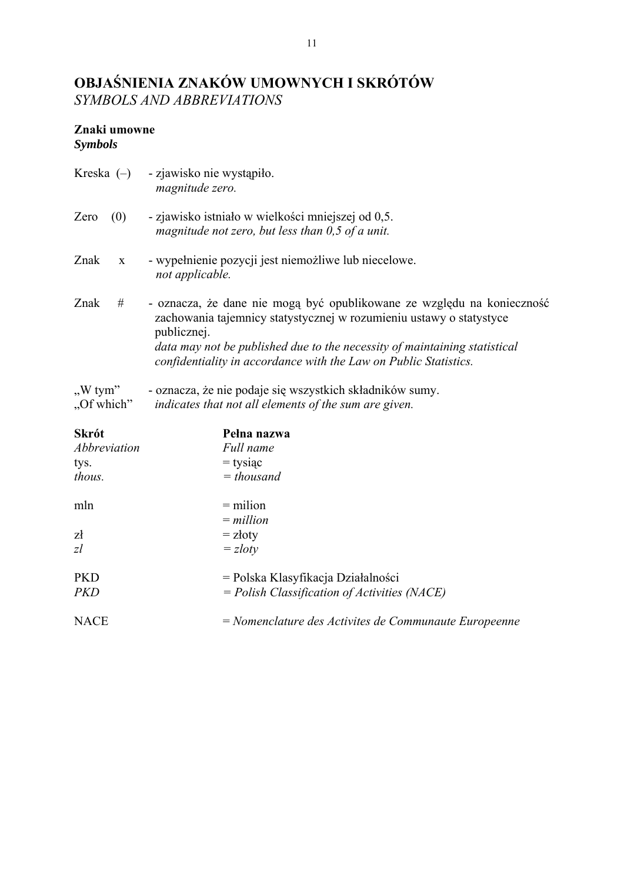# OBJAŚNIENIA ZNAKÓW UMOWNYCH I SKRÓTÓW
*SYMBOLS AND ABBREVIATIONS*

**Znaki umowne**
***Symbols***

Kreska (–) - zjawisko nie wystąpiło.
*magnitude zero.*

Zero (0) - zjawisko istniało w wielkości mniejszej od 0,5.
*magnitude not zero, but less than 0,5 of a unit.*

Znak x - wypełnienie pozycji jest niemożliwe lub niecelowe.
*not applicable.*

Znak # - oznacza, że dane nie mogą być opublikowane ze względu na konieczność zachowania tajemnicy statystycznej w rozumieniu ustawy o statystyce publicznej.
*data may not be published due to the necessity of maintaining statistical confidentiality in accordance with the Law on Public Statistics.*

„W tym" - oznacza, że nie podaje się wszystkich składników sumy.
„Of which" *indicates that not all elements of the sum are given.*

| **Skrót** | **Pełna nazwa** |
|---|---|
| *Abbreviation* | *Full name* |
| tys. | = tysiąc |
| *thous.* | *= thousand* |
| mln | = milion |
| | *= million* |
| zł | = złoty |
| *zl* | *= zloty* |
| PKD | = Polska Klasyfikacja Działalności |
| *PKD* | *= Polish Classification of Activities (NACE)* |
| NACE | *= Nomenclature des Activites de Communaute Europeenne* |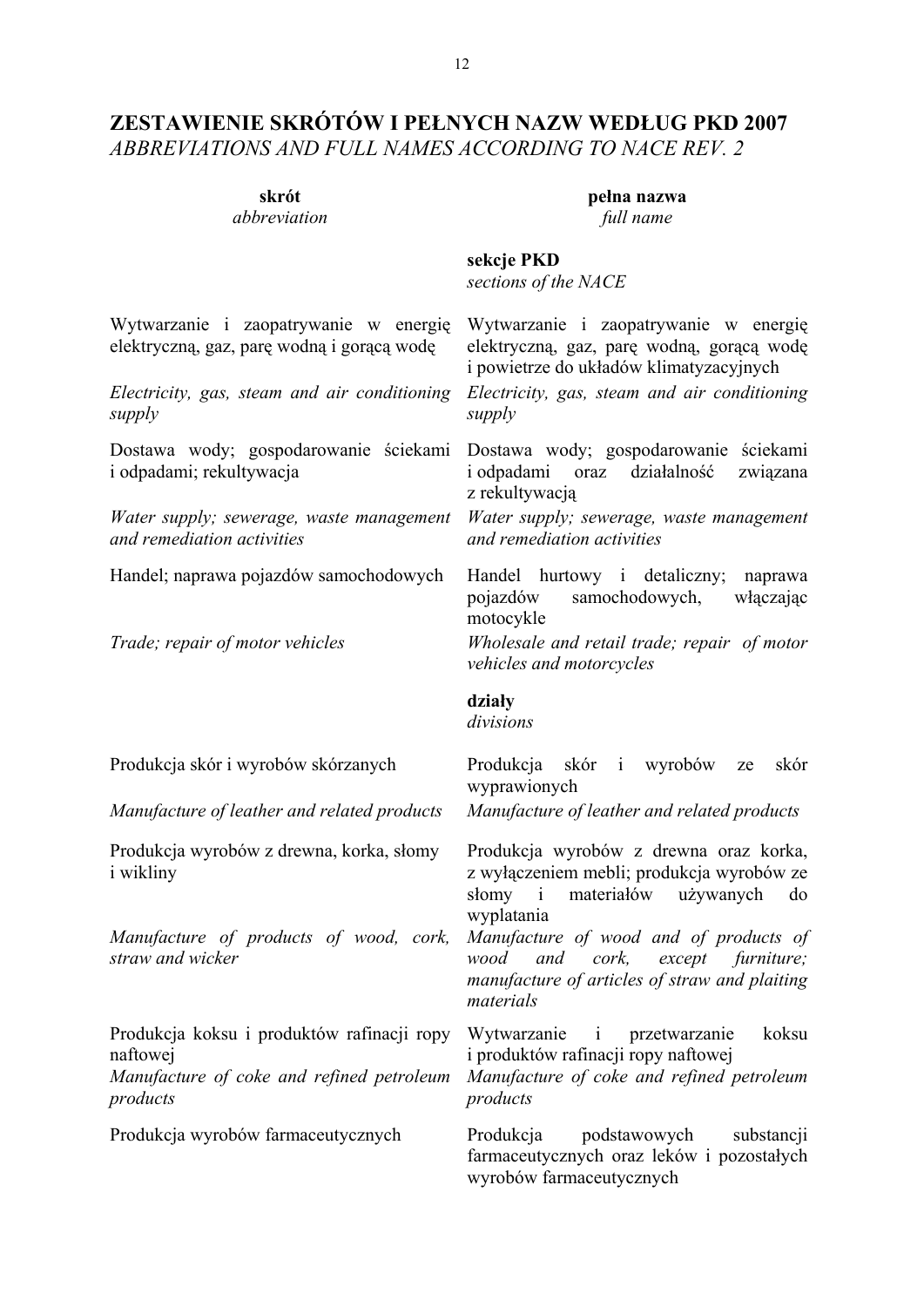## ZESTAWIENIE SKRÓTÓW I PEŁNYCH NAZW WEDŁUG PKD 2007
*ABBREVIATIONS AND FULL NAMES ACCORDING TO NACE REV. 2*

| **skrót**<br>*abbreviation* | **pełna nazwa**<br>*full name* |
|---|---|
| | **sekcje PKD**<br>*sections of the NACE* |
| Wytwarzanie i zaopatrywanie w energię elektryczną, gaz, parę wodną i gorącą wodę | Wytwarzanie i zaopatrywanie w energię elektryczną, gaz, parę wodną, gorącą wodę i powietrze do układów klimatyzacyjnych |
| *Electricity, gas, steam and air conditioning supply* | *Electricity, gas, steam and air conditioning supply* |
| Dostawa wody; gospodarowanie ściekami i odpadami; rekultywacja | Dostawa wody; gospodarowanie ściekami i odpadami oraz działalność związana z rekultywacją |
| *Water supply; sewerage, waste management and remediation activities* | *Water supply; sewerage, waste management and remediation activities* |
| Handel; naprawa pojazdów samochodowych | Handel hurtowy i detaliczny; naprawa pojazdów samochodowych, włączając motocykle |
| *Trade; repair of motor vehicles* | *Wholesale and retail trade; repair of motor vehicles and motorcycles* |
| | **działy**<br>*divisions* |
| Produkcja skór i wyrobów skórzanych | Produkcja skór i wyrobów ze skór wyprawionych |
| *Manufacture of leather and related products* | *Manufacture of leather and related products* |
| Produkcja wyrobów z drewna, korka, słomy i wikliny | Produkcja wyrobów z drewna oraz korka, z wyłączeniem mebli; produkcja wyrobów ze słomy i materiałów używanych do wyplatania |
| *Manufacture of products of wood, cork, straw and wicker* | *Manufacture of wood and of products of wood and cork, except furniture; manufacture of articles of straw and plaiting materials* |
| Produkcja koksu i produktów rafinacji ropy naftowej | Wytwarzanie i przetwarzanie koksu i produktów rafinacji ropy naftowej |
| *Manufacture of coke and refined petroleum products* | *Manufacture of coke and refined petroleum products* |
| Produkcja wyrobów farmaceutycznych | Produkcja podstawowych substancji farmaceutycznych oraz leków i pozostałych wyrobów farmaceutycznych |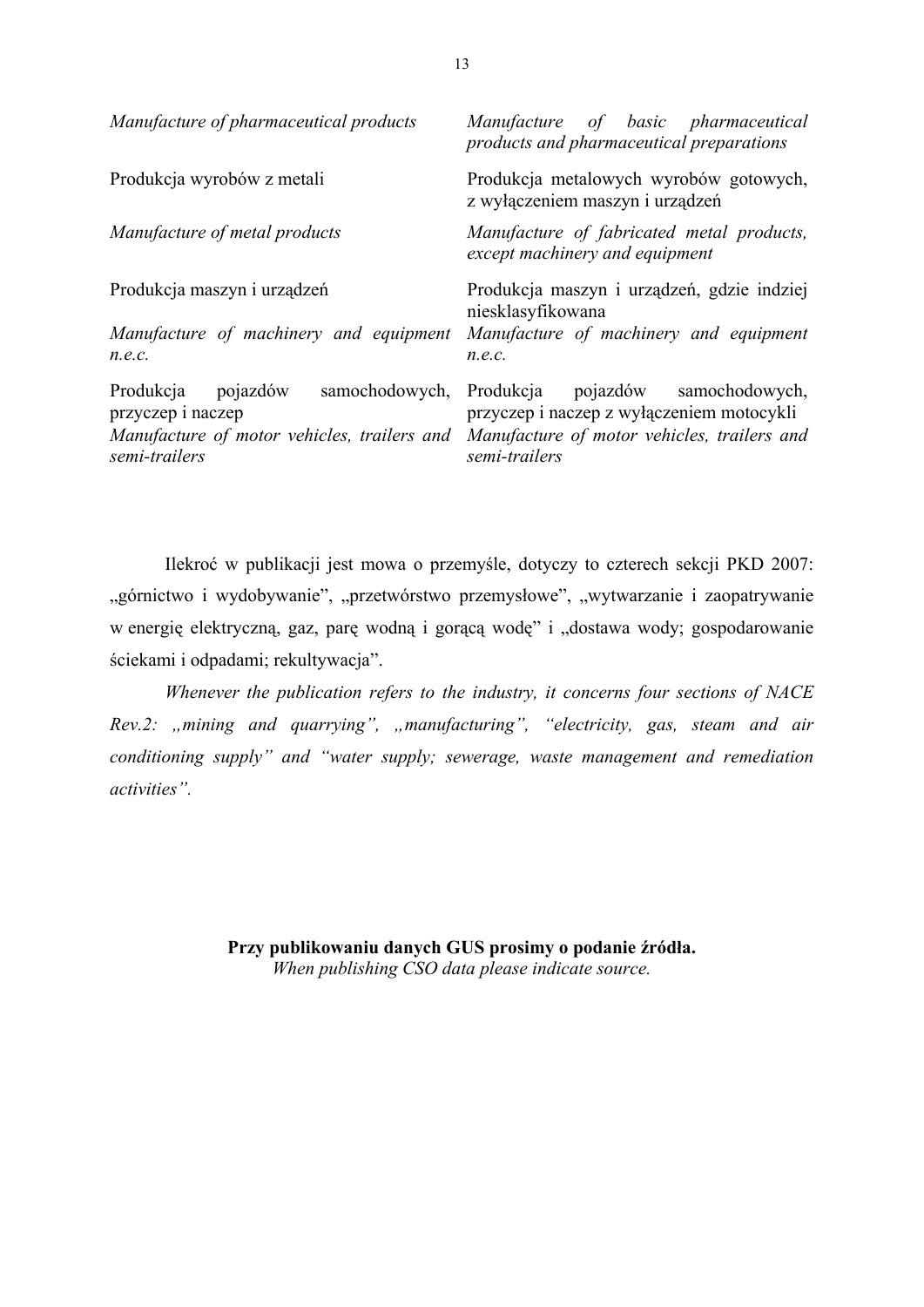| | |
|---|---|
| *Manufacture of pharmaceutical products* | *Manufacture of basic pharmaceutical products and pharmaceutical preparations* |
| Produkcja wyrobów z metali | Produkcja metalowych wyrobów gotowych, z wyłączeniem maszyn i urządzeń |
| *Manufacture of metal products* | *Manufacture of fabricated metal products, except machinery and equipment* |
| Produkcja maszyn i urządzeń | Produkcja maszyn i urządzeń, gdzie indziej niesklasyfikowana |
| *Manufacture of machinery and equipment n.e.c.* | *Manufacture of machinery and equipment n.e.c.* |
| Produkcja pojazdów samochodowych, przyczep i naczep | Produkcja pojazdów samochodowych, przyczep i naczep z wyłączeniem motocykli |
| *Manufacture of motor vehicles, trailers and semi-trailers* | *Manufacture of motor vehicles, trailers and semi-trailers* |

Ilekroć w publikacji jest mowa o przemyśle, dotyczy to czterech sekcji PKD 2007: „górnictwo i wydobywanie", „przetwórstwo przemysłowe", „wytwarzanie i zaopatrywanie w energię elektryczną, gaz, parę wodną i gorącą wodę" i „dostawa wody; gospodarowanie ściekami i odpadami; rekultywacja".

*Whenever the publication refers to the industry, it concerns four sections of NACE Rev.2: „mining and quarrying", „manufacturing", "electricity, gas, steam and air conditioning supply" and "water supply; sewerage, waste management and remediation activities".*

**Przy publikowaniu danych GUS prosimy o podanie źródła.**
*When publishing CSO data please indicate source.*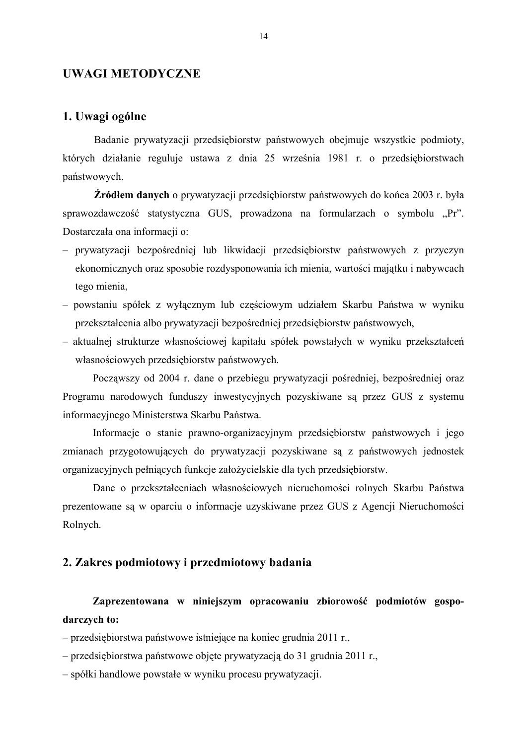# UWAGI METODYCZNE

## 1. Uwagi ogólne

Badanie prywatyzacji przedsiębiorstw państwowych obejmuje wszystkie podmioty, których działanie reguluje ustawa z dnia 25 września 1981 r. o przedsiębiorstwach państwowych.

**Źródłem danych** o prywatyzacji przedsiębiorstw państwowych do końca 2003 r. była sprawozdawczość statystyczna GUS, prowadzona na formularzach o symbolu „Pr". Dostarczała ona informacji o:

- prywatyzacji bezpośredniej lub likwidacji przedsiębiorstw państwowych z przyczyn ekonomicznych oraz sposobie rozdysponowania ich mienia, wartości majątku i nabywcach tego mienia,
- powstaniu spółek z wyłącznym lub częściowym udziałem Skarbu Państwa w wyniku przekształcenia albo prywatyzacji bezpośredniej przedsiębiorstw państwowych,
- aktualnej strukturze własnościowej kapitału spółek powstałych w wyniku przekształceń własnościowych przedsiębiorstw państwowych.

Począwszy od 2004 r. dane o przebiegu prywatyzacji pośredniej, bezpośredniej oraz Programu narodowych funduszy inwestycyjnych pozyskiwane są przez GUS z systemu informacyjnego Ministerstwa Skarbu Państwa.

Informacje o stanie prawno-organizacyjnym przedsiębiorstw państwowych i jego zmianach przygotowujących do prywatyzacji pozyskiwane są z państwowych jednostek organizacyjnych pełniących funkcje założycielskie dla tych przedsiębiorstw.

Dane o przekształceniach własnościowych nieruchomości rolnych Skarbu Państwa prezentowane są w oparciu o informacje uzyskiwane przez GUS z Agencji Nieruchomości Rolnych.

## 2. Zakres podmiotowy i przedmiotowy badania

**Zaprezentowana w niniejszym opracowaniu zbiorowość podmiotów gospodarczych to:**

- przedsiębiorstwa państwowe istniejące na koniec grudnia 2011 r.,
- przedsiębiorstwa państwowe objęte prywatyzacją do 31 grudnia 2011 r.,
- spółki handlowe powstałe w wyniku procesu prywatyzacji.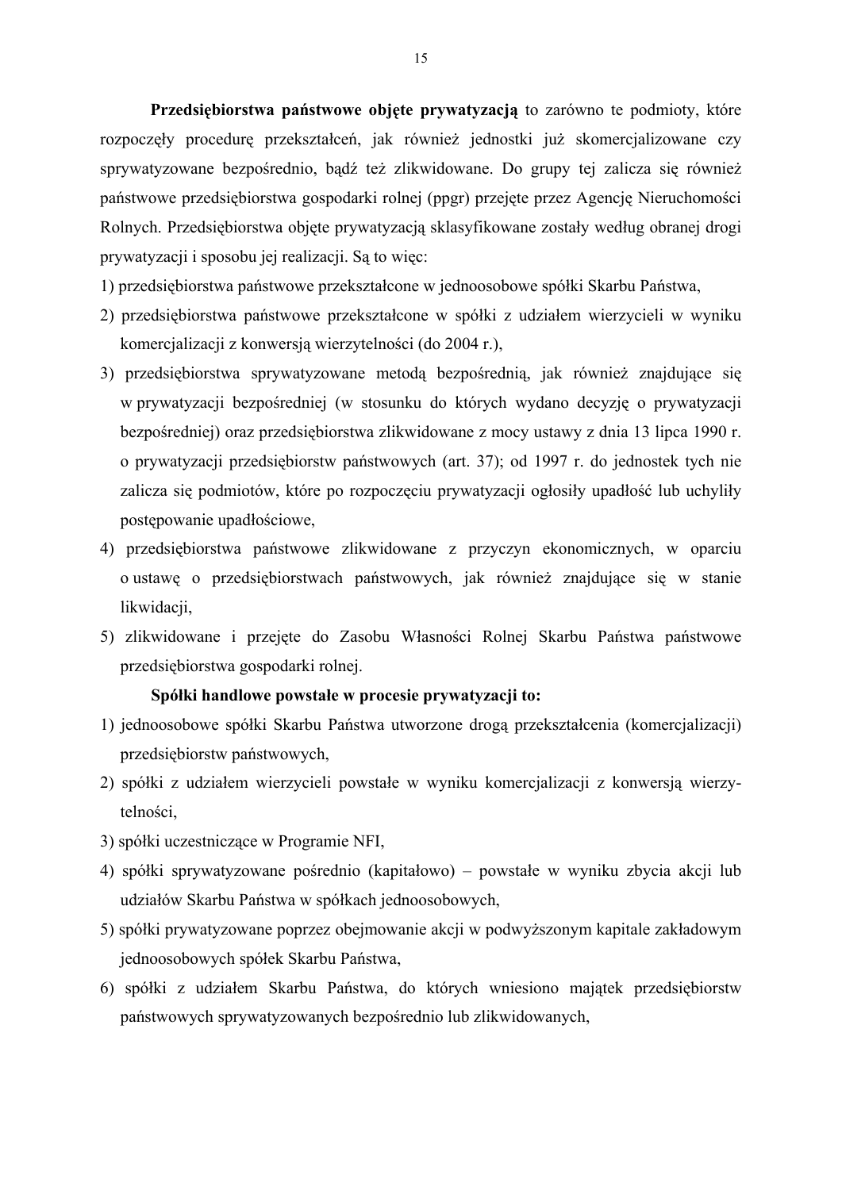**Przedsiębiorstwa państwowe objęte prywatyzacją** to zarówno te podmioty, które rozpoczęły procedurę przekształceń, jak również jednostki już skomercjalizowane czy sprywatyzowane bezpośrednio, bądź też zlikwidowane. Do grupy tej zalicza się również państwowe przedsiębiorstwa gospodarki rolnej (ppgr) przejęte przez Agencję Nieruchomości Rolnych. Przedsiębiorstwa objęte prywatyzacją sklasyfikowane zostały według obranej drogi prywatyzacji i sposobu jej realizacji. Są to więc:

1) przedsiębiorstwa państwowe przekształcone w jednoosobowe spółki Skarbu Państwa,
2) przedsiębiorstwa państwowe przekształcone w spółki z udziałem wierzycieli w wyniku komercjalizacji z konwersją wierzytelności (do 2004 r.),
3) przedsiębiorstwa sprywatyzowane metodą bezpośrednią, jak również znajdujące się w prywatyzacji bezpośredniej (w stosunku do których wydano decyzję o prywatyzacji bezpośredniej) oraz przedsiębiorstwa zlikwidowane z mocy ustawy z dnia 13 lipca 1990 r. o prywatyzacji przedsiębiorstw państwowych (art. 37); od 1997 r. do jednostek tych nie zalicza się podmiotów, które po rozpoczęciu prywatyzacji ogłosiły upadłość lub uchyliły postępowanie upadłościowe,
4) przedsiębiorstwa państwowe zlikwidowane z przyczyn ekonomicznych, w oparciu o ustawę o przedsiębiorstwach państwowych, jak również znajdujące się w stanie likwidacji,
5) zlikwidowane i przejęte do Zasobu Własności Rolnej Skarbu Państwa państwowe przedsiębiorstwa gospodarki rolnej.

**Spółki handlowe powstałe w procesie prywatyzacji to:**

1) jednoosobowe spółki Skarbu Państwa utworzone drogą przekształcenia (komercjalizacji) przedsiębiorstw państwowych,
2) spółki z udziałem wierzycieli powstałe w wyniku komercjalizacji z konwersją wierzytelności,
3) spółki uczestniczące w Programie NFI,
4) spółki sprywatyzowane pośrednio (kapitałowo) – powstałe w wyniku zbycia akcji lub udziałów Skarbu Państwa w spółkach jednoosobowych,
5) spółki prywatyzowane poprzez obejmowanie akcji w podwyższonym kapitale zakładowym jednoosobowych spółek Skarbu Państwa,
6) spółki z udziałem Skarbu Państwa, do których wniesiono majątek przedsiębiorstw państwowych sprywatyzowanych bezpośrednio lub zlikwidowanych,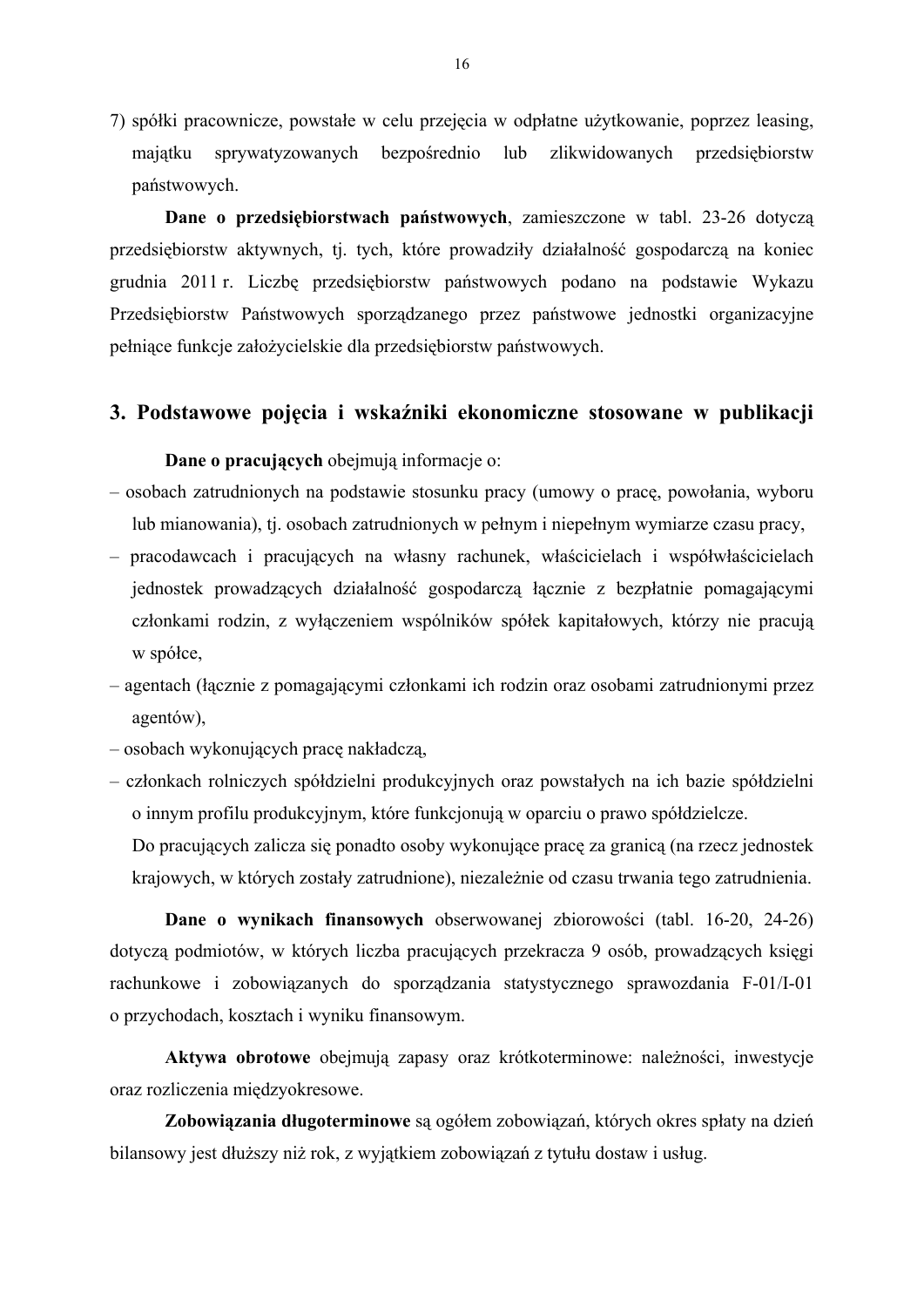7) spółki pracownicze, powstałe w celu przejęcia w odpłatne użytkowanie, poprzez leasing, majątku sprywatyzowanych bezpośrednio lub zlikwidowanych przedsiębiorstw państwowych.

**Dane o przedsiębiorstwach państwowych**, zamieszczone w tabl. 23-26 dotyczą przedsiębiorstw aktywnych, tj. tych, które prowadziły działalność gospodarczą na koniec grudnia 2011 r. Liczbę przedsiębiorstw państwowych podano na podstawie Wykazu Przedsiębiorstw Państwowych sporządzanego przez państwowe jednostki organizacyjne pełniące funkcje założycielskie dla przedsiębiorstw państwowych.

## 3. Podstawowe pojęcia i wskaźniki ekonomiczne stosowane w publikacji

**Dane o pracujących** obejmują informacje o:

– osobach zatrudnionych na podstawie stosunku pracy (umowy o pracę, powołania, wyboru lub mianowania), tj. osobach zatrudnionych w pełnym i niepełnym wymiarze czasu pracy,

– pracodawcach i pracujących na własny rachunek, właścicielach i współwłaścicielach jednostek prowadzących działalność gospodarczą łącznie z bezpłatnie pomagającymi członkami rodzin, z wyłączeniem wspólników spółek kapitałowych, którzy nie pracują w spółce,

– agentach (łącznie z pomagającymi członkami ich rodzin oraz osobami zatrudnionymi przez agentów),

– osobach wykonujących pracę nakładczą,

– członkach rolniczych spółdzielni produkcyjnych oraz powstałych na ich bazie spółdzielni o innym profilu produkcyjnym, które funkcjonują w oparciu o prawo spółdzielcze.

Do pracujących zalicza się ponadto osoby wykonujące pracę za granicą (na rzecz jednostek krajowych, w których zostały zatrudnione), niezależnie od czasu trwania tego zatrudnienia.

**Dane o wynikach finansowych** obserwowanej zbiorowości (tabl. 16-20, 24-26) dotyczą podmiotów, w których liczba pracujących przekracza 9 osób, prowadzących księgi rachunkowe i zobowiązanych do sporządzania statystycznego sprawozdania F-01/I-01 o przychodach, kosztach i wyniku finansowym.

**Aktywa obrotowe** obejmują zapasy oraz krótkoterminowe: należności, inwestycje oraz rozliczenia międzyokresowe.

**Zobowiązania długoterminowe** są ogółem zobowiązań, których okres spłaty na dzień bilansowy jest dłuższy niż rok, z wyjątkiem zobowiązań z tytułu dostaw i usług.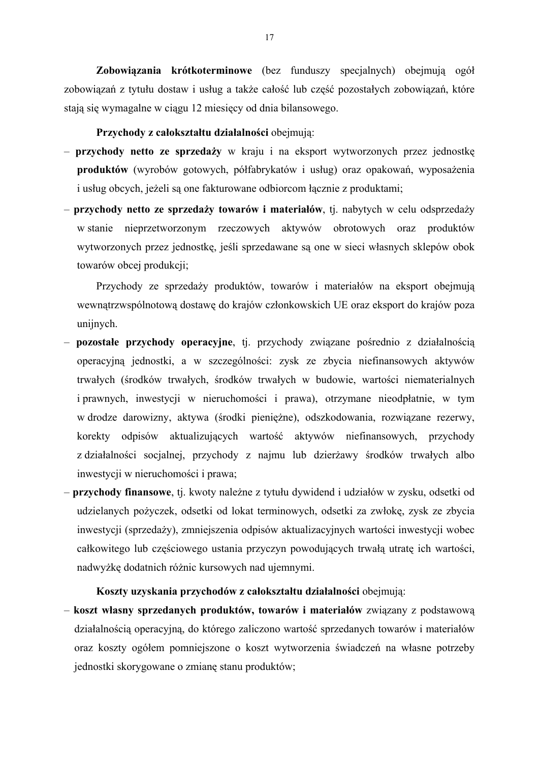**Zobowiązania krótkoterminowe** (bez funduszy specjalnych) obejmują ogół zobowiązań z tytułu dostaw i usług a także całość lub część pozostałych zobowiązań, które stają się wymagalne w ciągu 12 miesięcy od dnia bilansowego.

**Przychody z całokształtu działalności** obejmują:

– **przychody netto ze sprzedaży** w kraju i na eksport wytworzonych przez jednostkę **produktów** (wyrobów gotowych, półfabrykatów i usług) oraz opakowań, wyposażenia i usług obcych, jeżeli są one fakturowane odbiorcom łącznie z produktami;

– **przychody netto ze sprzedaży towarów i materiałów**, tj. nabytych w celu odsprzedaży w stanie nieprzetworzonym rzeczowych aktywów obrotowych oraz produktów wytworzonych przez jednostkę, jeśli sprzedawane są one w sieci własnych sklepów obok towarów obcej produkcji;

  Przychody ze sprzedaży produktów, towarów i materiałów na eksport obejmują wewnątrzwspólnotową dostawę do krajów członkowskich UE oraz eksport do krajów poza unijnych.

– **pozostałe przychody operacyjne**, tj. przychody związane pośrednio z działalnością operacyjną jednostki, a w szczególności: zysk ze zbycia niefinansowych aktywów trwałych (środków trwałych, środków trwałych w budowie, wartości niematerialnych i prawnych, inwestycji w nieruchomości i prawa), otrzymane nieodpłatnie, w tym w drodze darowizny, aktywa (środki pieniężne), odszkodowania, rozwiązane rezerwy, korekty odpisów aktualizujących wartość aktywów niefinansowych, przychody z działalności socjalnej, przychody z najmu lub dzierżawy środków trwałych albo inwestycji w nieruchomości i prawa;

– **przychody finansowe**, tj. kwoty należne z tytułu dywidend i udziałów w zysku, odsetki od udzielanych pożyczek, odsetki od lokat terminowych, odsetki za zwłokę, zysk ze zbycia inwestycji (sprzedaży), zmniejszenia odpisów aktualizacyjnych wartości inwestycji wobec całkowitego lub częściowego ustania przyczyn powodujących trwałą utratę ich wartości, nadwyżkę dodatnich różnic kursowych nad ujemnymi.

**Koszty uzyskania przychodów z całokształtu działalności** obejmują:

– **koszt własny sprzedanych produktów, towarów i materiałów** związany z podstawową działalnością operacyjną, do którego zaliczono wartość sprzedanych towarów i materiałów oraz koszty ogółem pomniejszone o koszt wytworzenia świadczeń na własne potrzeby jednostki skorygowane o zmianę stanu produktów;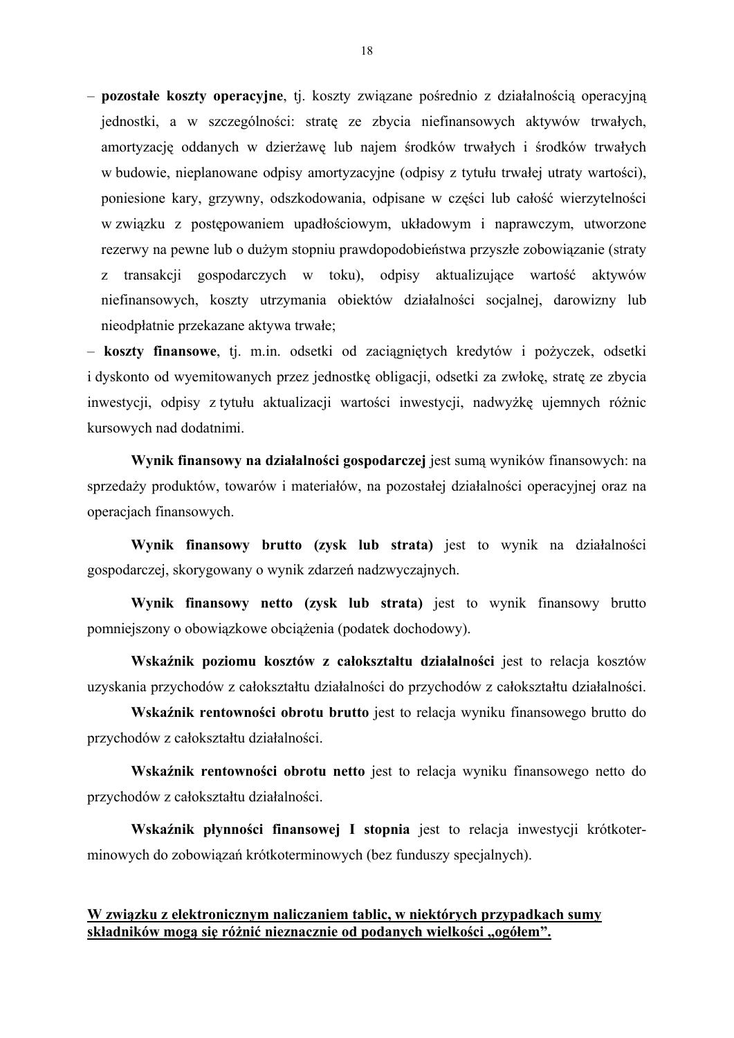– **pozostałe koszty operacyjne**, tj. koszty związane pośrednio z działalnością operacyjną jednostki, a w szczególności: stratę ze zbycia niefinansowych aktywów trwałych, amortyzację oddanych w dzierżawę lub najem środków trwałych i środków trwałych w budowie, nieplanowane odpisy amortyzacyjne (odpisy z tytułu trwałej utraty wartości), poniesione kary, grzywny, odszkodowania, odpisane w części lub całość wierzytelności w związku z postępowaniem upadłościowym, układowym i naprawczym, utworzone rezerwy na pewne lub o dużym stopniu prawdopodobieństwa przyszłe zobowiązanie (straty z transakcji gospodarczych w toku), odpisy aktualizujące wartość aktywów niefinansowych, koszty utrzymania obiektów działalności socjalnej, darowizny lub nieodpłatnie przekazane aktywa trwałe;

– **koszty finansowe**, tj. m.in. odsetki od zaciągniętych kredytów i pożyczek, odsetki i dyskonto od wyemitowanych przez jednostkę obligacji, odsetki za zwłokę, stratę ze zbycia inwestycji, odpisy z tytułu aktualizacji wartości inwestycji, nadwyżkę ujemnych różnic kursowych nad dodatnimi.

**Wynik finansowy na działalności gospodarczej** jest sumą wyników finansowych: na sprzedaży produktów, towarów i materiałów, na pozostałej działalności operacyjnej oraz na operacjach finansowych.

**Wynik finansowy brutto (zysk lub strata)** jest to wynik na działalności gospodarczej, skorygowany o wynik zdarzeń nadzwyczajnych.

**Wynik finansowy netto (zysk lub strata)** jest to wynik finansowy brutto pomniejszony o obowiązkowe obciążenia (podatek dochodowy).

**Wskaźnik poziomu kosztów z całokształtu działalności** jest to relacja kosztów uzyskania przychodów z całokształtu działalności do przychodów z całokształtu działalności.

**Wskaźnik rentowności obrotu brutto** jest to relacja wyniku finansowego brutto do przychodów z całokształtu działalności.

**Wskaźnik rentowności obrotu netto** jest to relacja wyniku finansowego netto do przychodów z całokształtu działalności.

**Wskaźnik płynności finansowej I stopnia** jest to relacja inwestycji krótkoterminowych do zobowiązań krótkoterminowych (bez funduszy specjalnych).

**<u>W związku z elektronicznym naliczaniem tablic, w niektórych przypadkach sumy składników mogą się różnić nieznacznie od podanych wielkości „ogółem”.</u>**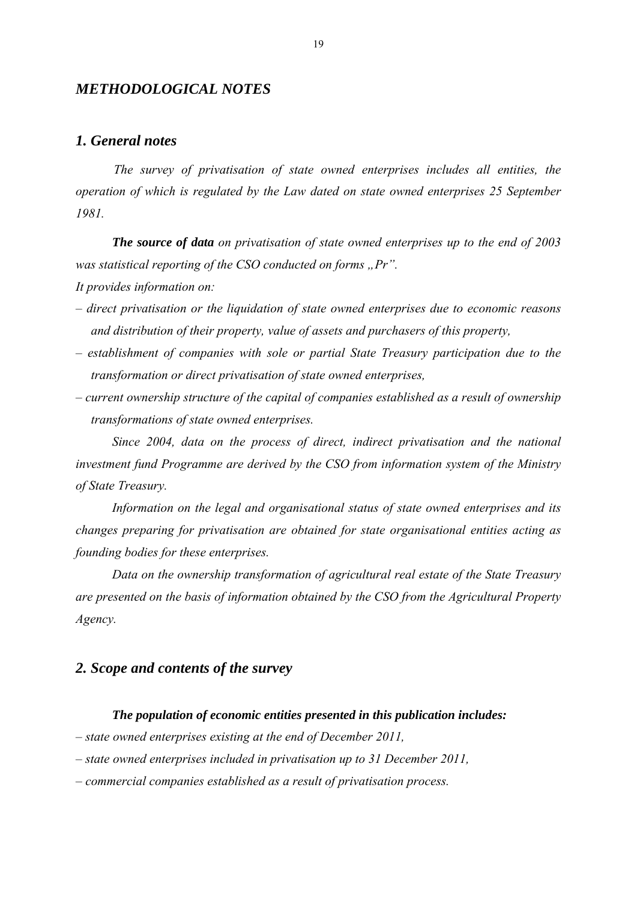# *METHODOLOGICAL NOTES*

## *1. General notes*

*The survey of privatisation of state owned enterprises includes all entities, the operation of which is regulated by the Law dated on state owned enterprises 25 September 1981.*

***The source of data*** *on privatisation of state owned enterprises up to the end of 2003 was statistical reporting of the CSO conducted on forms „Pr".*

*It provides information on:*

- *direct privatisation or the liquidation of state owned enterprises due to economic reasons and distribution of their property, value of assets and purchasers of this property,*
- *establishment of companies with sole or partial State Treasury participation due to the transformation or direct privatisation of state owned enterprises,*
- *current ownership structure of the capital of companies established as a result of ownership transformations of state owned enterprises.*

*Since 2004, data on the process of direct, indirect privatisation and the national investment fund Programme are derived by the CSO from information system of the Ministry of State Treasury.*

*Information on the legal and organisational status of state owned enterprises and its changes preparing for privatisation are obtained for state organisational entities acting as founding bodies for these enterprises.*

*Data on the ownership transformation of agricultural real estate of the State Treasury are presented on the basis of information obtained by the CSO from the Agricultural Property Agency.*

## *2. Scope and contents of the survey*

***The population of economic entities presented in this publication includes:***

- *state owned enterprises existing at the end of December 2011,*
- *state owned enterprises included in privatisation up to 31 December 2011,*
- *commercial companies established as a result of privatisation process.*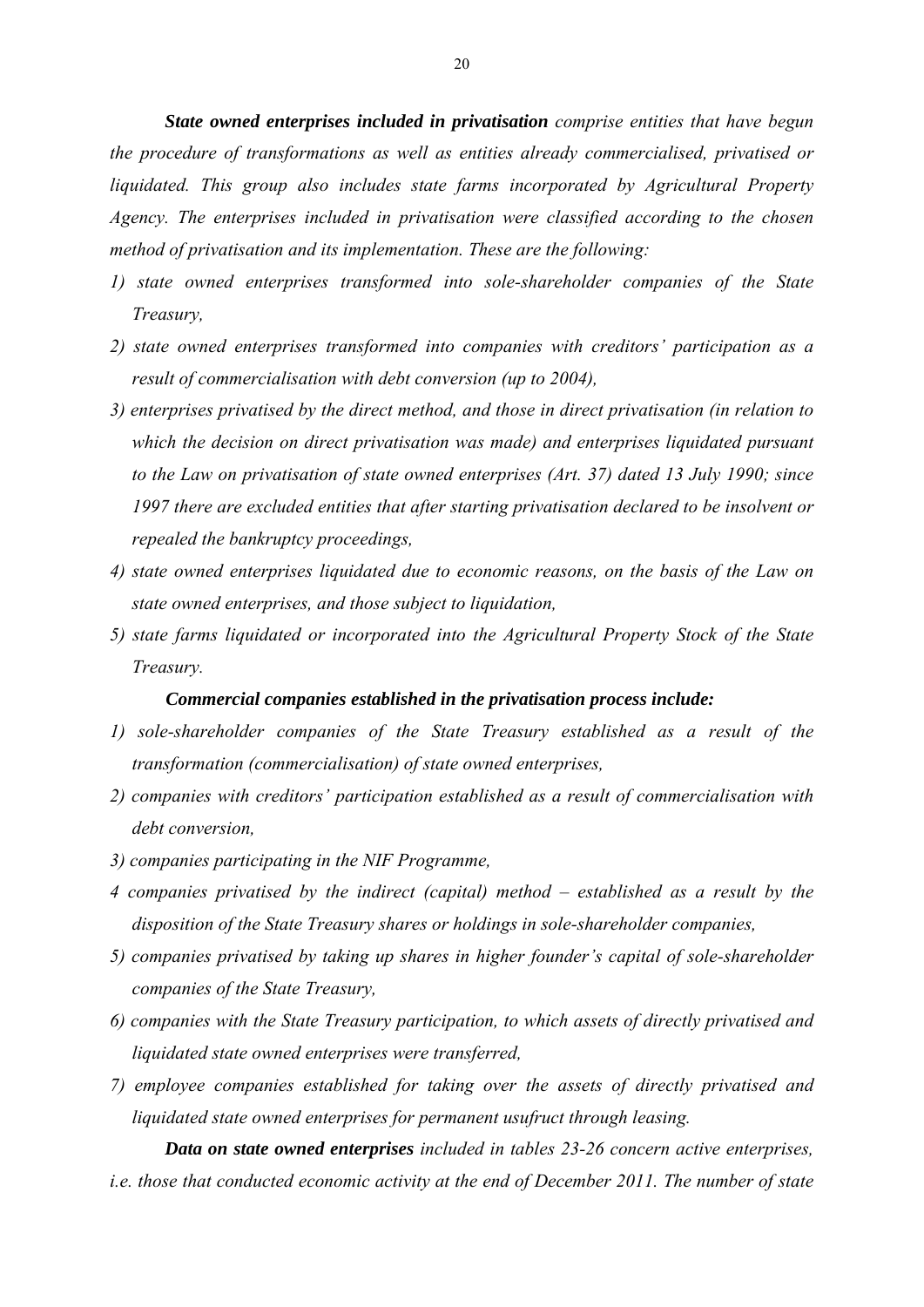***State owned enterprises included in privatisation*** *comprise entities that have begun the procedure of transformations as well as entities already commercialised, privatised or liquidated. This group also includes state farms incorporated by Agricultural Property Agency. The enterprises included in privatisation were classified according to the chosen method of privatisation and its implementation. These are the following:*

*1) state owned enterprises transformed into sole-shareholder companies of the State Treasury,*

*2) state owned enterprises transformed into companies with creditors' participation as a result of commercialisation with debt conversion (up to 2004),*

*3) enterprises privatised by the direct method, and those in direct privatisation (in relation to which the decision on direct privatisation was made) and enterprises liquidated pursuant to the Law on privatisation of state owned enterprises (Art. 37) dated 13 July 1990; since 1997 there are excluded entities that after starting privatisation declared to be insolvent or repealed the bankruptcy proceedings,*

*4) state owned enterprises liquidated due to economic reasons, on the basis of the Law on state owned enterprises, and those subject to liquidation,*

*5) state farms liquidated or incorporated into the Agricultural Property Stock of the State Treasury.*

***Commercial companies established in the privatisation process include:***

*1) sole-shareholder companies of the State Treasury established as a result of the transformation (commercialisation) of state owned enterprises,*

*2) companies with creditors' participation established as a result of commercialisation with debt conversion,*

*3) companies participating in the NIF Programme,*

*4 companies privatised by the indirect (capital) method – established as a result by the disposition of the State Treasury shares or holdings in sole-shareholder companies,*

*5) companies privatised by taking up shares in higher founder's capital of sole-shareholder companies of the State Treasury,*

*6) companies with the State Treasury participation, to which assets of directly privatised and liquidated state owned enterprises were transferred,*

*7) employee companies established for taking over the assets of directly privatised and liquidated state owned enterprises for permanent usufruct through leasing.*

***Data on state owned enterprises*** *included in tables 23-26 concern active enterprises, i.e. those that conducted economic activity at the end of December 2011. The number of state*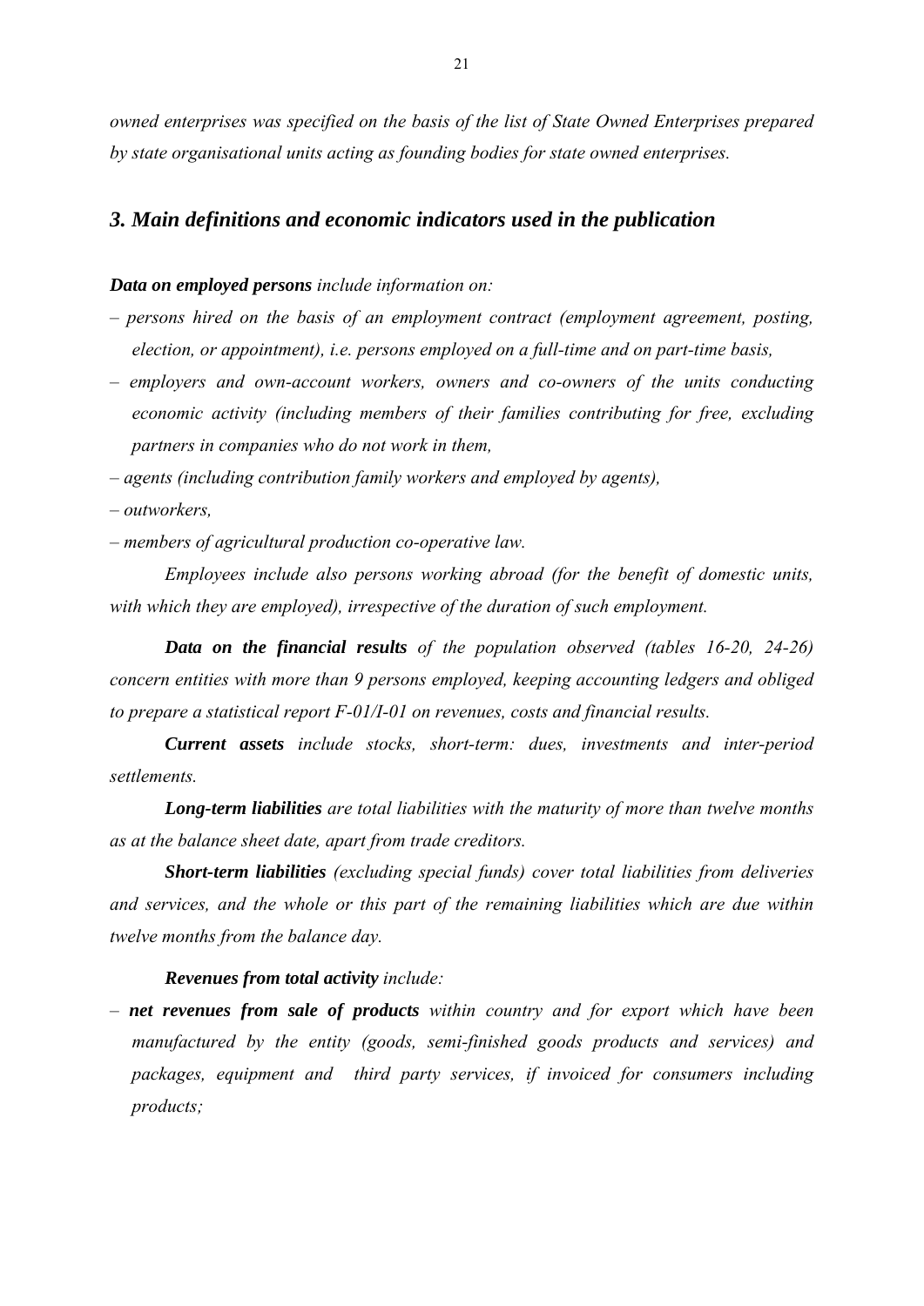*owned enterprises was specified on the basis of the list of State Owned Enterprises prepared by state organisational units acting as founding bodies for state owned enterprises.*

## *3. Main definitions and economic indicators used in the publication*

***Data on employed persons*** *include information on:*

- *persons hired on the basis of an employment contract (employment agreement, posting, election, or appointment), i.e. persons employed on a full-time and on part-time basis,*
- *employers and own-account workers, owners and co-owners of the units conducting economic activity (including members of their families contributing for free, excluding partners in companies who do not work in them,*
- *agents (including contribution family workers and employed by agents),*
- *outworkers,*
- *members of agricultural production co-operative law.*

*Employees include also persons working abroad (for the benefit of domestic units, with which they are employed), irrespective of the duration of such employment.*

***Data on the financial results*** *of the population observed (tables 16-20, 24-26) concern entities with more than 9 persons employed, keeping accounting ledgers and obliged to prepare a statistical report F-01/I-01 on revenues, costs and financial results.*

***Current assets*** *include stocks, short-term: dues, investments and inter-period settlements.*

***Long-term liabilities*** *are total liabilities with the maturity of more than twelve months as at the balance sheet date, apart from trade creditors.*

***Short-term liabilities*** *(excluding special funds) cover total liabilities from deliveries and services, and the whole or this part of the remaining liabilities which are due within twelve months from the balance day.*

***Revenues from total activity*** *include:*

- ***net revenues from sale of products*** *within country and for export which have been manufactured by the entity (goods, semi-finished goods products and services) and packages, equipment and third party services, if invoiced for consumers including products;*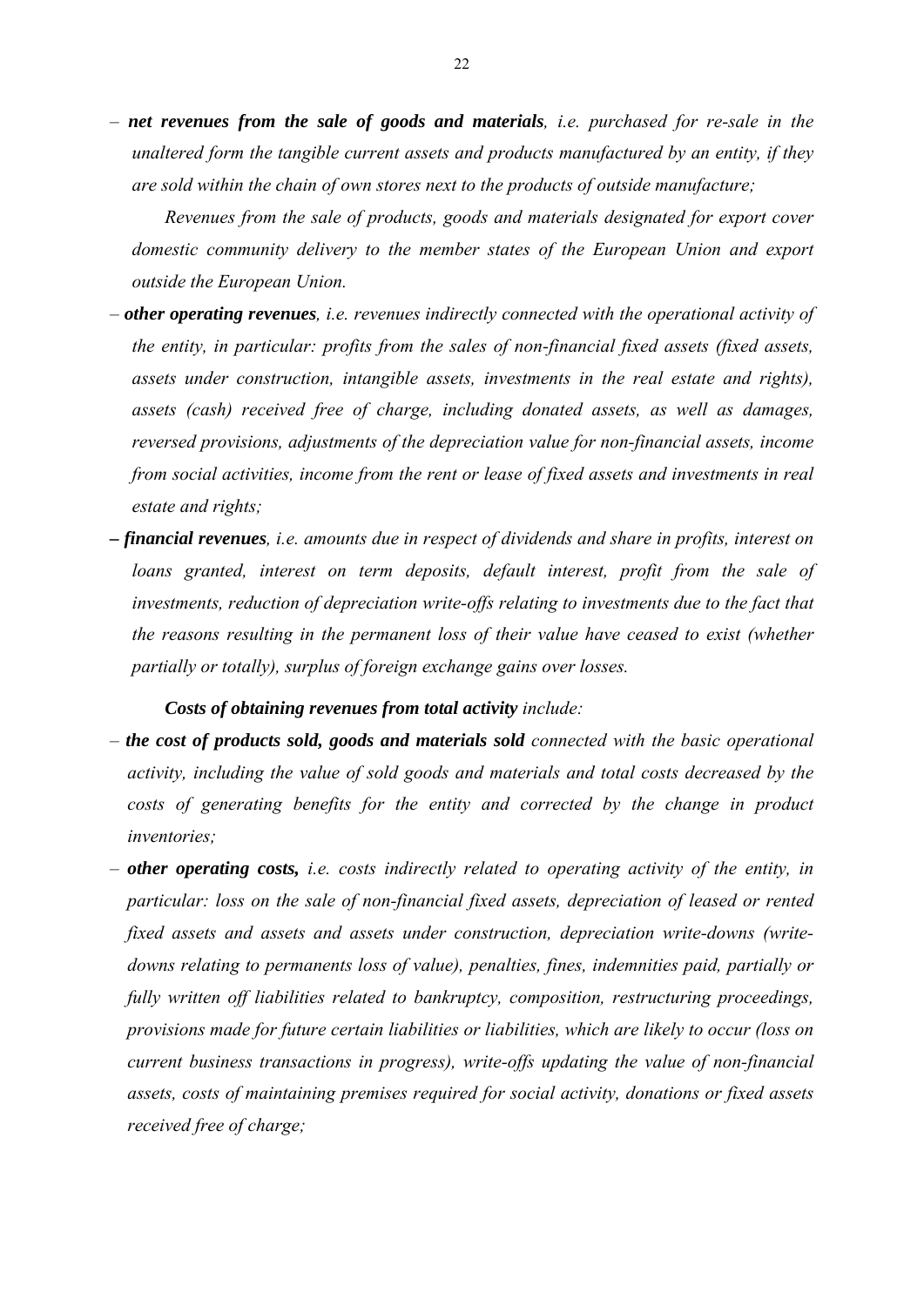– ***net revenues from the sale of goods and materials**, i.e. purchased for re-sale in the unaltered form the tangible current assets and products manufactured by an entity, if they are sold within the chain of own stores next to the products of outside manufacture;*

*Revenues from the sale of products, goods and materials designated for export cover domestic community delivery to the member states of the European Union and export outside the European Union.*

– ***other operating revenues**, i.e. revenues indirectly connected with the operational activity of the entity, in particular: profits from the sales of non-financial fixed assets (fixed assets, assets under construction, intangible assets, investments in the real estate and rights), assets (cash) received free of charge, including donated assets, as well as damages, reversed provisions, adjustments of the depreciation value for non-financial assets, income from social activities, income from the rent or lease of fixed assets and investments in real estate and rights;*

– ***financial revenues**, i.e. amounts due in respect of dividends and share in profits, interest on loans granted, interest on term deposits, default interest, profit from the sale of investments, reduction of depreciation write-offs relating to investments due to the fact that the reasons resulting in the permanent loss of their value have ceased to exist (whether partially or totally), surplus of foreign exchange gains over losses.*

***Costs of obtaining revenues from total activity** include:*

– ***the cost of products sold, goods and materials sold** connected with the basic operational activity, including the value of sold goods and materials and total costs decreased by the costs of generating benefits for the entity and corrected by the change in product inventories;*

– ***other operating costs,** i.e. costs indirectly related to operating activity of the entity, in particular: loss on the sale of non-financial fixed assets, depreciation of leased or rented fixed assets and assets and assets under construction, depreciation write-downs (write-downs relating to permanents loss of value), penalties, fines, indemnities paid, partially or fully written off liabilities related to bankruptcy, composition, restructuring proceedings, provisions made for future certain liabilities or liabilities, which are likely to occur (loss on current business transactions in progress), write-offs updating the value of non-financial assets, costs of maintaining premises required for social activity, donations or fixed assets received free of charge;*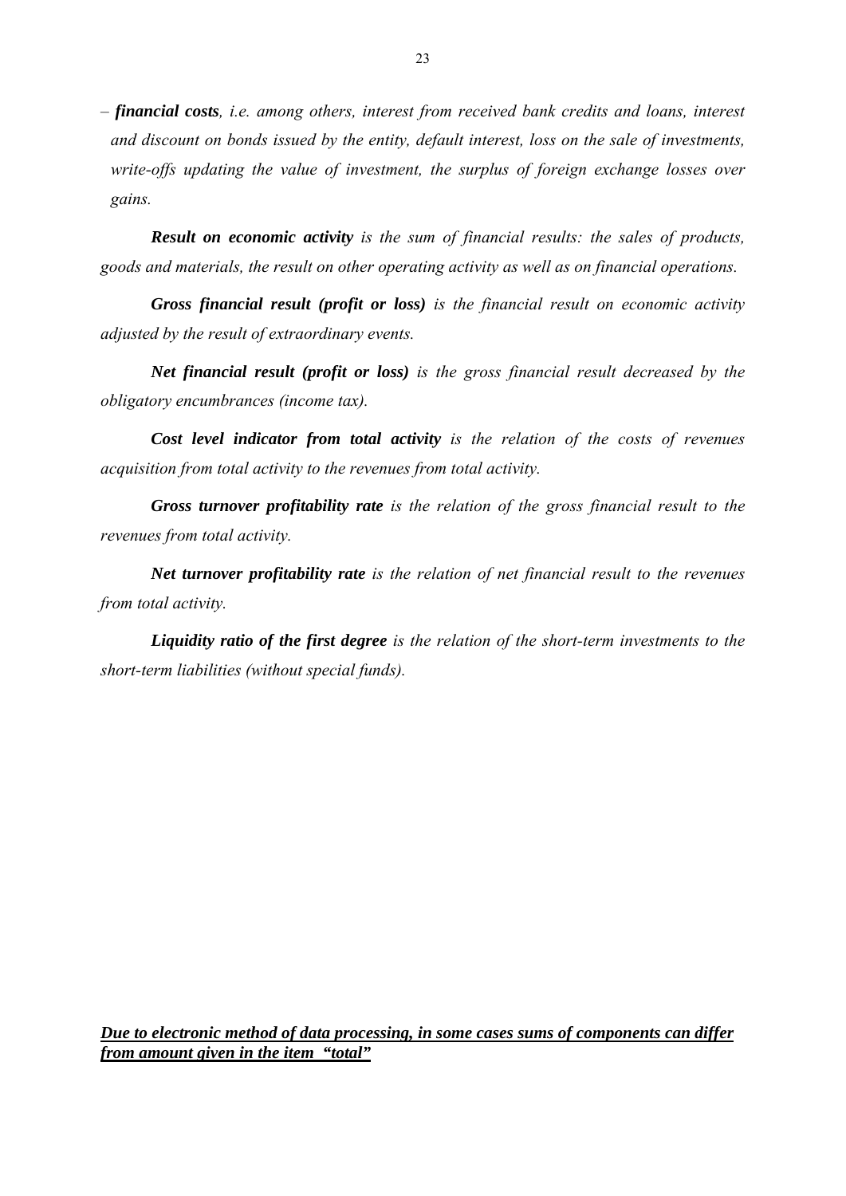– ***financial costs****, i.e. among others, interest from received bank credits and loans, interest and discount on bonds issued by the entity, default interest, loss on the sale of investments, write-offs updating the value of investment, the surplus of foreign exchange losses over gains.*

***Result on economic activity*** *is the sum of financial results: the sales of products, goods and materials, the result on other operating activity as well as on financial operations.*

***Gross financial result (profit or loss)*** *is the financial result on economic activity adjusted by the result of extraordinary events.*

***Net financial result (profit or loss)*** *is the gross financial result decreased by the obligatory encumbrances (income tax).*

***Cost level indicator from total activity*** *is the relation of the costs of revenues acquisition from total activity to the revenues from total activity.*

***Gross turnover profitability rate*** *is the relation of the gross financial result to the revenues from total activity.*

***Net turnover profitability rate*** *is the relation of net financial result to the revenues from total activity.*

***Liquidity ratio of the first degree*** *is the relation of the short-term investments to the short-term liabilities (without special funds).*

***<u>Due to electronic method of data processing, in some cases sums of components can differ from amount given in the item "total"</u>***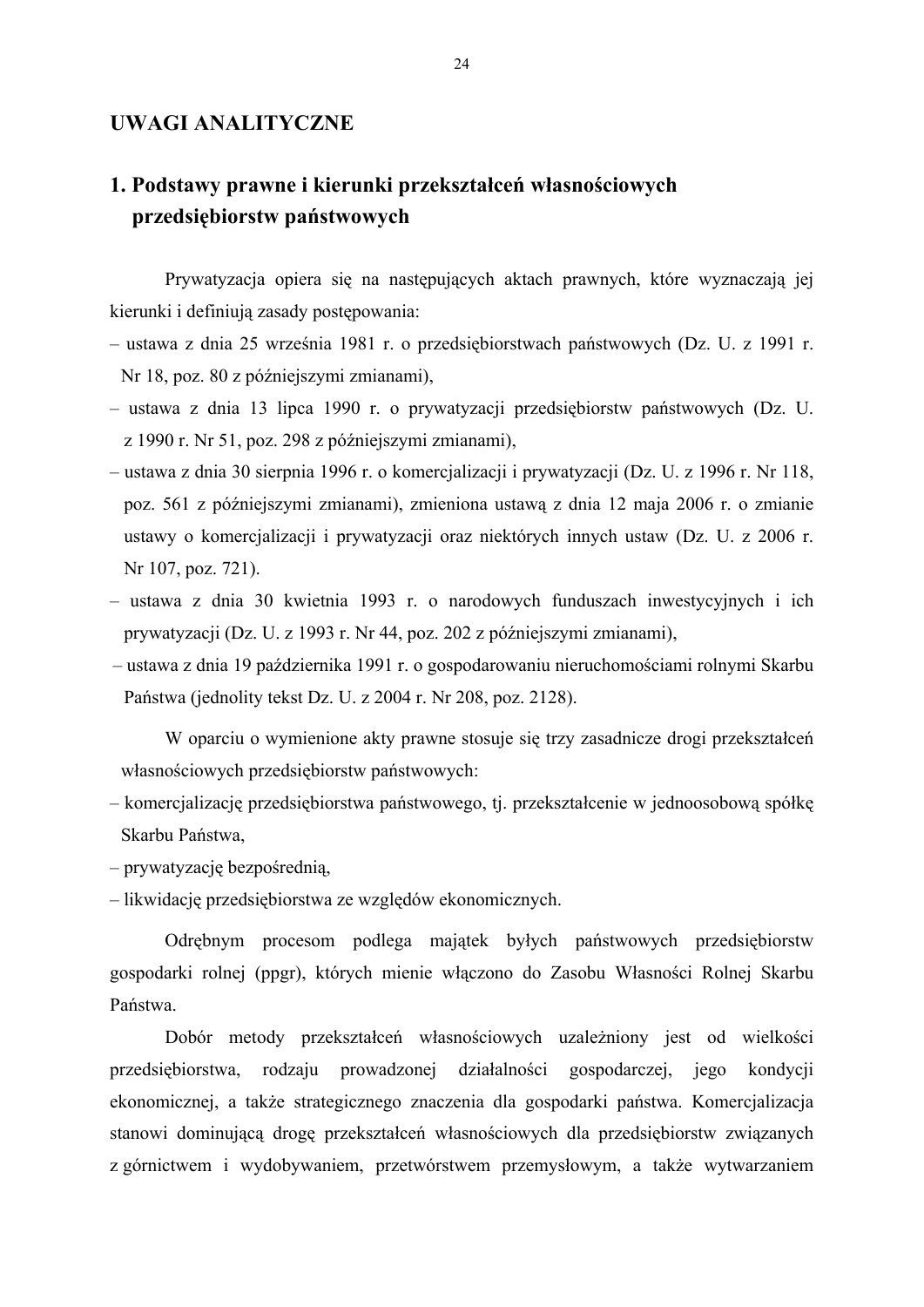# UWAGI ANALITYCZNE

## 1. Podstawy prawne i kierunki przekształceń własnościowych przedsiębiorstw państwowych

Prywatyzacja opiera się na następujących aktach prawnych, które wyznaczają jej kierunki i definiują zasady postępowania:

- ustawa z dnia 25 września 1981 r. o przedsiębiorstwach państwowych (Dz. U. z 1991 r. Nr 18, poz. 80 z późniejszymi zmianami),
- ustawa z dnia 13 lipca 1990 r. o prywatyzacji przedsiębiorstw państwowych (Dz. U. z 1990 r. Nr 51, poz. 298 z późniejszymi zmianami),
- ustawa z dnia 30 sierpnia 1996 r. o komercjalizacji i prywatyzacji (Dz. U. z 1996 r. Nr 118, poz. 561 z późniejszymi zmianami), zmieniona ustawą z dnia 12 maja 2006 r. o zmianie ustawy o komercjalizacji i prywatyzacji oraz niektórych innych ustaw (Dz. U. z 2006 r. Nr 107, poz. 721).
- ustawa z dnia 30 kwietnia 1993 r. o narodowych funduszach inwestycyjnych i ich prywatyzacji (Dz. U. z 1993 r. Nr 44, poz. 202 z późniejszymi zmianami),
- ustawa z dnia 19 października 1991 r. o gospodarowaniu nieruchomościami rolnymi Skarbu Państwa (jednolity tekst Dz. U. z 2004 r. Nr 208, poz. 2128).

W oparciu o wymienione akty prawne stosuje się trzy zasadnicze drogi przekształceń własnościowych przedsiębiorstw państwowych:

- komercjalizację przedsiębiorstwa państwowego, tj. przekształcenie w jednoosobową spółkę Skarbu Państwa,
- prywatyzację bezpośrednią,
- likwidację przedsiębiorstwa ze względów ekonomicznych.

Odrębnym procesom podlega majątek byłych państwowych przedsiębiorstw gospodarki rolnej (ppgr), których mienie włączono do Zasobu Własności Rolnej Skarbu Państwa.

Dobór metody przekształceń własnościowych uzależniony jest od wielkości przedsiębiorstwa, rodzaju prowadzonej działalności gospodarczej, jego kondycji ekonomicznej, a także strategicznego znaczenia dla gospodarki państwa. Komercjalizacja stanowi dominującą drogę przekształceń własnościowych dla przedsiębiorstw związanych z górnictwem i wydobywaniem, przetwórstwem przemysłowym, a także wytwarzaniem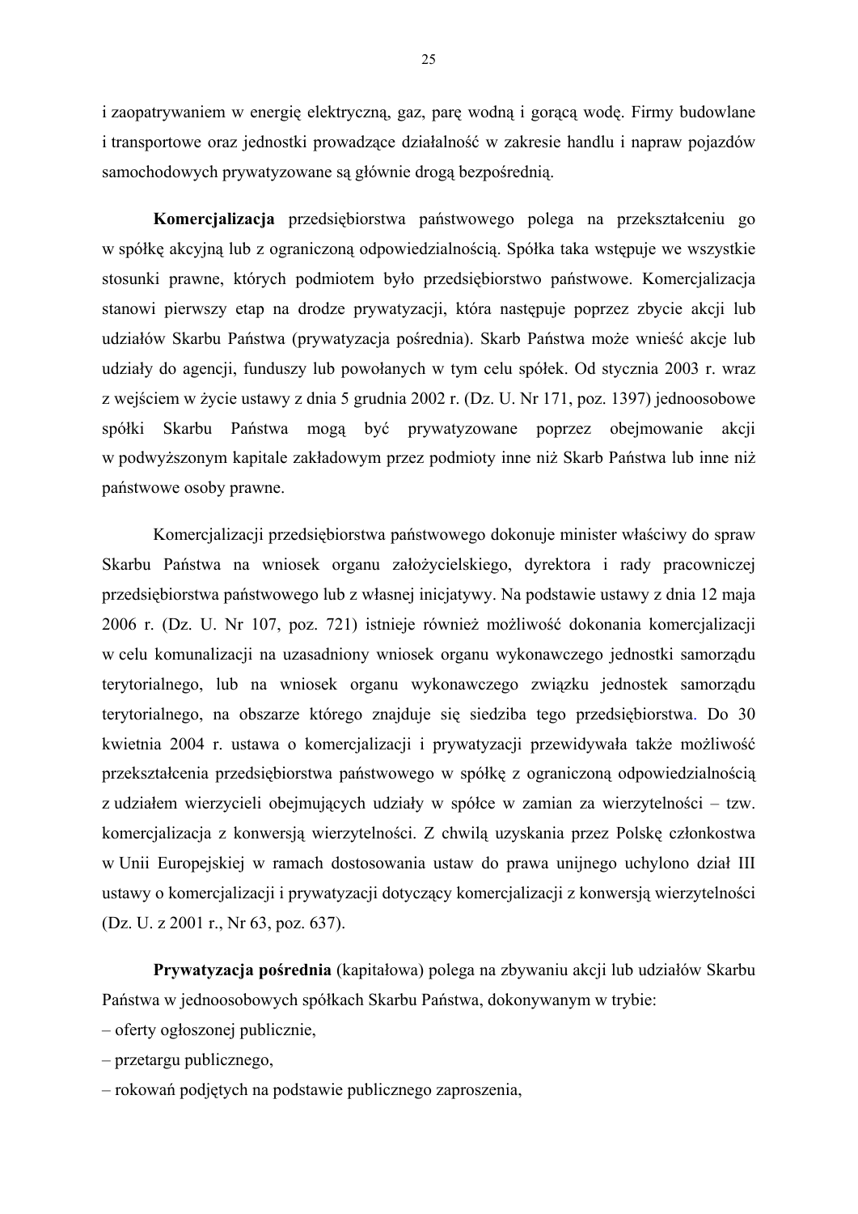i zaopatrywaniem w energię elektryczną, gaz, parę wodną i gorącą wodę. Firmy budowlane i transportowe oraz jednostki prowadzące działalność w zakresie handlu i napraw pojazdów samochodowych prywatyzowane są głównie drogą bezpośrednią.

**Komercjalizacja** przedsiębiorstwa państwowego polega na przekształceniu go w spółkę akcyjną lub z ograniczoną odpowiedzialnością. Spółka taka wstępuje we wszystkie stosunki prawne, których podmiotem było przedsiębiorstwo państwowe. Komercjalizacja stanowi pierwszy etap na drodze prywatyzacji, która następuje poprzez zbycie akcji lub udziałów Skarbu Państwa (prywatyzacja pośrednia). Skarb Państwa może wnieść akcje lub udziały do agencji, funduszy lub powołanych w tym celu spółek. Od stycznia 2003 r. wraz z wejściem w życie ustawy z dnia 5 grudnia 2002 r. (Dz. U. Nr 171, poz. 1397) jednoosobowe spółki Skarbu Państwa mogą być prywatyzowane poprzez obejmowanie akcji w podwyższonym kapitale zakładowym przez podmioty inne niż Skarb Państwa lub inne niż państwowe osoby prawne.

Komercjalizacji przedsiębiorstwa państwowego dokonuje minister właściwy do spraw Skarbu Państwa na wniosek organu założycielskiego, dyrektora i rady pracowniczej przedsiębiorstwa państwowego lub z własnej inicjatywy. Na podstawie ustawy z dnia 12 maja 2006 r. (Dz. U. Nr 107, poz. 721) istnieje również możliwość dokonania komercjalizacji w celu komunalizacji na uzasadniony wniosek organu wykonawczego jednostki samorządu terytorialnego, lub na wniosek organu wykonawczego związku jednostek samorządu terytorialnego, na obszarze którego znajduje się siedziba tego przedsiębiorstwa. Do 30 kwietnia 2004 r. ustawa o komercjalizacji i prywatyzacji przewidywała także możliwość przekształcenia przedsiębiorstwa państwowego w spółkę z ograniczoną odpowiedzialnością z udziałem wierzycieli obejmujących udziały w spółce w zamian za wierzytelności – tzw. komercjalizacja z konwersją wierzytelności. Z chwilą uzyskania przez Polskę członkostwa w Unii Europejskiej w ramach dostosowania ustaw do prawa unijnego uchylono dział III ustawy o komercjalizacji i prywatyzacji dotyczący komercjalizacji z konwersją wierzytelności (Dz. U. z 2001 r., Nr 63, poz. 637).

**Prywatyzacja pośrednia** (kapitałowa) polega na zbywaniu akcji lub udziałów Skarbu Państwa w jednoosobowych spółkach Skarbu Państwa, dokonywanym w trybie:
- oferty ogłoszonej publicznie,
- przetargu publicznego,
- rokowań podjętych na podstawie publicznego zaproszenia,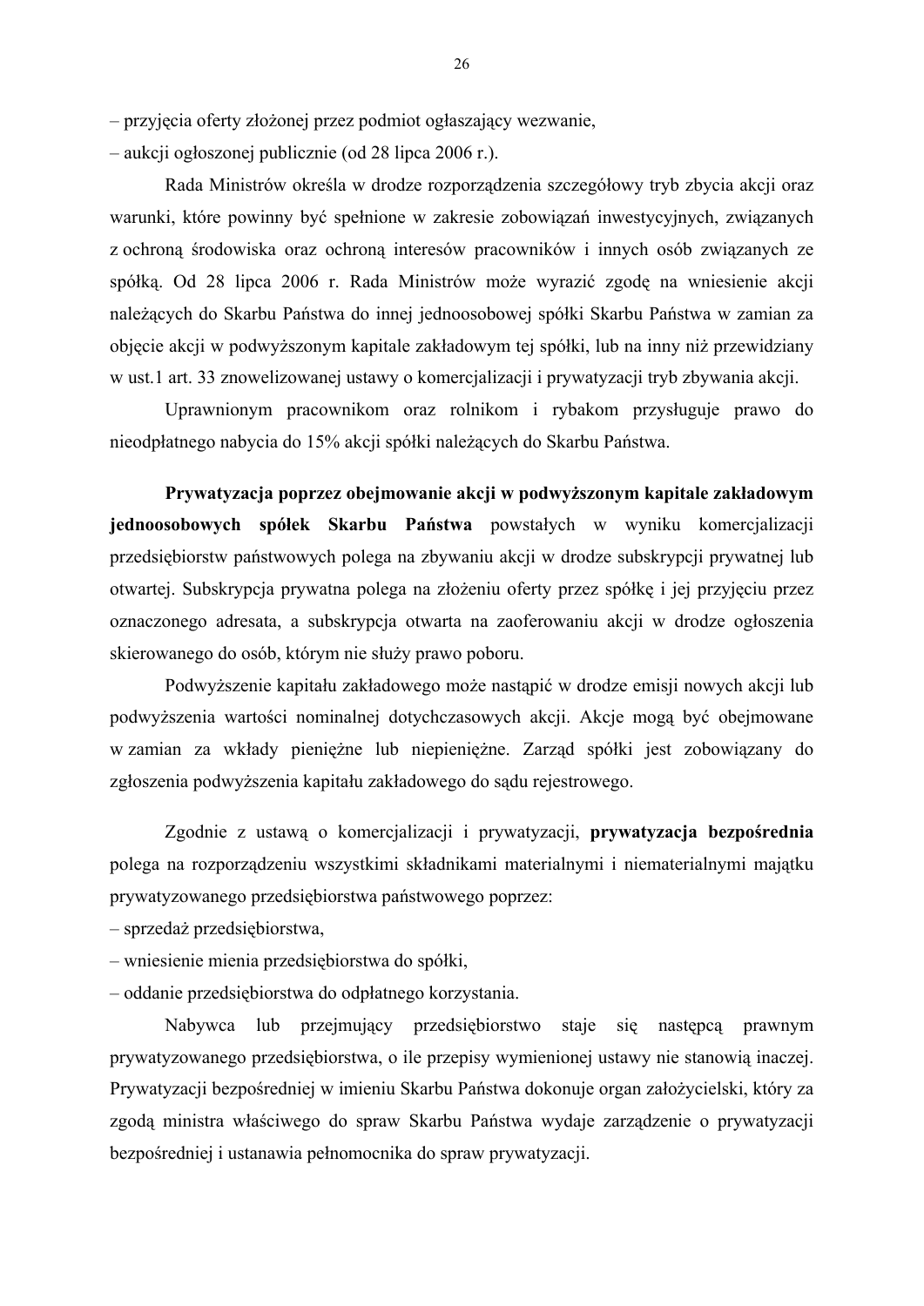– przyjęcia oferty złożonej przez podmiot ogłaszający wezwanie,

– aukcji ogłoszonej publicznie (od 28 lipca 2006 r.).

Rada Ministrów określa w drodze rozporządzenia szczegółowy tryb zbycia akcji oraz warunki, które powinny być spełnione w zakresie zobowiązań inwestycyjnych, związanych z ochroną środowiska oraz ochroną interesów pracowników i innych osób związanych ze spółką. Od 28 lipca 2006 r. Rada Ministrów może wyrazić zgodę na wniesienie akcji należących do Skarbu Państwa do innej jednoosobowej spółki Skarbu Państwa w zamian za objęcie akcji w podwyższonym kapitale zakładowym tej spółki, lub na inny niż przewidziany w ust.1 art. 33 znowelizowanej ustawy o komercjalizacji i prywatyzacji tryb zbywania akcji.

Uprawnionym pracownikom oraz rolnikom i rybakom przysługuje prawo do nieodpłatnego nabycia do 15% akcji spółki należących do Skarbu Państwa.

**Prywatyzacja poprzez obejmowanie akcji w podwyższonym kapitale zakładowym jednoosobowych spółek Skarbu Państwa** powstałych w wyniku komercjalizacji przedsiębiorstw państwowych polega na zbywaniu akcji w drodze subskrypcji prywatnej lub otwartej. Subskrypcja prywatna polega na złożeniu oferty przez spółkę i jej przyjęciu przez oznaczonego adresata, a subskrypcja otwarta na zaoferowaniu akcji w drodze ogłoszenia skierowanego do osób, którym nie służy prawo poboru.

Podwyższenie kapitału zakładowego może nastąpić w drodze emisji nowych akcji lub podwyższenia wartości nominalnej dotychczasowych akcji. Akcje mogą być obejmowane w zamian za wkłady pieniężne lub niepieniężne. Zarząd spółki jest zobowiązany do zgłoszenia podwyższenia kapitału zakładowego do sądu rejestrowego.

Zgodnie z ustawą o komercjalizacji i prywatyzacji, **prywatyzacja bezpośrednia** polega na rozporządzeniu wszystkimi składnikami materialnymi i niematerialnymi majątku prywatyzowanego przedsiębiorstwa państwowego poprzez:

– sprzedaż przedsiębiorstwa,

– wniesienie mienia przedsiębiorstwa do spółki,

– oddanie przedsiębiorstwa do odpłatnego korzystania.

Nabywca lub przejmujący przedsiębiorstwo staje się następcą prawnym prywatyzowanego przedsiębiorstwa, o ile przepisy wymienionej ustawy nie stanowią inaczej. Prywatyzacji bezpośredniej w imieniu Skarbu Państwa dokonuje organ założycielski, który za zgodą ministra właściwego do spraw Skarbu Państwa wydaje zarządzenie o prywatyzacji bezpośredniej i ustanawia pełnomocnika do spraw prywatyzacji.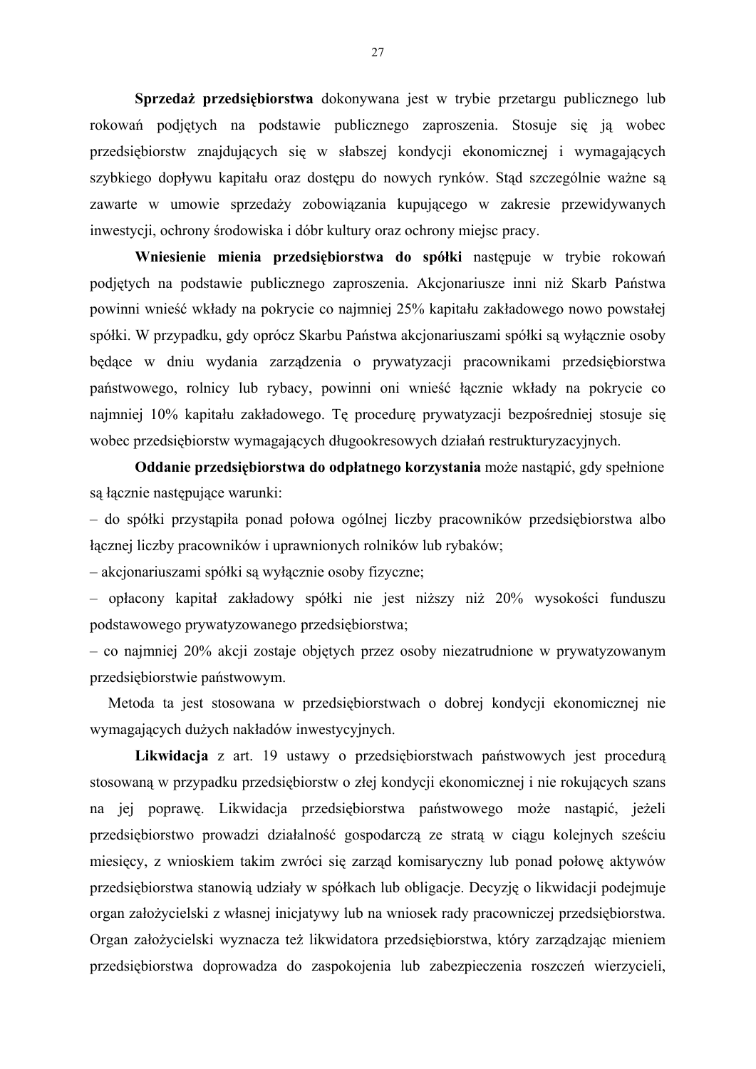**Sprzedaż przedsiębiorstwa** dokonywana jest w trybie przetargu publicznego lub rokowań podjętych na podstawie publicznego zaproszenia. Stosuje się ją wobec przedsiębiorstw znajdujących się w słabszej kondycji ekonomicznej i wymagających szybkiego dopływu kapitału oraz dostępu do nowych rynków. Stąd szczególnie ważne są zawarte w umowie sprzedaży zobowiązania kupującego w zakresie przewidywanych inwestycji, ochrony środowiska i dóbr kultury oraz ochrony miejsc pracy.

**Wniesienie mienia przedsiębiorstwa do spółki** następuje w trybie rokowań podjętych na podstawie publicznego zaproszenia. Akcjonariusze inni niż Skarb Państwa powinni wnieść wkłady na pokrycie co najmniej 25% kapitału zakładowego nowo powstałej spółki. W przypadku, gdy oprócz Skarbu Państwa akcjonariuszami spółki są wyłącznie osoby będące w dniu wydania zarządzenia o prywatyzacji pracownikami przedsiębiorstwa państwowego, rolnicy lub rybacy, powinni oni wnieść łącznie wkłady na pokrycie co najmniej 10% kapitału zakładowego. Tę procedurę prywatyzacji bezpośredniej stosuje się wobec przedsiębiorstw wymagających długookresowych działań restrukturyzacyjnych.

**Oddanie przedsiębiorstwa do odpłatnego korzystania** może nastąpić, gdy spełnione są łącznie następujące warunki:

– do spółki przystąpiła ponad połowa ogólnej liczby pracowników przedsiębiorstwa albo łącznej liczby pracowników i uprawnionych rolników lub rybaków;

– akcjonariuszami spółki są wyłącznie osoby fizyczne;

– opłacony kapitał zakładowy spółki nie jest niższy niż 20% wysokości funduszu podstawowego prywatyzowanego przedsiębiorstwa;

– co najmniej 20% akcji zostaje objętych przez osoby niezatrudnione w prywatyzowanym przedsiębiorstwie państwowym.

Metoda ta jest stosowana w przedsiębiorstwach o dobrej kondycji ekonomicznej nie wymagających dużych nakładów inwestycyjnych.

**Likwidacja** z art. 19 ustawy o przedsiębiorstwach państwowych jest procedurą stosowaną w przypadku przedsiębiorstw o złej kondycji ekonomicznej i nie rokujących szans na jej poprawę. Likwidacja przedsiębiorstwa państwowego może nastąpić, jeżeli przedsiębiorstwo prowadzi działalność gospodarczą ze stratą w ciągu kolejnych sześciu miesięcy, z wnioskiem takim zwróci się zarząd komisaryczny lub ponad połowę aktywów przedsiębiorstwa stanowią udziały w spółkach lub obligacje. Decyzję o likwidacji podejmuje organ założycielski z własnej inicjatywy lub na wniosek rady pracowniczej przedsiębiorstwa. Organ założycielski wyznacza też likwidatora przedsiębiorstwa, który zarządzając mieniem przedsiębiorstwa doprowadza do zaspokojenia lub zabezpieczenia roszczeń wierzycieli,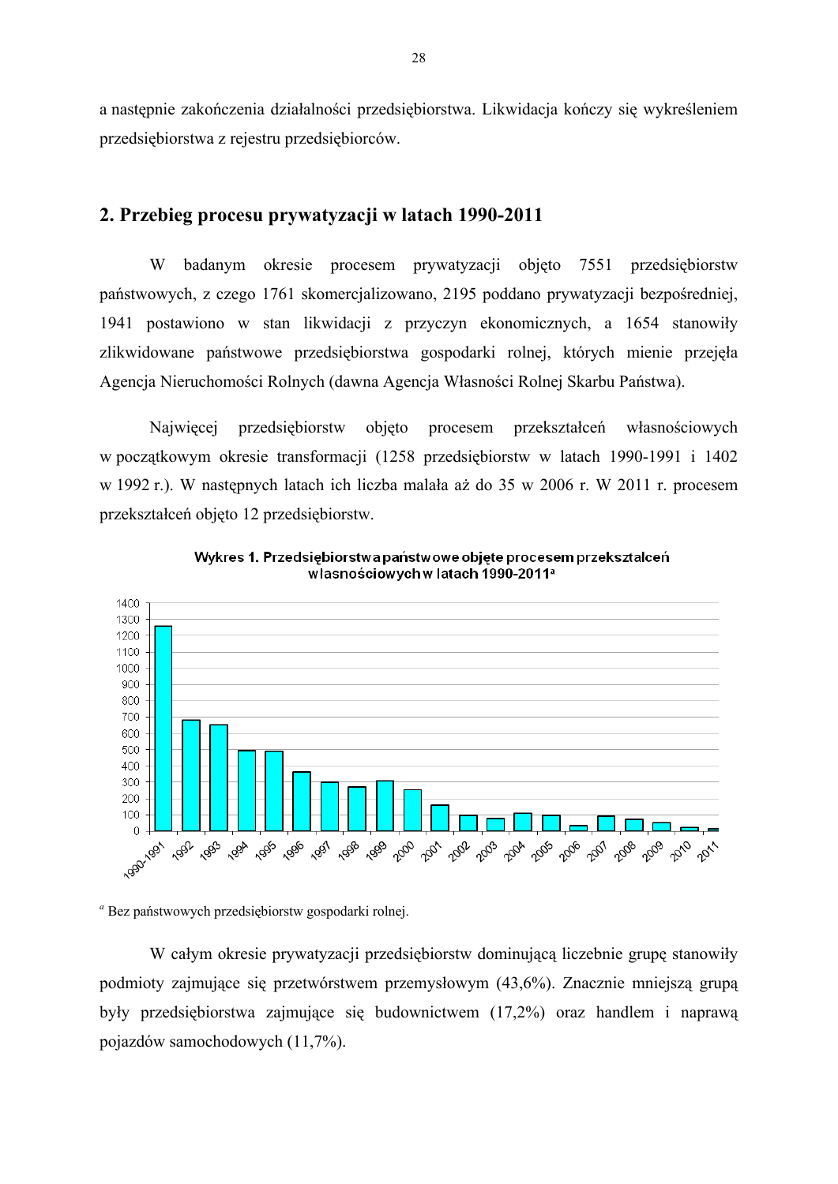a następnie zakończenia działalności przedsiębiorstwa. Likwidacja kończy się wykreśleniem przedsiębiorstwa z rejestru przedsiębiorców.

## 2. Przebieg procesu prywatyzacji w latach 1990-2011

W badanym okresie procesem prywatyzacji objęto 7551 przedsiębiorstw państwowych, z czego 1761 skomercjalizowano, 2195 poddano prywatyzacji bezpośredniej, 1941 postawiono w stan likwidacji z przyczyn ekonomicznych, a 1654 stanowiły zlikwidowane państwowe przedsiębiorstwa gospodarki rolnej, których mienie przejęła Agencja Nieruchomości Rolnych (dawna Agencja Własności Rolnej Skarbu Państwa).

Najwięcej przedsiębiorstw objęto procesem przekształceń własnościowych w początkowym okresie transformacji (1258 przedsiębiorstw w latach 1990-1991 i 1402 w 1992 r.). W następnych latach ich liczba malała aż do 35 w 2006 r. W 2011 r. procesem przekształceń objęto 12 przedsiębiorstw.

**Wykres 1. Przedsiębiorstwa państwowe objęte procesem przekształceń własnościowych w latach 1990-2011[a]**

[a] Bez państwowych przedsiębiorstw gospodarki rolnej.

W całym okresie prywatyzacji przedsiębiorstw dominującą liczebnie grupę stanowiły podmioty zajmujące się przetwórstwem przemysłowym (43,6%). Znacznie mniejszą grupą były przedsiębiorstwa zajmujące się budownictwem (17,2%) oraz handlem i naprawą pojazdów samochodowych (11,7%).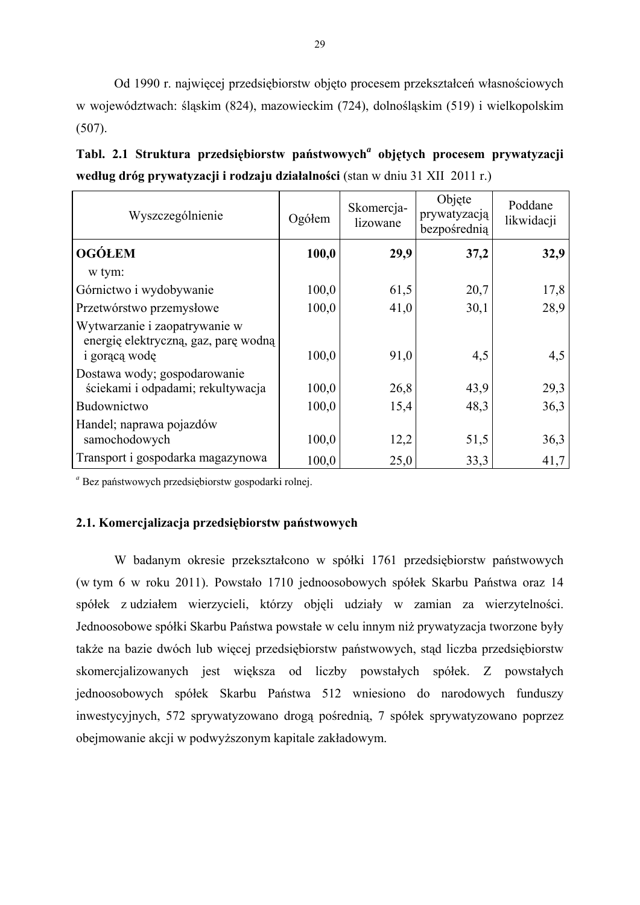Od 1990 r. najwięcej przedsiębiorstw objęto procesem przekształceń własnościowych w województwach: śląskim (824), mazowieckim (724), dolnośląskim (519) i wielkopolskim (507).

**Tabl. 2.1 Struktura przedsiębiorstw państwowych[a] objętych procesem prywatyzacji według dróg prywatyzacji i rodzaju działalności** (stan w dniu 31 XII 2011 r.)

| Wyszczególnienie | Ogółem | Skomercja-lizowane | Objęte prywatyzacją bezpośrednią | Poddane likwidacji |
|---|---|---|---|---|
| **OGÓŁEM** | **100,0** | **29,9** | **37,2** | **32,9** |
| w tym: | | | | |
| Górnictwo i wydobywanie | 100,0 | 61,5 | 20,7 | 17,8 |
| Przetwórstwo przemysłowe | 100,0 | 41,0 | 30,1 | 28,9 |
| Wytwarzanie i zaopatrywanie w energię elektryczną, gaz, parę wodną i gorącą wodę | 100,0 | 91,0 | 4,5 | 4,5 |
| Dostawa wody; gospodarowanie ściekami i odpadami; rekultywacja | 100,0 | 26,8 | 43,9 | 29,3 |
| Budownictwo | 100,0 | 15,4 | 48,3 | 36,3 |
| Handel; naprawa pojazdów samochodowych | 100,0 | 12,2 | 51,5 | 36,3 |
| Transport i gospodarka magazynowa | 100,0 | 25,0 | 33,3 | 41,7 |

[a] Bez państwowych przedsiębiorstw gospodarki rolnej.

### 2.1. Komercjalizacja przedsiębiorstw państwowych

W badanym okresie przekształcono w spółki 1761 przedsiębiorstw państwowych (w tym 6 w roku 2011). Powstało 1710 jednoosobowych spółek Skarbu Państwa oraz 14 spółek z udziałem wierzycieli, którzy objęli udziały w zamian za wierzytelności. Jednoosobowe spółki Skarbu Państwa powstałe w celu innym niż prywatyzacja tworzone były także na bazie dwóch lub więcej przedsiębiorstw państwowych, stąd liczba przedsiębiorstw skomercjalizowanych jest większa od liczby powstałych spółek. Z powstałych jednoosobowych spółek Skarbu Państwa 512 wniesiono do narodowych funduszy inwestycyjnych, 572 sprywatyzowano drogą pośrednią, 7 spółek sprywatyzowano poprzez obejmowanie akcji w podwyższonym kapitale zakładowym.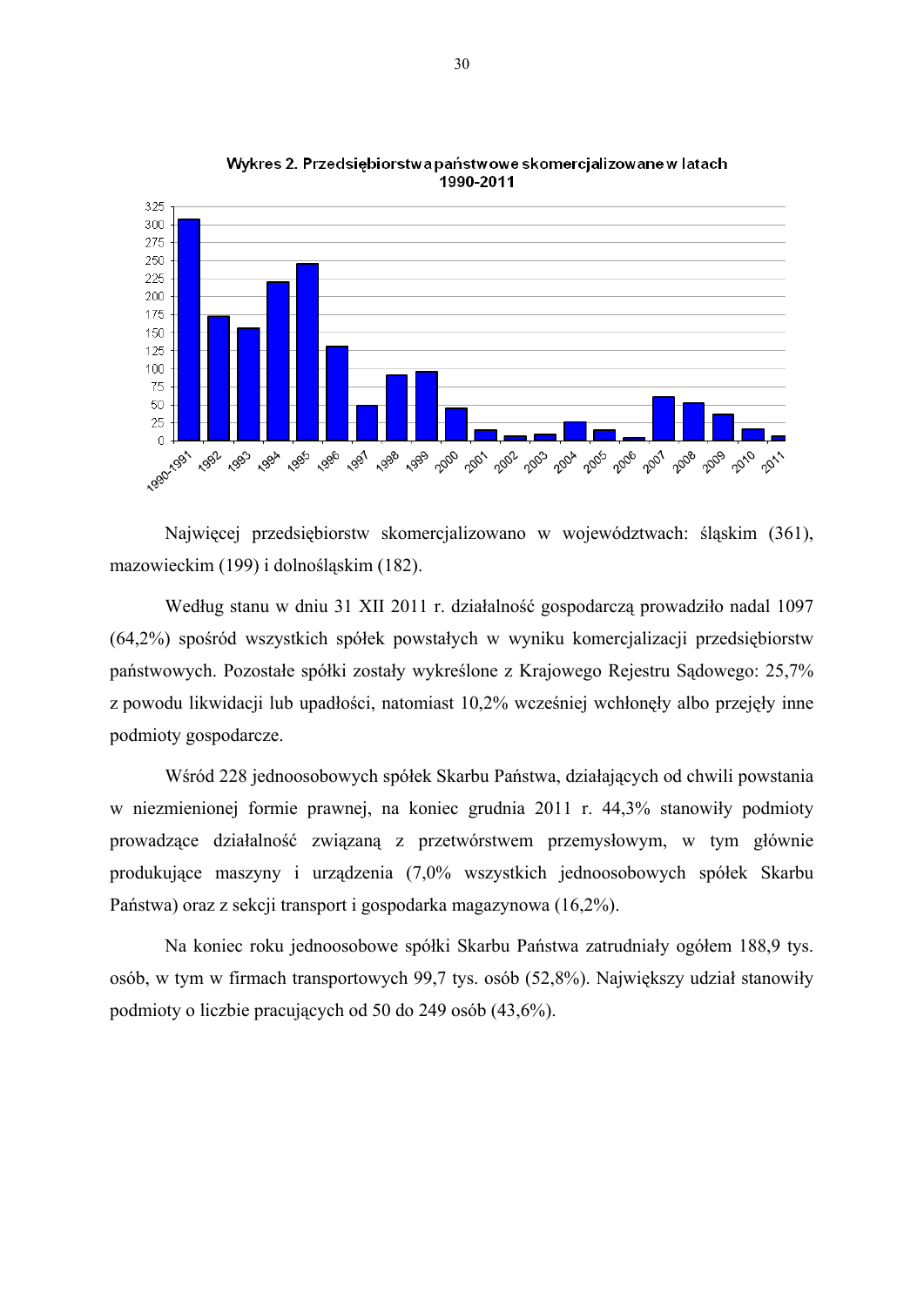Wykres 2. Przedsiębiorstwa państwowe skomercjalizowane w latach 1990-2011

Najwięcej przedsiębiorstw skomercjalizowano w województwach: śląskim (361), mazowieckim (199) i dolnośląskim (182).

Według stanu w dniu 31 XII 2011 r. działalność gospodarczą prowadziło nadal 1097 (64,2%) spośród wszystkich spółek powstałych w wyniku komercjalizacji przedsiębiorstw państwowych. Pozostałe spółki zostały wykreślone z Krajowego Rejestru Sądowego: 25,7% z powodu likwidacji lub upadłości, natomiast 10,2% wcześniej wchłonęły albo przejęły inne podmioty gospodarcze.

Wśród 228 jednoosobowych spółek Skarbu Państwa, działających od chwili powstania w niezmienionej formie prawnej, na koniec grudnia 2011 r. 44,3% stanowiły podmioty prowadzące działalność związaną z przetwórstwem przemysłowym, w tym głównie produkujące maszyny i urządzenia (7,0% wszystkich jednoosobowych spółek Skarbu Państwa) oraz z sekcji transport i gospodarka magazynowa (16,2%).

Na koniec roku jednoosobowe spółki Skarbu Państwa zatrudniały ogółem 188,9 tys. osób, w tym w firmach transportowych 99,7 tys. osób (52,8%). Największy udział stanowiły podmioty o liczbie pracujących od 50 do 249 osób (43,6%).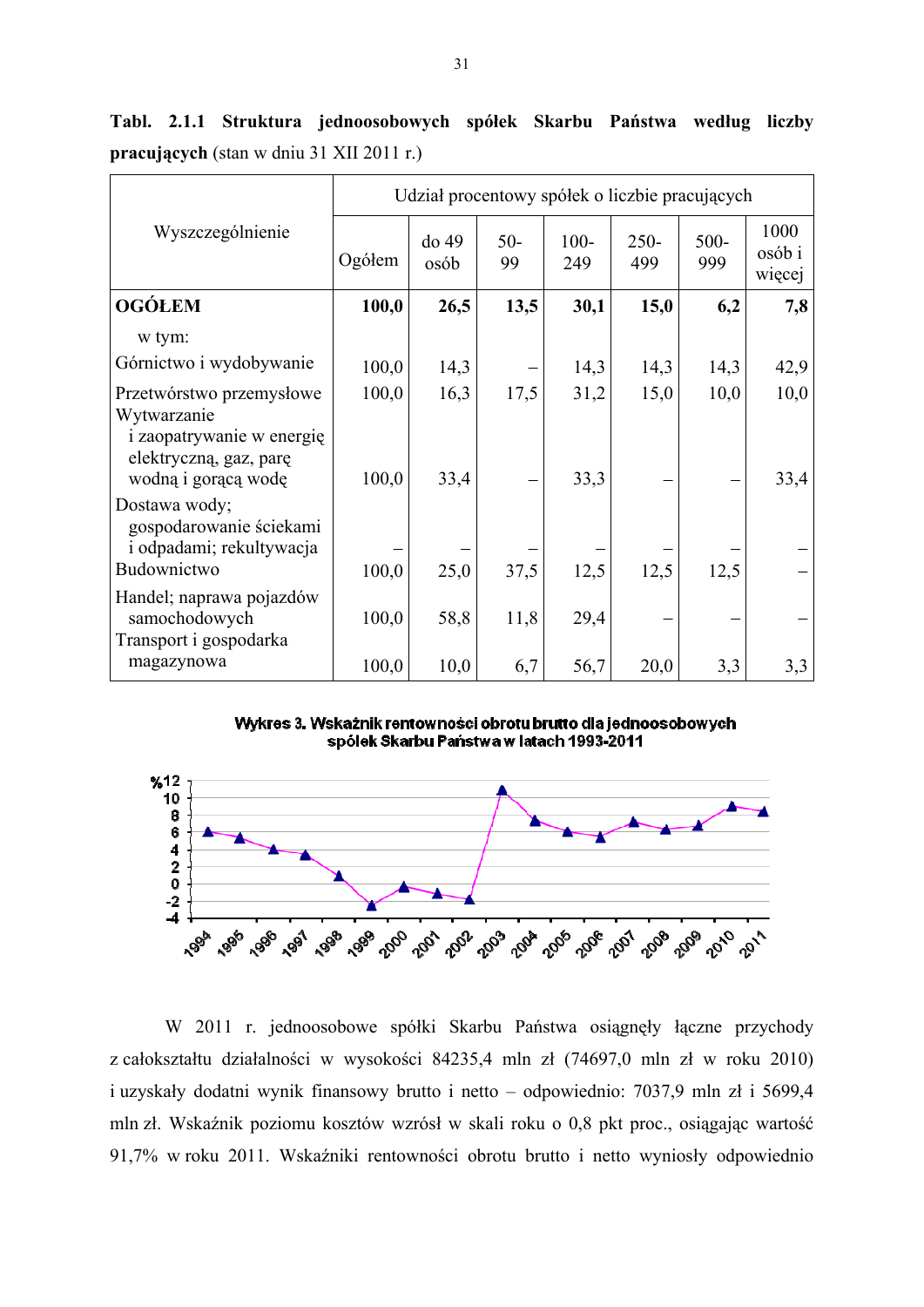**Tabl. 2.1.1 Struktura jednoosobowych spółek Skarbu Państwa według liczby pracujących** (stan w dniu 31 XII 2011 r.)

| Wyszczególnienie | Udział procentowy spółek o liczbie pracujących | | | | | | |
|---|---|---|---|---|---|---|---|
| | Ogółem | do 49 osób | 50-99 | 100-249 | 250-499 | 500-999 | 1000 osób i więcej |
| **OGÓŁEM** | **100,0** | **26,5** | **13,5** | **30,1** | **15,0** | **6,2** | **7,8** |
| w tym: | | | | | | | |
| Górnictwo i wydobywanie | 100,0 | 14,3 | – | 14,3 | 14,3 | 14,3 | 42,9 |
| Przetwórstwo przemysłowe | 100,0 | 16,3 | 17,5 | 31,2 | 15,0 | 10,0 | 10,0 |
| Wytwarzanie i zaopatrywanie w energię elektryczną, gaz, parę wodną i gorącą wodę | 100,0 | 33,4 | – | 33,3 | – | – | 33,4 |
| Dostawa wody; gospodarowanie ściekami i odpadami; rekultywacja | – | – | – | – | – | – | – |
| Budownictwo | 100,0 | 25,0 | 37,5 | 12,5 | 12,5 | 12,5 | – |
| Handel; naprawa pojazdów samochodowych | 100,0 | 58,8 | 11,8 | 29,4 | – | – | – |
| Transport i gospodarka magazynowa | 100,0 | 10,0 | 6,7 | 56,7 | 20,0 | 3,3 | 3,3 |

**Wykres 3. Wskaźnik rentowności obrotu brutto dla jednoosobowych spółek Skarbu Państwa w latach 1993-2011**

W 2011 r. jednoosobowe spółki Skarbu Państwa osiągnęły łączne przychody z całokształtu działalności w wysokości 84235,4 mln zł (74697,0 mln zł w roku 2010) i uzyskały dodatni wynik finansowy brutto i netto – odpowiednio: 7037,9 mln zł i 5699,4 mln zł. Wskaźnik poziomu kosztów wzrósł w skali roku o 0,8 pkt proc., osiągając wartość 91,7% w roku 2011. Wskaźniki rentowności obrotu brutto i netto wyniosły odpowiednio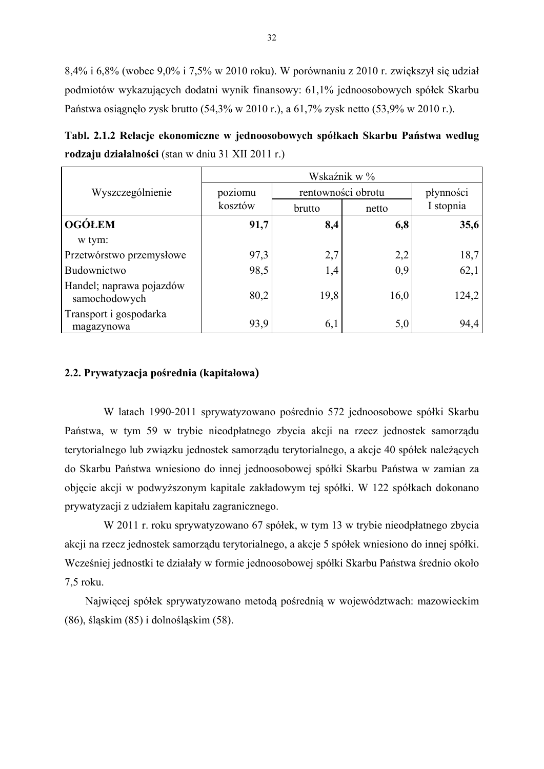8,4% i 6,8% (wobec 9,0% i 7,5% w 2010 roku). W porównaniu z 2010 r. zwiększył się udział podmiotów wykazujących dodatni wynik finansowy: 61,1% jednoosobowych spółek Skarbu Państwa osiągnęło zysk brutto (54,3% w 2010 r.), a 61,7% zysk netto (53,9% w 2010 r.).

**Tabl. 2.1.2 Relacje ekonomiczne w jednoosobowych spółkach Skarbu Państwa według rodzaju działalności** (stan w dniu 31 XII 2011 r.)

| Wyszczególnienie | Wskaźnik w % | | | |
|---|---|---|---|---|
| | poziomu kosztów | rentowności obrotu | | płynności I stopnia |
| | | brutto | netto | |
| **OGÓŁEM** | **91,7** | **8,4** | **6,8** | **35,6** |
| w tym: | | | | |
| Przetwórstwo przemysłowe | 97,3 | 2,7 | 2,2 | 18,7 |
| Budownictwo | 98,5 | 1,4 | 0,9 | 62,1 |
| Handel; naprawa pojazdów samochodowych | 80,2 | 19,8 | 16,0 | 124,2 |
| Transport i gospodarka magazynowa | 93,9 | 6,1 | 5,0 | 94,4 |

## 2.2. Prywatyzacja pośrednia (kapitałowa)

W latach 1990-2011 sprywatyzowano pośrednio 572 jednoosobowe spółki Skarbu Państwa, w tym 59 w trybie nieodpłatnego zbycia akcji na rzecz jednostek samorządu terytorialnego lub związku jednostek samorządu terytorialnego, a akcje 40 spółek należących do Skarbu Państwa wniesiono do innej jednoosobowej spółki Skarbu Państwa w zamian za objęcie akcji w podwyższonym kapitale zakładowym tej spółki. W 122 spółkach dokonano prywatyzacji z udziałem kapitału zagranicznego.

W 2011 r. roku sprywatyzowano 67 spółek, w tym 13 w trybie nieodpłatnego zbycia akcji na rzecz jednostek samorządu terytorialnego, a akcje 5 spółek wniesiono do innej spółki. Wcześniej jednostki te działały w formie jednoosobowej spółki Skarbu Państwa średnio około 7,5 roku.

Najwięcej spółek sprywatyzowano metodą pośrednią w województwach: mazowieckim (86), śląskim (85) i dolnośląskim (58).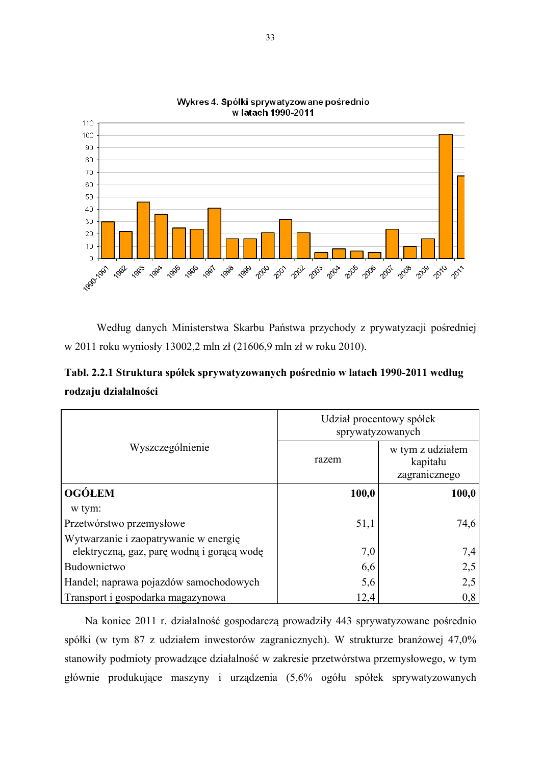**Wykres 4. Spółki sprywatyzowane pośrednio w latach 1990-2011**

Według danych Ministerstwa Skarbu Państwa przychody z prywatyzacji pośredniej w 2011 roku wyniosły 13002,2 mln zł (21606,9 mln zł w roku 2010).

**Tabl. 2.2.1 Struktura spółek sprywatyzowanych pośrednio w latach 1990-2011 według rodzaju działalności**

| Wyszczególnienie | Udział procentowy spółek sprywatyzowanych | |
|---|---|---|
| | razem | w tym z udziałem kapitału zagranicznego |
| **OGÓŁEM** | **100,0** | **100,0** |
| w tym: | | |
| Przetwórstwo przemysłowe | 51,1 | 74,6 |
| Wytwarzanie i zaopatrywanie w energię elektryczną, gaz, parę wodną i gorącą wodę | 7,0 | 7,4 |
| Budownictwo | 6,6 | 2,5 |
| Handel; naprawa pojazdów samochodowych | 5,6 | 2,5 |
| Transport i gospodarka magazynowa | 12,4 | 0,8 |

Na koniec 2011 r. działalność gospodarczą prowadziły 443 sprywatyzowane pośrednio spółki (w tym 87 z udziałem inwestorów zagranicznych). W strukturze branżowej 47,0% stanowiły podmioty prowadzące działalność w zakresie przetwórstwa przemysłowego, w tym głównie produkujące maszyny i urządzenia (5,6% ogółu spółek sprywatyzowanych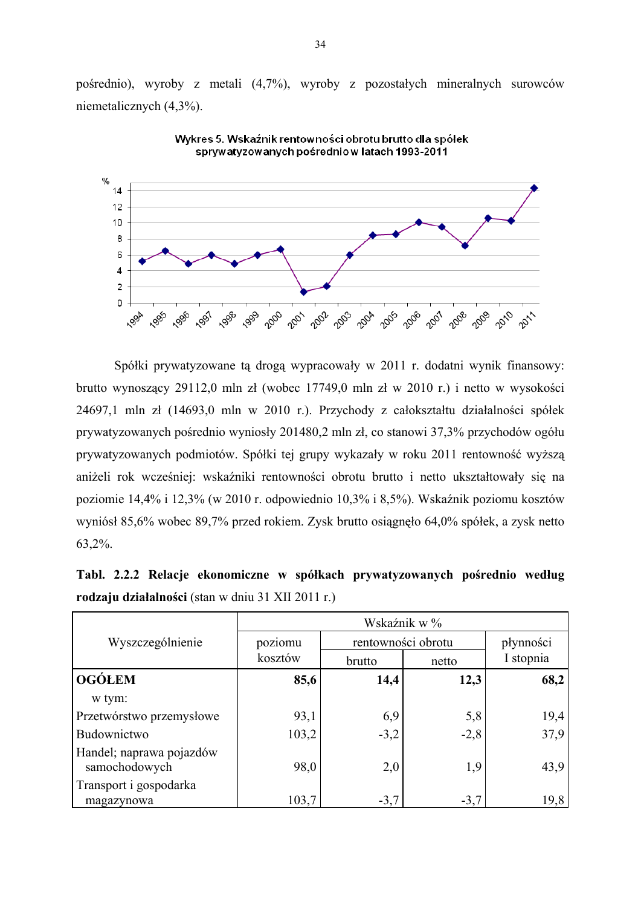pośrednio), wyroby z metali (4,7%), wyroby z pozostałych mineralnych surowców niemetalicznych (4,3%).

Wykres 5. Wskaźnik rentowności obrotu brutto dla spółek sprywatyzowanych pośrednio w latach 1993-2011

Spółki prywatyzowane tą drogą wypracowały w 2011 r. dodatni wynik finansowy: brutto wynoszący 29112,0 mln zł (wobec 17749,0 mln zł w 2010 r.) i netto w wysokości 24697,1 mln zł (14693,0 mln w 2010 r.). Przychody z całokształtu działalności spółek prywatyzowanych pośrednio wyniosły 201480,2 mln zł, co stanowi 37,3% przychodów ogółu prywatyzowanych podmiotów. Spółki tej grupy wykazały w roku 2011 rentowność wyższą aniżeli rok wcześniej: wskaźniki rentowności obrotu brutto i netto ukształtowały się na poziomie 14,4% i 12,3% (w 2010 r. odpowiednio 10,3% i 8,5%). Wskaźnik poziomu kosztów wyniósł 85,6% wobec 89,7% przed rokiem. Zysk brutto osiągnęło 64,0% spółek, a zysk netto 63,2%.

**Tabl. 2.2.2 Relacje ekonomiczne w spółkach prywatyzowanych pośrednio według rodzaju działalności** (stan w dniu 31 XII 2011 r.)

| Wyszczególnienie | Wskaźnik w % | | | |
|---|---|---|---|---|
| | poziomu kosztów | rentowności obrotu | | płynności I stopnia |
| | | brutto | netto | |
| **OGÓŁEM** | **85,6** | **14,4** | **12,3** | **68,2** |
| w tym: | | | | |
| Przetwórstwo przemysłowe | 93,1 | 6,9 | 5,8 | 19,4 |
| Budownictwo | 103,2 | -3,2 | -2,8 | 37,9 |
| Handel; naprawa pojazdów samochodowych | 98,0 | 2,0 | 1,9 | 43,9 |
| Transport i gospodarka magazynowa | 103,7 | -3,7 | -3,7 | 19,8 |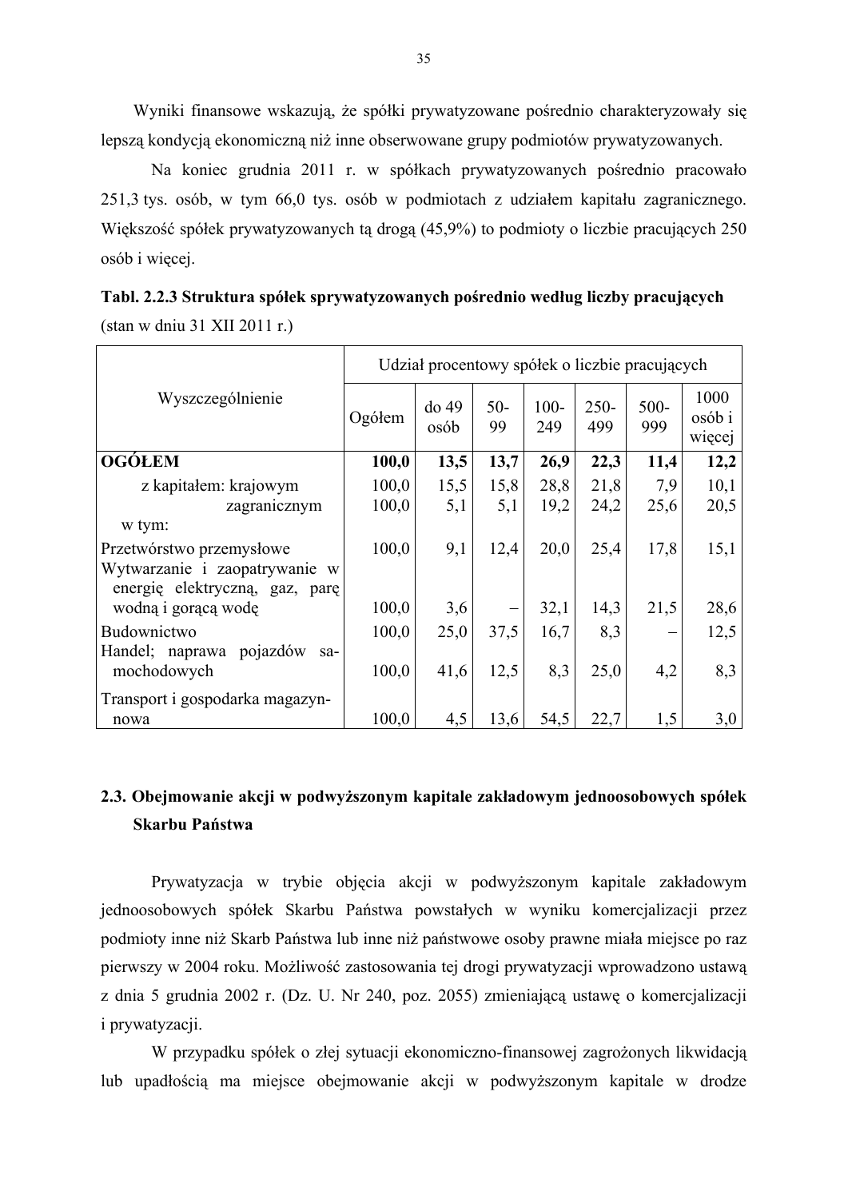Wyniki finansowe wskazują, że spółki prywatyzowane pośrednio charakteryzowały się lepszą kondycją ekonomiczną niż inne obserwowane grupy podmiotów prywatyzowanych.

Na koniec grudnia 2011 r. w spółkach prywatyzowanych pośrednio pracowało 251,3 tys. osób, w tym 66,0 tys. osób w podmiotach z udziałem kapitału zagranicznego. Większość spółek prywatyzowanych tą drogą (45,9%) to podmioty o liczbie pracujących 250 osób i więcej.

**Tabl. 2.2.3 Struktura spółek sprywatyzowanych pośrednio według liczby pracujących** (stan w dniu 31 XII 2011 r.)

| Wyszczególnienie | Udział procentowy spółek o liczbie pracujących | | | | | | |
|---|---|---|---|---|---|---|---|
| | Ogółem | do 49 osób | 50-99 | 100-249 | 250-499 | 500-999 | 1000 osób i więcej |
| **OGÓŁEM** | **100,0** | **13,5** | **13,7** | **26,9** | **22,3** | **11,4** | **12,2** |
| z kapitałem: krajowym | 100,0 | 15,5 | 15,8 | 28,8 | 21,8 | 7,9 | 10,1 |
| zagranicznym | 100,0 | 5,1 | 5,1 | 19,2 | 24,2 | 25,6 | 20,5 |
| w tym: | | | | | | | |
| Przetwórstwo przemysłowe | 100,0 | 9,1 | 12,4 | 20,0 | 25,4 | 17,8 | 15,1 |
| Wytwarzanie i zaopatrywanie w energię elektryczną, gaz, parę wodną i gorącą wodę | 100,0 | 3,6 | – | 32,1 | 14,3 | 21,5 | 28,6 |
| Budownictwo | 100,0 | 25,0 | 37,5 | 16,7 | 8,3 | – | 12,5 |
| Handel; naprawa pojazdów samochodowych | 100,0 | 41,6 | 12,5 | 8,3 | 25,0 | 4,2 | 8,3 |
| Transport i gospodarka magazynowa | 100,0 | 4,5 | 13,6 | 54,5 | 22,7 | 1,5 | 3,0 |

## 2.3. Obejmowanie akcji w podwyższonym kapitale zakładowym jednoosobowych spółek Skarbu Państwa

Prywatyzacja w trybie objęcia akcji w podwyższonym kapitale zakładowym jednoosobowych spółek Skarbu Państwa powstałych w wyniku komercjalizacji przez podmioty inne niż Skarb Państwa lub inne niż państwowe osoby prawne miała miejsce po raz pierwszy w 2004 roku. Możliwość zastosowania tej drogi prywatyzacji wprowadzono ustawą z dnia 5 grudnia 2002 r. (Dz. U. Nr 240, poz. 2055) zmieniającą ustawę o komercjalizacji i prywatyzacji.

W przypadku spółek o złej sytuacji ekonomiczno-finansowej zagrożonych likwidacją lub upadłością ma miejsce obejmowanie akcji w podwyższonym kapitale w drodze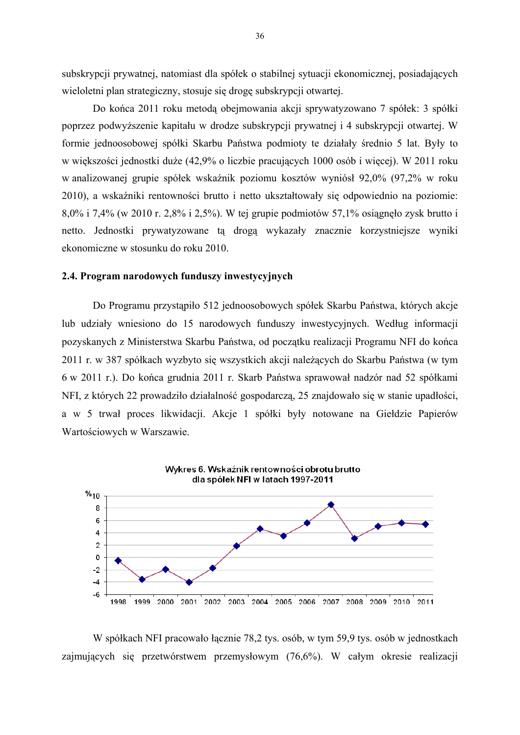subskrypcji prywatnej, natomiast dla spółek o stabilnej sytuacji ekonomicznej, posiadających wieloletni plan strategiczny, stosuje się drogę subskrypcji otwartej.

Do końca 2011 roku metodą obejmowania akcji sprywatyzowano 7 spółek: 3 spółki poprzez podwyższenie kapitału w drodze subskrypcji prywatnej i 4 subskrypcji otwartej. W formie jednoosobowej spółki Skarbu Państwa podmioty te działały średnio 5 lat. Były to w większości jednostki duże (42,9% o liczbie pracujących 1000 osób i więcej). W 2011 roku w analizowanej grupie spółek wskaźnik poziomu kosztów wyniósł 92,0% (97,2% w roku 2010), a wskaźniki rentowności brutto i netto ukształtowały się odpowiednio na poziomie: 8,0% i 7,4% (w 2010 r. 2,8% i 2,5%). W tej grupie podmiotów 57,1% osiągnęło zysk brutto i netto. Jednostki prywatyzowane tą drogą wykazały znacznie korzystniejsze wyniki ekonomiczne w stosunku do roku 2010.

## 2.4. Program narodowych funduszy inwestycyjnych

Do Programu przystąpiło 512 jednoosobowych spółek Skarbu Państwa, których akcje lub udziały wniesiono do 15 narodowych funduszy inwestycyjnych. Według informacji pozyskanych z Ministerstwa Skarbu Państwa, od początku realizacji Programu NFI do końca 2011 r. w 387 spółkach wyzbyto się wszystkich akcji należących do Skarbu Państwa (w tym 6 w 2011 r.). Do końca grudnia 2011 r. Skarb Państwa sprawował nadzór nad 52 spółkami NFI, z których 22 prowadziło działalność gospodarczą, 25 znajdowało się w stanie upadłości, a w 5 trwał proces likwidacji. Akcje 1 spółki były notowane na Giełdzie Papierów Wartościowych w Warszawie.

**Wykres 6. Wskaźnik rentowności obrotu brutto dla spółek NFI w latach 1997-2011**

W spółkach NFI pracowało łącznie 78,2 tys. osób, w tym 59,9 tys. osób w jednostkach zajmujących się przetwórstwem przemysłowym (76,6%). W całym okresie realizacji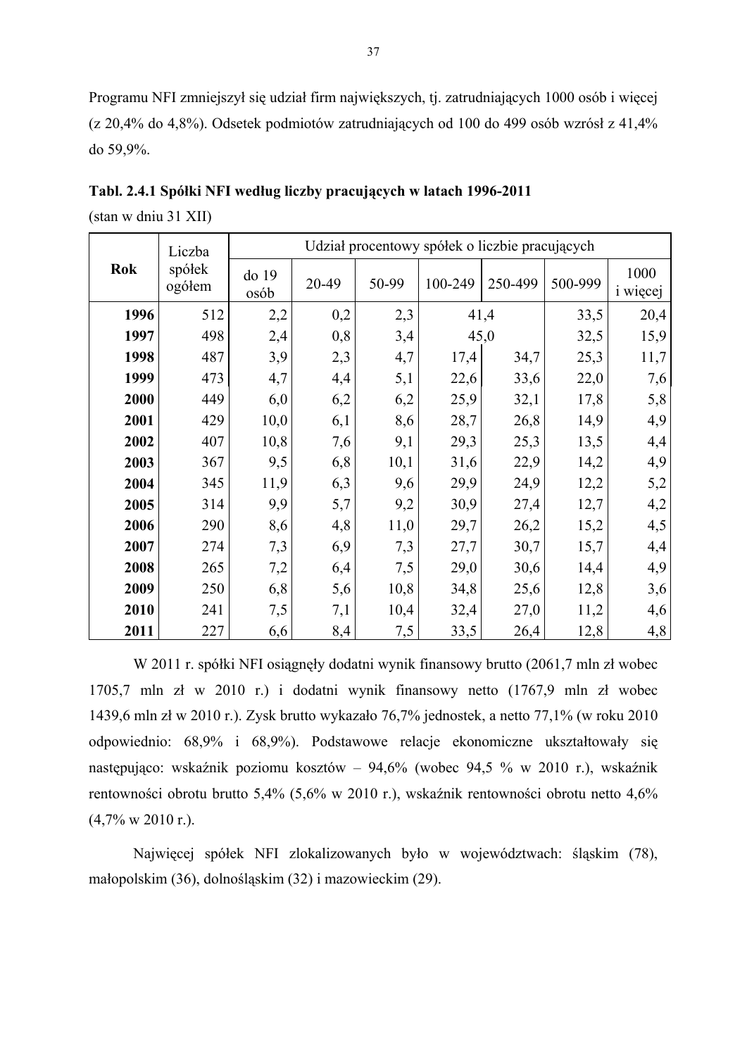Programu NFI zmniejszył się udział firm największych, tj. zatrudniających 1000 osób i więcej (z 20,4% do 4,8%). Odsetek podmiotów zatrudniających od 100 do 499 osób wzrósł z 41,4% do 59,9%.

**Tabl. 2.4.1 Spółki NFI według liczby pracujących w latach 1996-2011**

(stan w dniu 31 XII)

| Rok | Liczba spółek ogółem | Udział procentowy spółek o liczbie pracujących | | | | | | |
|---|---|---|---|---|---|---|---|---|
| | | do 19 osób | 20-49 | 50-99 | 100-249 | 250-499 | 500-999 | 1000 i więcej |
| **1996** | 512 | 2,2 | 0,2 | 2,3 | 41,4 | | 33,5 | 20,4 |
| **1997** | 498 | 2,4 | 0,8 | 3,4 | 45,0 | | 32,5 | 15,9 |
| **1998** | 487 | 3,9 | 2,3 | 4,7 | 17,4 | 34,7 | 25,3 | 11,7 |
| **1999** | 473 | 4,7 | 4,4 | 5,1 | 22,6 | 33,6 | 22,0 | 7,6 |
| **2000** | 449 | 6,0 | 6,2 | 6,2 | 25,9 | 32,1 | 17,8 | 5,8 |
| **2001** | 429 | 10,0 | 6,1 | 8,6 | 28,7 | 26,8 | 14,9 | 4,9 |
| **2002** | 407 | 10,8 | 7,6 | 9,1 | 29,3 | 25,3 | 13,5 | 4,4 |
| **2003** | 367 | 9,5 | 6,8 | 10,1 | 31,6 | 22,9 | 14,2 | 4,9 |
| **2004** | 345 | 11,9 | 6,3 | 9,6 | 29,9 | 24,9 | 12,2 | 5,2 |
| **2005** | 314 | 9,9 | 5,7 | 9,2 | 30,9 | 27,4 | 12,7 | 4,2 |
| **2006** | 290 | 8,6 | 4,8 | 11,0 | 29,7 | 26,2 | 15,2 | 4,5 |
| **2007** | 274 | 7,3 | 6,9 | 7,3 | 27,7 | 30,7 | 15,7 | 4,4 |
| **2008** | 265 | 7,2 | 6,4 | 7,5 | 29,0 | 30,6 | 14,4 | 4,9 |
| **2009** | 250 | 6,8 | 5,6 | 10,8 | 34,8 | 25,6 | 12,8 | 3,6 |
| **2010** | 241 | 7,5 | 7,1 | 10,4 | 32,4 | 27,0 | 11,2 | 4,6 |
| **2011** | 227 | 6,6 | 8,4 | 7,5 | 33,5 | 26,4 | 12,8 | 4,8 |

W 2011 r. spółki NFI osiągnęły dodatni wynik finansowy brutto (2061,7 mln zł wobec 1705,7 mln zł w 2010 r.) i dodatni wynik finansowy netto (1767,9 mln zł wobec 1439,6 mln zł w 2010 r.). Zysk brutto wykazało 76,7% jednostek, a netto 77,1% (w roku 2010 odpowiednio: 68,9% i 68,9%). Podstawowe relacje ekonomiczne ukształtowały się następująco: wskaźnik poziomu kosztów – 94,6% (wobec 94,5 % w 2010 r.), wskaźnik rentowności obrotu brutto 5,4% (5,6% w 2010 r.), wskaźnik rentowności obrotu netto 4,6% (4,7% w 2010 r.).

Najwięcej spółek NFI zlokalizowanych było w województwach: śląskim (78), małopolskim (36), dolnośląskim (32) i mazowieckim (29).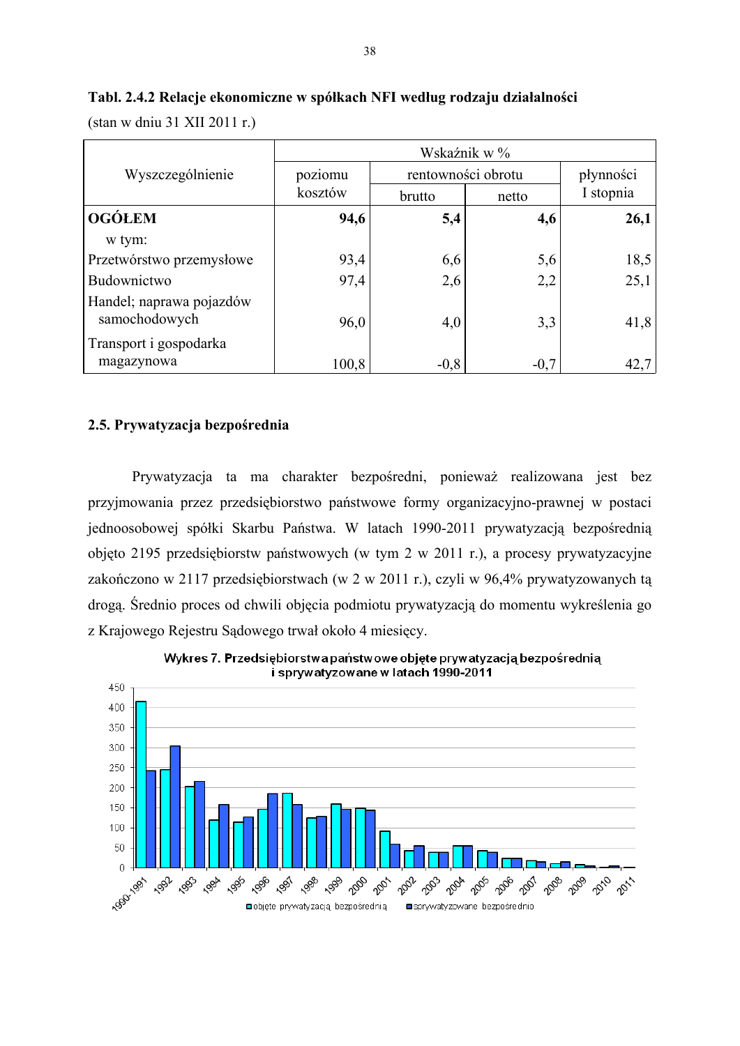**Tabl. 2.4.2 Relacje ekonomiczne w spółkach NFI według rodzaju działalności**

(stan w dniu 31 XII 2011 r.)

| Wyszczególnienie | Wskaźnik w % | | | |
|---|---|---|---|---|
| | poziomu kosztów | rentowności obrotu | | płynności I stopnia |
| | | brutto | netto | |
| **OGÓŁEM** | **94,6** | **5,4** | **4,6** | **26,1** |
| w tym: | | | | |
| Przetwórstwo przemysłowe | 93,4 | 6,6 | 5,6 | 18,5 |
| Budownictwo | 97,4 | 2,6 | 2,2 | 25,1 |
| Handel; naprawa pojazdów samochodowych | 96,0 | 4,0 | 3,3 | 41,8 |
| Transport i gospodarka magazynowa | 100,8 | -0,8 | -0,7 | 42,7 |

## 2.5. Prywatyzacja bezpośrednia

Prywatyzacja ta ma charakter bezpośredni, ponieważ realizowana jest bez przyjmowania przez przedsiębiorstwo państwowe formy organizacyjno-prawnej w postaci jednoosobowej spółki Skarbu Państwa. W latach 1990-2011 prywatyzacją bezpośrednią objęto 2195 przedsiębiorstw państwowych (w tym 2 w 2011 r.), a procesy prywatyzacyjne zakończono w 2117 przedsiębiorstwach (w 2 w 2011 r.), czyli w 96,4% prywatyzowanych tą drogą. Średnio proces od chwili objęcia podmiotu prywatyzacją do momentu wykreślenia go z Krajowego Rejestru Sądowego trwał około 4 miesięcy.

**Wykres 7. Przedsiębiorstwa państwowe objęte prywatyzacją bezpośrednią i sprywatyzowane w latach 1990-2011**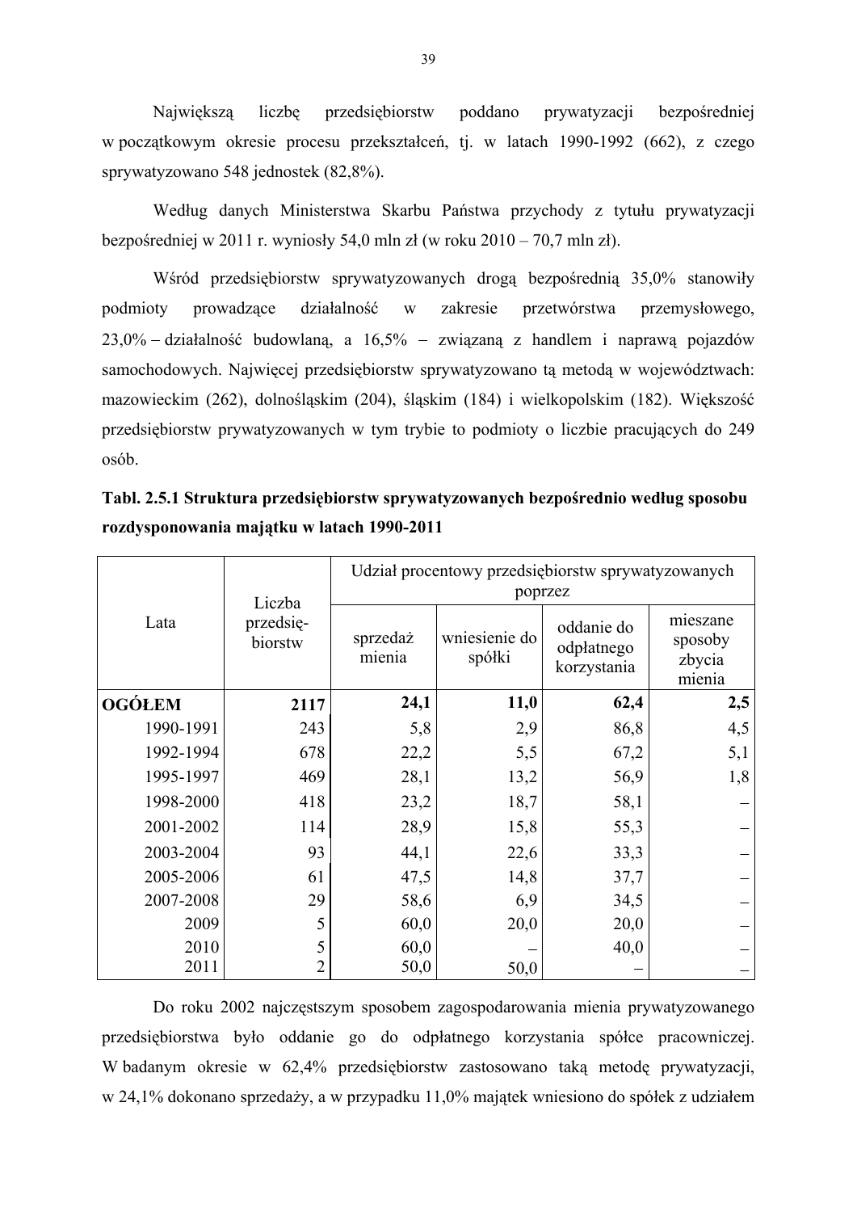Największą liczbę przedsiębiorstw poddano prywatyzacji bezpośredniej w początkowym okresie procesu przekształceń, tj. w latach 1990-1992 (662), z czego sprywatyzowano 548 jednostek (82,8%).

Według danych Ministerstwa Skarbu Państwa przychody z tytułu prywatyzacji bezpośredniej w 2011 r. wyniosły 54,0 mln zł (w roku 2010 – 70,7 mln zł).

Wśród przedsiębiorstw sprywatyzowanych drogą bezpośrednią 35,0% stanowiły podmioty prowadzące działalność w zakresie przetwórstwa przemysłowego, 23,0% – działalność budowlaną, a 16,5% – związaną z handlem i naprawą pojazdów samochodowych. Najwięcej przedsiębiorstw sprywatyzowano tą metodą w województwach: mazowieckim (262), dolnośląskim (204), śląskim (184) i wielkopolskim (182). Większość przedsiębiorstw prywatyzowanych w tym trybie to podmioty o liczbie pracujących do 249 osób.

**Tabl. 2.5.1 Struktura przedsiębiorstw sprywatyzowanych bezpośrednio według sposobu rozdysponowania majątku w latach 1990-2011**

| Lata | Liczba przedsię-biorstw | Udział procentowy przedsiębiorstw sprywatyzowanych poprzez | | | |
|---|---|---|---|---|---|
| | | sprzedaż mienia | wniesienie do spółki | oddanie do odpłatnego korzystania | mieszane sposoby zbycia mienia |
| **OGÓŁEM** | **2117** | **24,1** | **11,0** | **62,4** | **2,5** |
| 1990-1991 | 243 | 5,8 | 2,9 | 86,8 | 4,5 |
| 1992-1994 | 678 | 22,2 | 5,5 | 67,2 | 5,1 |
| 1995-1997 | 469 | 28,1 | 13,2 | 56,9 | 1,8 |
| 1998-2000 | 418 | 23,2 | 18,7 | 58,1 | – |
| 2001-2002 | 114 | 28,9 | 15,8 | 55,3 | – |
| 2003-2004 | 93 | 44,1 | 22,6 | 33,3 | – |
| 2005-2006 | 61 | 47,5 | 14,8 | 37,7 | – |
| 2007-2008 | 29 | 58,6 | 6,9 | 34,5 | – |
| 2009 | 5 | 60,0 | 20,0 | 20,0 | – |
| 2010 | 5 | 60,0 | – | 40,0 | – |
| 2011 | 2 | 50,0 | 50,0 | – | – |

Do roku 2002 najczęstszym sposobem zagospodarowania mienia prywatyzowanego przedsiębiorstwa było oddanie go do odpłatnego korzystania spółce pracowniczej. W badanym okresie w 62,4% przedsiębiorstw zastosowano taką metodę prywatyzacji, w 24,1% dokonano sprzedaży, a w przypadku 11,0% majątek wniesiono do spółek z udziałem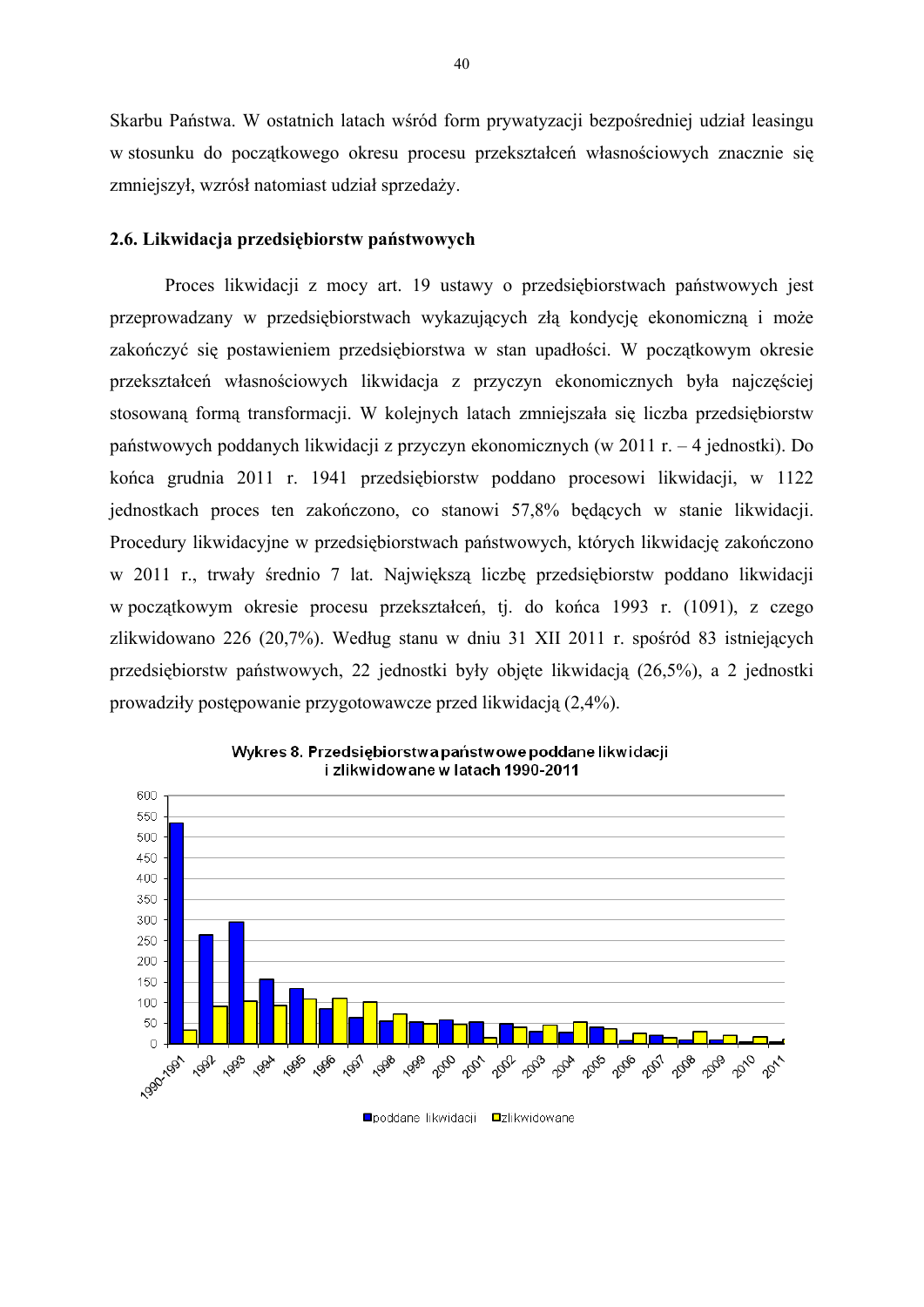Skarbu Państwa. W ostatnich latach wśród form prywatyzacji bezpośredniej udział leasingu w stosunku do początkowego okresu procesu przekształceń własnościowych znacznie się zmniejszył, wzrósł natomiast udział sprzedaży.

### 2.6. Likwidacja przedsiębiorstw państwowych

Proces likwidacji z mocy art. 19 ustawy o przedsiębiorstwach państwowych jest przeprowadzany w przedsiębiorstwach wykazujących złą kondycję ekonomiczną i może zakończyć się postawieniem przedsiębiorstwa w stan upadłości. W początkowym okresie przekształceń własnościowych likwidacja z przyczyn ekonomicznych była najczęściej stosowaną formą transformacji. W kolejnych latach zmniejszała się liczba przedsiębiorstw państwowych poddanych likwidacji z przyczyn ekonomicznych (w 2011 r. – 4 jednostki). Do końca grudnia 2011 r. 1941 przedsiębiorstw poddano procesowi likwidacji, w 1122 jednostkach proces ten zakończono, co stanowi 57,8% będących w stanie likwidacji. Procedury likwidacyjne w przedsiębiorstwach państwowych, których likwidację zakończono w 2011 r., trwały średnio 7 lat. Największą liczbę przedsiębiorstw poddano likwidacji w początkowym okresie procesu przekształceń, tj. do końca 1993 r. (1091), z czego zlikwidowano 226 (20,7%). Według stanu w dniu 31 XII 2011 r. spośród 83 istniejących przedsiębiorstw państwowych, 22 jednostki były objęte likwidacją (26,5%), a 2 jednostki prowadziły postępowanie przygotowawcze przed likwidacją (2,4%).

**Wykres 8. Przedsiębiorstwa państwowe poddane likwidacji i zlikwidowane w latach 1990-2011**

Legenda: poddane likwidacji, zlikwidowane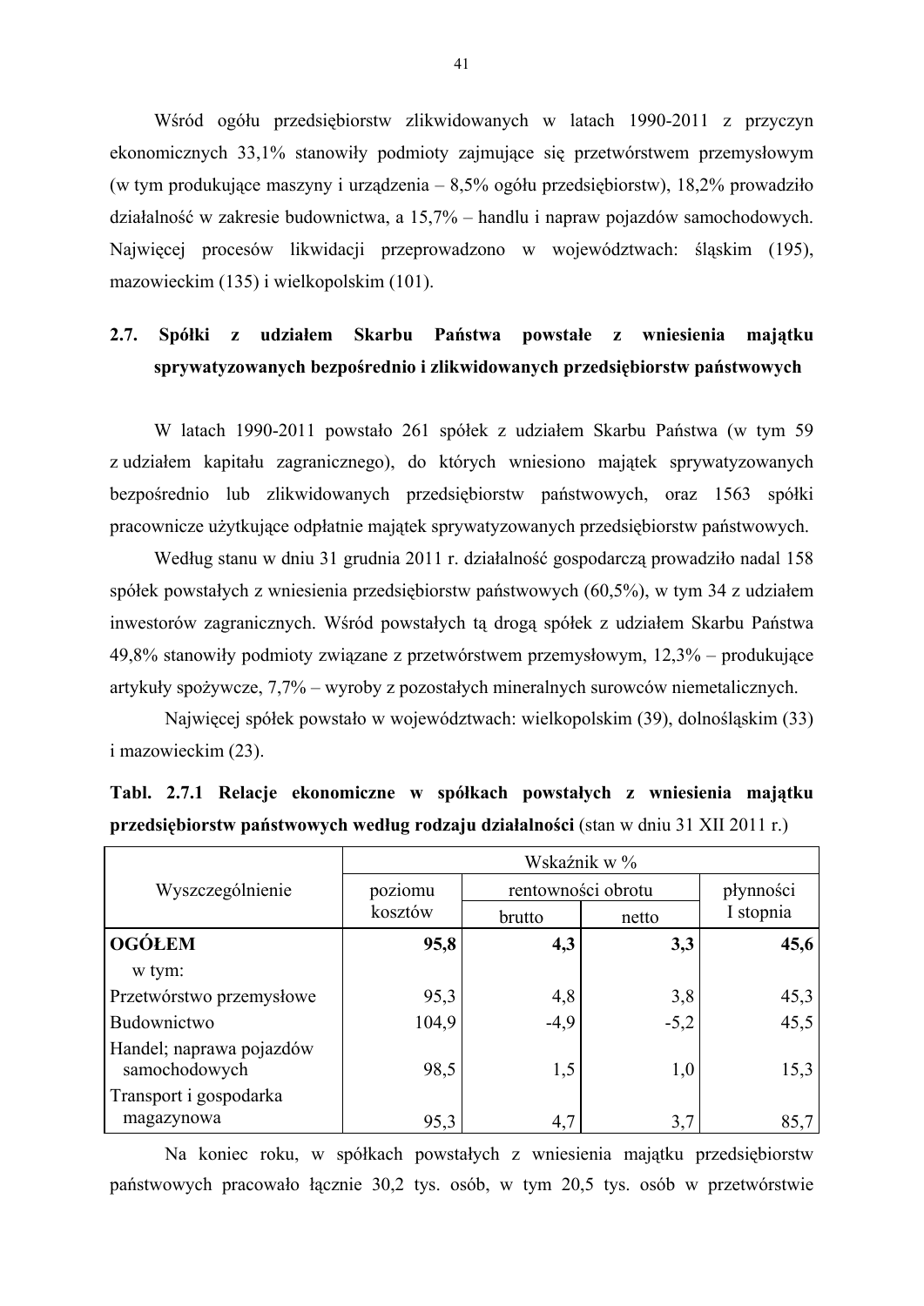Wśród ogółu przedsiębiorstw zlikwidowanych w latach 1990-2011 z przyczyn ekonomicznych 33,1% stanowiły podmioty zajmujące się przetwórstwem przemysłowym (w tym produkujące maszyny i urządzenia – 8,5% ogółu przedsiębiorstw), 18,2% prowadziło działalność w zakresie budownictwa, a 15,7% – handlu i napraw pojazdów samochodowych. Najwięcej procesów likwidacji przeprowadzono w województwach: śląskim (195), mazowieckim (135) i wielkopolskim (101).

## 2.7. Spółki z udziałem Skarbu Państwa powstałe z wniesienia majątku sprywatyzowanych bezpośrednio i zlikwidowanych przedsiębiorstw państwowych

W latach 1990-2011 powstało 261 spółek z udziałem Skarbu Państwa (w tym 59 z udziałem kapitału zagranicznego), do których wniesiono majątek sprywatyzowanych bezpośrednio lub zlikwidowanych przedsiębiorstw państwowych, oraz 1563 spółki pracownicze użytkujące odpłatnie majątek sprywatyzowanych przedsiębiorstw państwowych.

Według stanu w dniu 31 grudnia 2011 r. działalność gospodarczą prowadziło nadal 158 spółek powstałych z wniesienia przedsiębiorstw państwowych (60,5%), w tym 34 z udziałem inwestorów zagranicznych. Wśród powstałych tą drogą spółek z udziałem Skarbu Państwa 49,8% stanowiły podmioty związane z przetwórstwem przemysłowym, 12,3% – produkujące artykuły spożywcze, 7,7% – wyroby z pozostałych mineralnych surowców niemetalicznych.

Najwięcej spółek powstało w województwach: wielkopolskim (39), dolnośląskim (33) i mazowieckim (23).

**Tabl. 2.7.1 Relacje ekonomiczne w spółkach powstałych z wniesienia majątku przedsiębiorstw państwowych według rodzaju działalności** (stan w dniu 31 XII 2011 r.)

| Wyszczególnienie | Wskaźnik w % | | | |
|---|---|---|---|---|
| | poziomu kosztów | rentowności obrotu | | płynności I stopnia |
| | | brutto | netto | |
| **OGÓŁEM** | **95,8** | **4,3** | **3,3** | **45,6** |
| w tym: | | | | |
| Przetwórstwo przemysłowe | 95,3 | 4,8 | 3,8 | 45,3 |
| Budownictwo | 104,9 | -4,9 | -5,2 | 45,5 |
| Handel; naprawa pojazdów samochodowych | 98,5 | 1,5 | 1,0 | 15,3 |
| Transport i gospodarka magazynowa | 95,3 | 4,7 | 3,7 | 85,7 |

Na koniec roku, w spółkach powstałych z wniesienia majątku przedsiębiorstw państwowych pracowało łącznie 30,2 tys. osób, w tym 20,5 tys. osób w przetwórstwie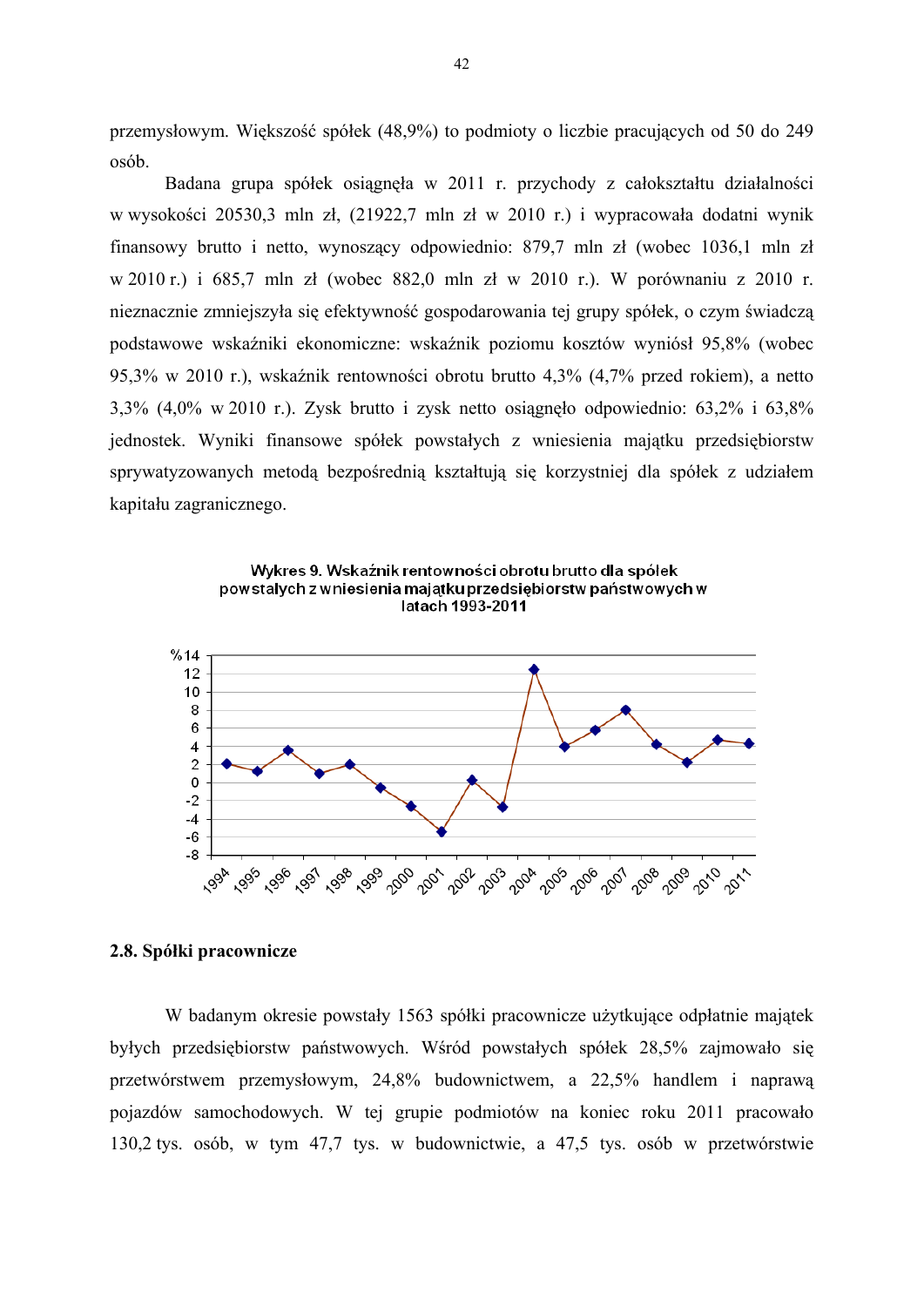przemysłowym. Większość spółek (48,9%) to podmioty o liczbie pracujących od 50 do 249 osób.

Badana grupa spółek osiągnęła w 2011 r. przychody z całokształtu działalności w wysokości 20530,3 mln zł, (21922,7 mln zł w 2010 r.) i wypracowała dodatni wynik finansowy brutto i netto, wynoszący odpowiednio: 879,7 mln zł (wobec 1036,1 mln zł w 2010 r.) i 685,7 mln zł (wobec 882,0 mln zł w 2010 r.). W porównaniu z 2010 r. nieznacznie zmniejszyła się efektywność gospodarowania tej grupy spółek, o czym świadczą podstawowe wskaźniki ekonomiczne: wskaźnik poziomu kosztów wyniósł 95,8% (wobec 95,3% w 2010 r.), wskaźnik rentowności obrotu brutto 4,3% (4,7% przed rokiem), a netto 3,3% (4,0% w 2010 r.). Zysk brutto i zysk netto osiągnęło odpowiednio: 63,2% i 63,8% jednostek. Wyniki finansowe spółek powstałych z wniesienia majątku przedsiębiorstw sprywatyzowanych metodą bezpośrednią kształtują się korzystniej dla spółek z udziałem kapitału zagranicznego.

**Wykres 9. Wskaźnik rentowności obrotu brutto dla spółek powstałych z wniesienia majątku przedsiębiorstw państwowych w latach 1993-2011**

## 2.8. Spółki pracownicze

W badanym okresie powstały 1563 spółki pracownicze użytkujące odpłatnie majątek byłych przedsiębiorstw państwowych. Wśród powstałych spółek 28,5% zajmowało się przetwórstwem przemysłowym, 24,8% budownictwem, a 22,5% handlem i naprawą pojazdów samochodowych. W tej grupie podmiotów na koniec roku 2011 pracowało 130,2 tys. osób, w tym 47,7 tys. w budownictwie, a 47,5 tys. osób w przetwórstwie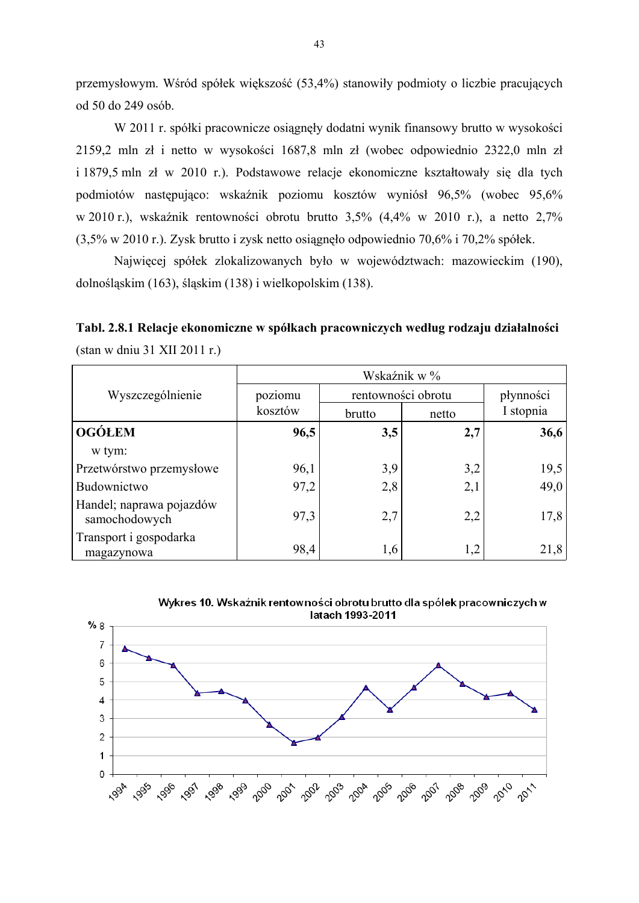przemysłowym. Wśród spółek większość (53,4%) stanowiły podmioty o liczbie pracujących od 50 do 249 osób.

W 2011 r. spółki pracownicze osiągnęły dodatni wynik finansowy brutto w wysokości 2159,2 mln zł i netto w wysokości 1687,8 mln zł (wobec odpowiednio 2322,0 mln zł i 1879,5 mln zł w 2010 r.). Podstawowe relacje ekonomiczne kształtowały się dla tych podmiotów następująco: wskaźnik poziomu kosztów wyniósł 96,5% (wobec 95,6% w 2010 r.), wskaźnik rentowności obrotu brutto 3,5% (4,4% w 2010 r.), a netto 2,7% (3,5% w 2010 r.). Zysk brutto i zysk netto osiągnęło odpowiednio 70,6% i 70,2% spółek.

Najwięcej spółek zlokalizowanych było w województwach: mazowieckim (190), dolnośląskim (163), śląskim (138) i wielkopolskim (138).

**Tabl. 2.8.1 Relacje ekonomiczne w spółkach pracowniczych według rodzaju działalności** (stan w dniu 31 XII 2011 r.)

| Wyszczególnienie | Wskaźnik w % | | | |
|---|---|---|---|---|
| | poziomu kosztów | rentowności obrotu | | płynności I stopnia |
| | | brutto | netto | |
| **OGÓŁEM** | **96,5** | **3,5** | **2,7** | **36,6** |
| w tym: | | | | |
| Przetwórstwo przemysłowe | 96,1 | 3,9 | 3,2 | 19,5 |
| Budownictwo | 97,2 | 2,8 | 2,1 | 49,0 |
| Handel; naprawa pojazdów samochodowych | 97,3 | 2,7 | 2,2 | 17,8 |
| Transport i gospodarka magazynowa | 98,4 | 1,6 | 1,2 | 21,8 |

**Wykres 10. Wskaźnik rentowności obrotu brutto dla spółek pracowniczych w latach 1993-2011**

| Rok | % |
|---|---|
| 1994 | 6,8 |
| 1995 | 6,3 |
| 1996 | 5,9 |
| 1997 | 4,4 |
| 1998 | 4,5 |
| 1999 | 4,0 |
| 2000 | 2,7 |
| 2001 | 1,7 |
| 2002 | 2,0 |
| 2003 | 3,1 |
| 2004 | 4,7 |
| 2005 | 3,5 |
| 2006 | 4,7 |
| 2007 | 5,9 |
| 2008 | 4,9 |
| 2009 | 4,2 |
| 2010 | 4,4 |
| 2011 | 3,5 |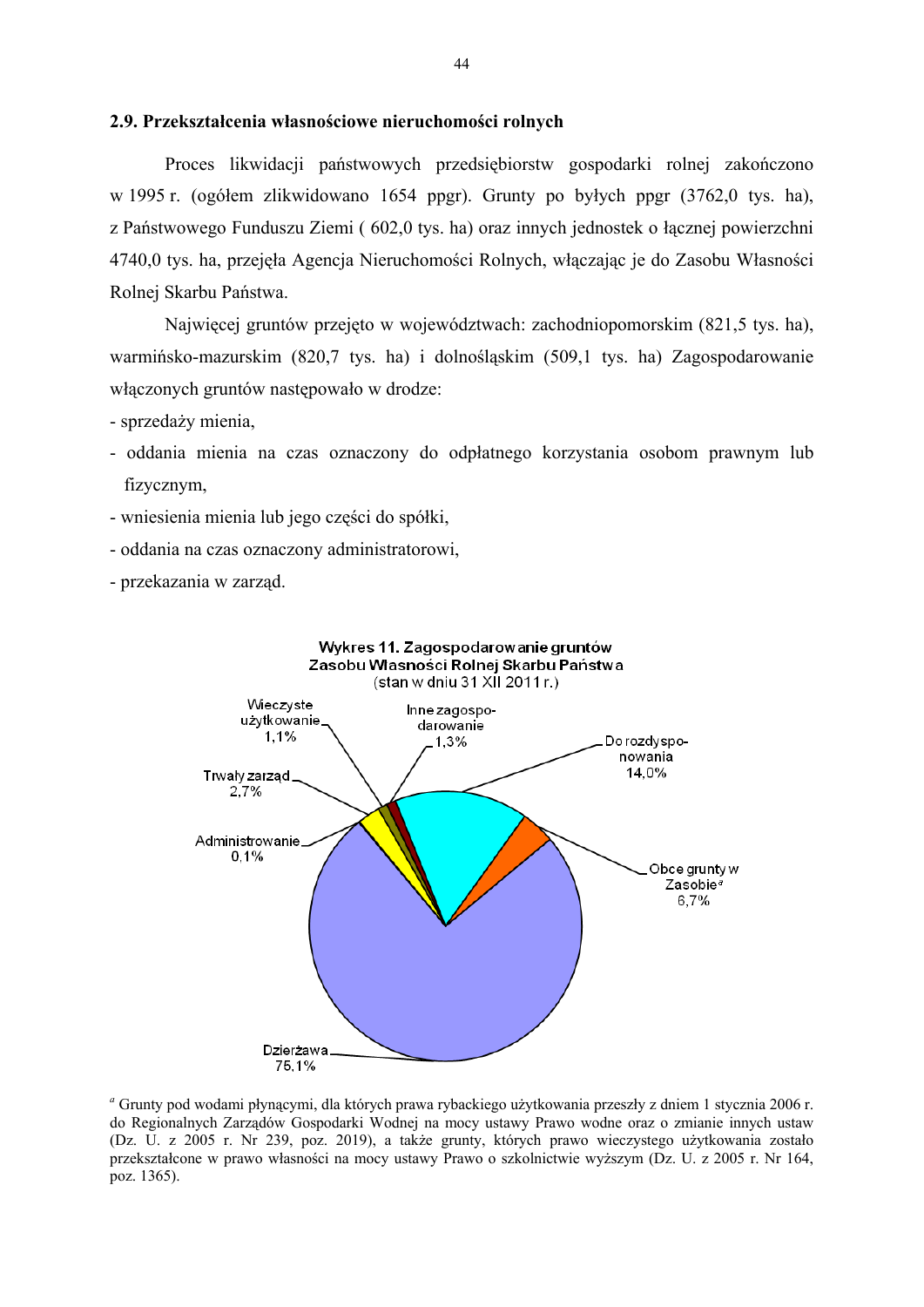## 2.9. Przekształcenia własnościowe nieruchomości rolnych

Proces likwidacji państwowych przedsiębiorstw gospodarki rolnej zakończono w 1995 r. (ogółem zlikwidowano 1654 ppgr). Grunty po byłych ppgr (3762,0 tys. ha), z Państwowego Funduszu Ziemi ( 602,0 tys. ha) oraz innych jednostek o łącznej powierzchni 4740,0 tys. ha, przejęła Agencja Nieruchomości Rolnych, włączając je do Zasobu Własności Rolnej Skarbu Państwa.

Najwięcej gruntów przejęto w województwach: zachodniopomorskim (821,5 tys. ha), warmińsko-mazurskim (820,7 tys. ha) i dolnośląskim (509,1 tys. ha) Zagospodarowanie włączonych gruntów następowało w drodze:

- sprzedaży mienia,
- oddania mienia na czas oznaczony do odpłatnego korzystania osobom prawnym lub fizycznym,
- wniesienia mienia lub jego części do spółki,
- oddania na czas oznaczony administratorowi,
- przekazania w zarząd.

**Wykres 11. Zagospodarowanie gruntów Zasobu Własności Rolnej Skarbu Państwa**
(stan w dniu 31 XII 2011 r.)

| Zagospodarowanie | % |
|---|---|
| Dzierżawa | 75,1% |
| Do rozdysponowania | 14,0% |
| Obce grunty w Zasobie[a] | 6,7% |
| Trwały zarząd | 2,7% |
| Inne zagospodarowanie | 1,3% |
| Wieczyste użytkowanie | 1,1% |
| Administrowanie | 0,1% |

[a] Grunty pod wodami płynącymi, dla których prawa rybackiego użytkowania przeszły z dniem 1 stycznia 2006 r. do Regionalnych Zarządów Gospodarki Wodnej na mocy ustawy Prawo wodne oraz o zmianie innych ustaw (Dz. U. z 2005 r. Nr 239, poz. 2019), a także grunty, których prawo wieczystego użytkowania zostało przekształcone w prawo własności na mocy ustawy Prawo o szkolnictwie wyższym (Dz. U. z 2005 r. Nr 164, poz. 1365).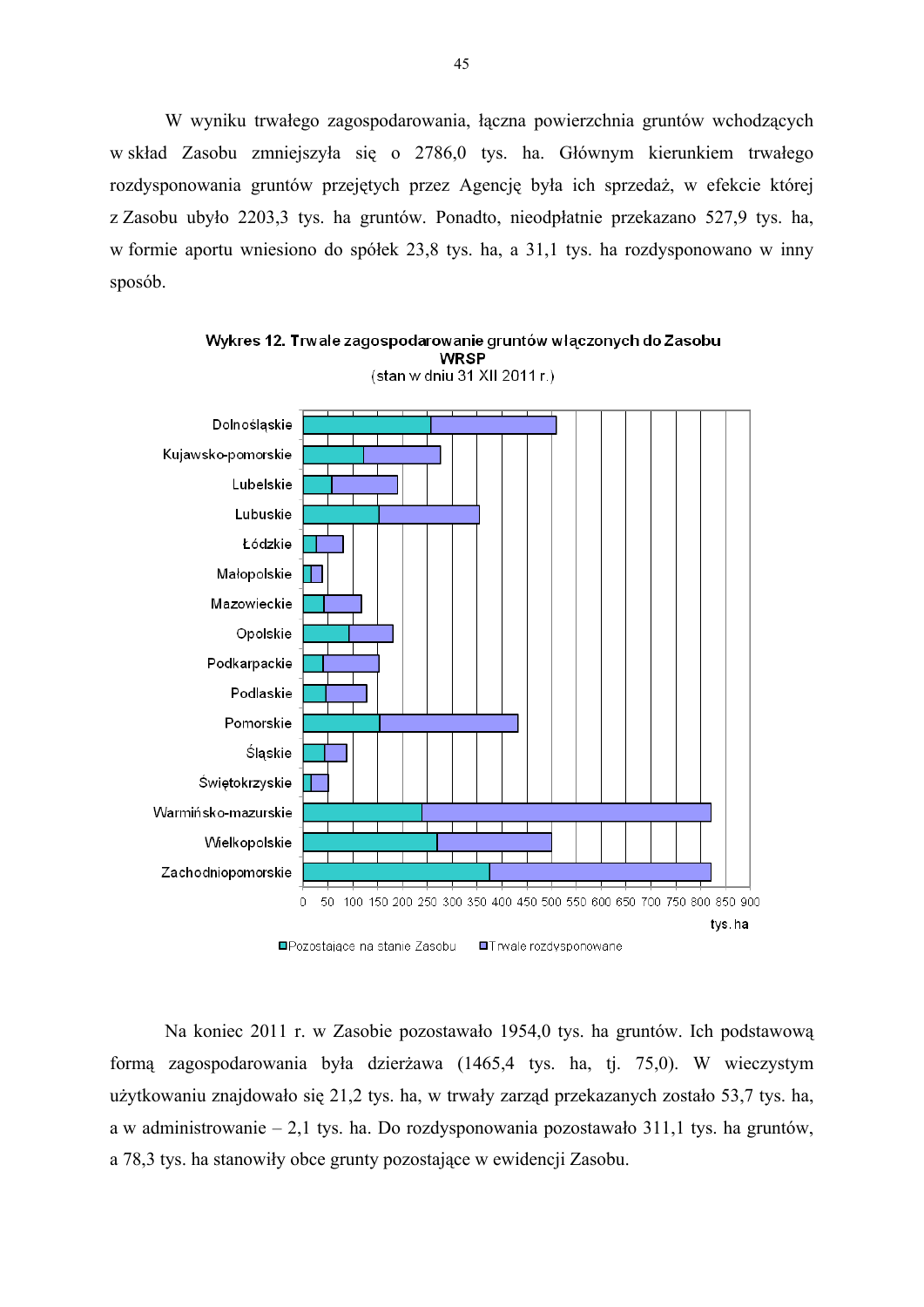W wyniku trwałego zagospodarowania, łączna powierzchnia gruntów wchodzących w skład Zasobu zmniejszyła się o 2786,0 tys. ha. Głównym kierunkiem trwałego rozdysponowania gruntów przejętych przez Agencję była ich sprzedaż, w efekcie której z Zasobu ubyło 2203,3 tys. ha gruntów. Ponadto, nieodpłatnie przekazano 527,9 tys. ha, w formie aportu wniesiono do spółek 23,8 tys. ha, a 31,1 tys. ha rozdysponowano w inny sposób.

**Wykres 12. Trwałe zagospodarowanie gruntów włączonych do Zasobu WRSP**
(stan w dniu 31 XII 2011 r.)

Dolnośląskie, Kujawsko-pomorskie, Lubelskie, Lubuskie, Łódzkie, Małopolskie, Mazowieckie, Opolskie, Podkarpackie, Podlaskie, Pomorskie, Śląskie, Świętokrzyskie, Warmińsko-mazurskie, Wielkopolskie, Zachodniopomorskie

0 50 100 150 200 250 300 350 400 450 500 550 600 650 700 750 800 850 900
tys. ha

Pozostające na stanie Zasobu; Trwale rozdysponowane

Na koniec 2011 r. w Zasobie pozostawało 1954,0 tys. ha gruntów. Ich podstawową formą zagospodarowania była dzierżawa (1465,4 tys. ha, tj. 75,0). W wieczystym użytkowaniu znajdowało się 21,2 tys. ha, w trwały zarząd przekazanych zostało 53,7 tys. ha, a w administrowanie – 2,1 tys. ha. Do rozdysponowania pozostawało 311,1 tys. ha gruntów, a 78,3 tys. ha stanowiły obce grunty pozostające w ewidencji Zasobu.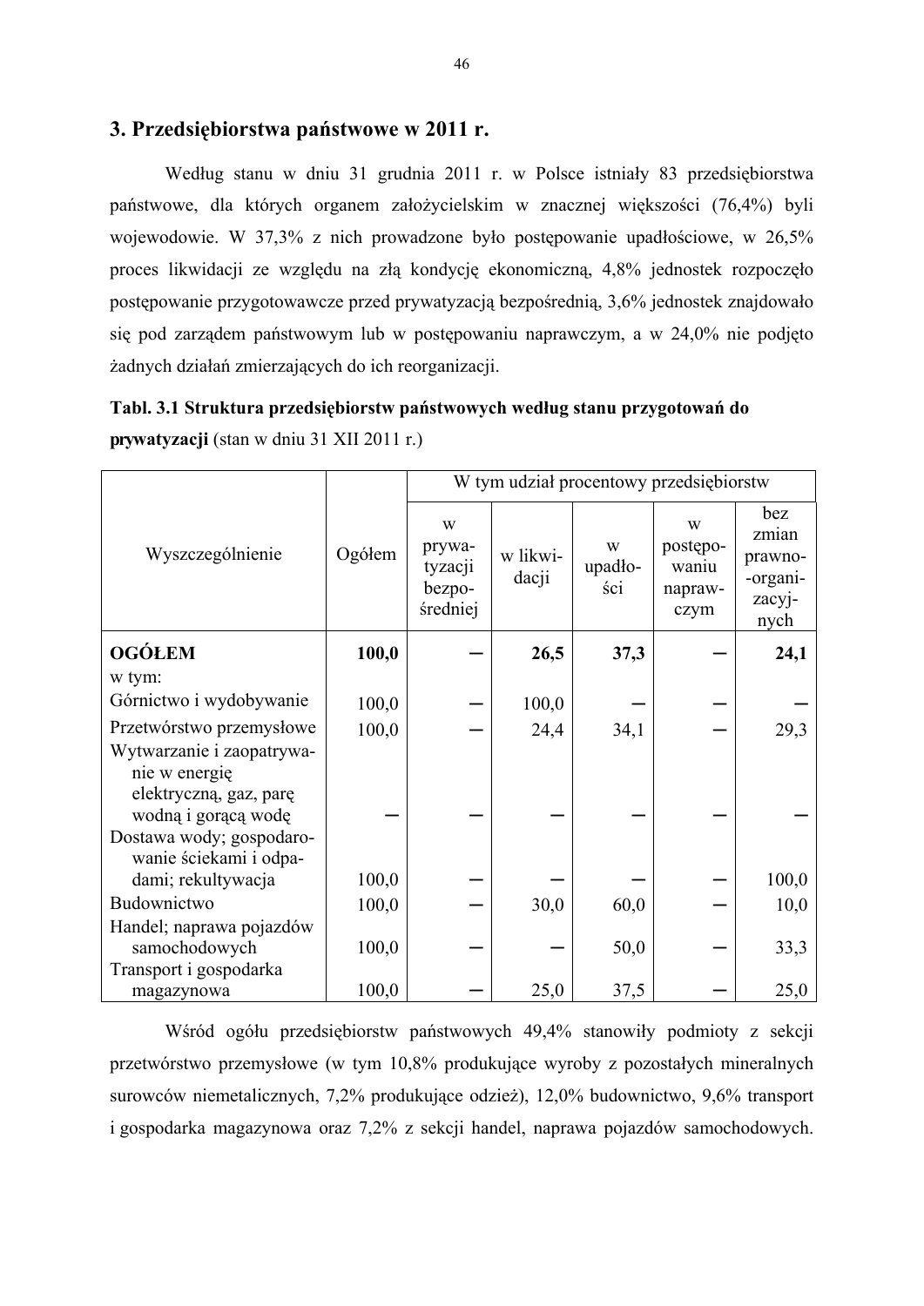## 3. Przedsiębiorstwa państwowe w 2011 r.

Według stanu w dniu 31 grudnia 2011 r. w Polsce istniały 83 przedsiębiorstwa państwowe, dla których organem założycielskim w znacznej większości (76,4%) byli wojewodowie. W 37,3% z nich prowadzone było postępowanie upadłościowe, w 26,5% proces likwidacji ze względu na złą kondycję ekonomiczną, 4,8% jednostek rozpoczęło postępowanie przygotowawcze przed prywatyzacją bezpośrednią, 3,6% jednostek znajdowało się pod zarządem państwowym lub w postępowaniu naprawczym, a w 24,0% nie podjęto żadnych działań zmierzających do ich reorganizacji.

**Tabl. 3.1 Struktura przedsiębiorstw państwowych według stanu przygotowań do prywatyzacji** (stan w dniu 31 XII 2011 r.)

| Wyszczególnienie | Ogółem | W tym udział procentowy przedsiębiorstw | | | | |
|---|---|---|---|---|---|---|
| | | w prywatyzacji bezpośredniej | w likwidacji | w upadłości | w postępowaniu naprawczym | bez zmian prawno-organizacyjnych |
| **OGÓŁEM** | **100,0** | – | **26,5** | **37,3** | – | **24,1** |
| w tym: | | | | | | |
| Górnictwo i wydobywanie | 100,0 | – | 100,0 | – | – | – |
| Przetwórstwo przemysłowe | 100,0 | – | 24,4 | 34,1 | – | 29,3 |
| Wytwarzanie i zaopatrywanie w energię elektryczną, gaz, parę wodną i gorącą wodę | – | – | – | – | – | – |
| Dostawa wody; gospodarowanie ściekami i odpadami; rekultywacja | 100,0 | – | – | – | – | 100,0 |
| Budownictwo | 100,0 | – | 30,0 | 60,0 | – | 10,0 |
| Handel; naprawa pojazdów samochodowych | 100,0 | – | – | 50,0 | – | 33,3 |
| Transport i gospodarka magazynowa | 100,0 | – | 25,0 | 37,5 | – | 25,0 |

Wśród ogółu przedsiębiorstw państwowych 49,4% stanowiły podmioty z sekcji przetwórstwo przemysłowe (w tym 10,8% produkujące wyroby z pozostałych mineralnych surowców niemetalicznych, 7,2% produkujące odzież), 12,0% budownictwo, 9,6% transport i gospodarka magazynowa oraz 7,2% z sekcji handel, naprawa pojazdów samochodowych.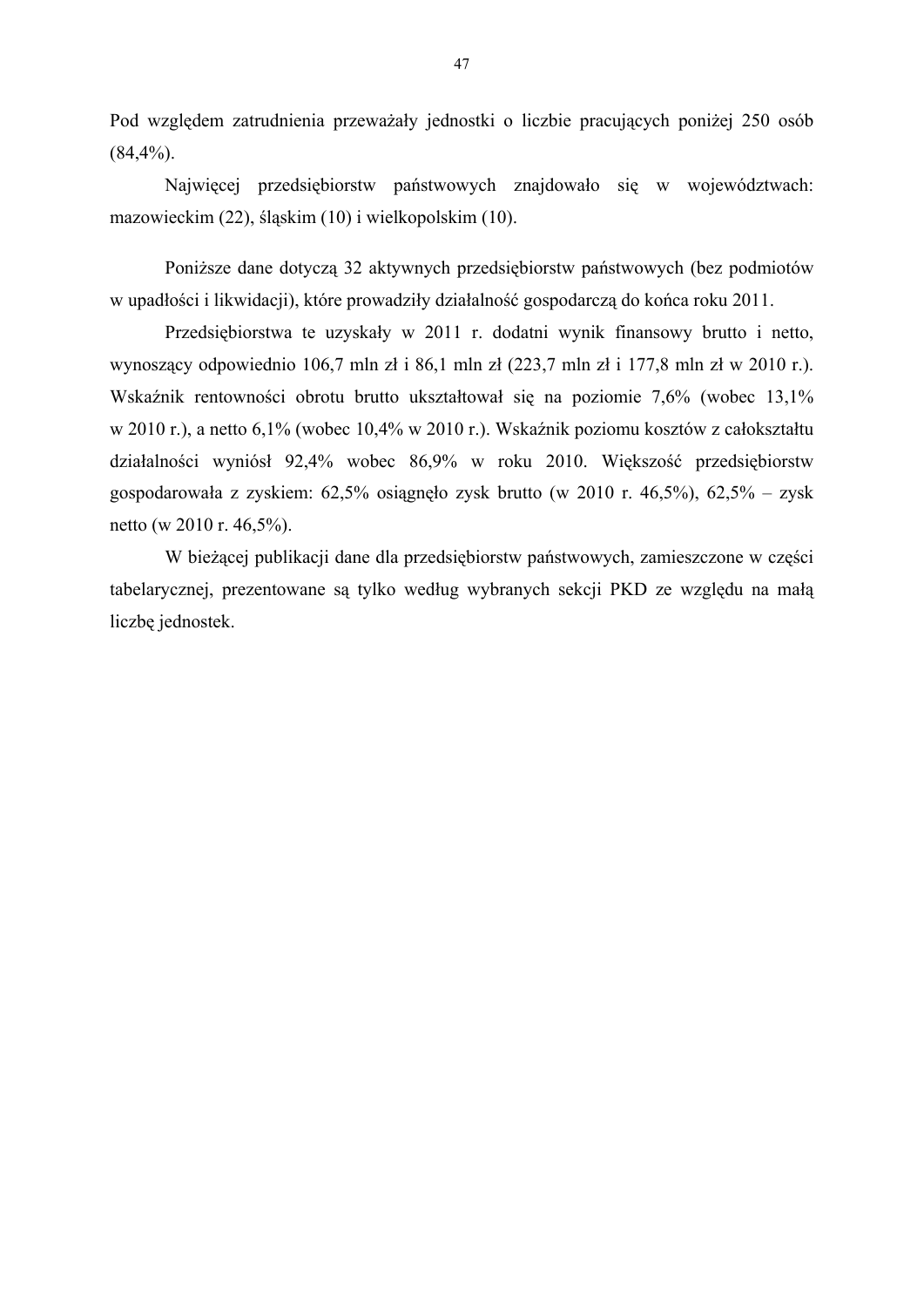Pod względem zatrudnienia przeważały jednostki o liczbie pracujących poniżej 250 osób (84,4%).

Najwięcej przedsiębiorstw państwowych znajdowało się w województwach: mazowieckim (22), śląskim (10) i wielkopolskim (10).

Poniższe dane dotyczą 32 aktywnych przedsiębiorstw państwowych (bez podmiotów w upadłości i likwidacji), które prowadziły działalność gospodarczą do końca roku 2011.

Przedsiębiorstwa te uzyskały w 2011 r. dodatni wynik finansowy brutto i netto, wynoszący odpowiednio 106,7 mln zł i 86,1 mln zł (223,7 mln zł i 177,8 mln zł w 2010 r.). Wskaźnik rentowności obrotu brutto ukształtował się na poziomie 7,6% (wobec 13,1% w 2010 r.), a netto 6,1% (wobec 10,4% w 2010 r.). Wskaźnik poziomu kosztów z całokształtu działalności wyniósł 92,4% wobec 86,9% w roku 2010. Większość przedsiębiorstw gospodarowała z zyskiem: 62,5% osiągnęło zysk brutto (w 2010 r. 46,5%), 62,5% – zysk netto (w 2010 r. 46,5%).

W bieżącej publikacji dane dla przedsiębiorstw państwowych, zamieszczone w części tabelarycznej, prezentowane są tylko według wybranych sekcji PKD ze względu na małą liczbę jednostek.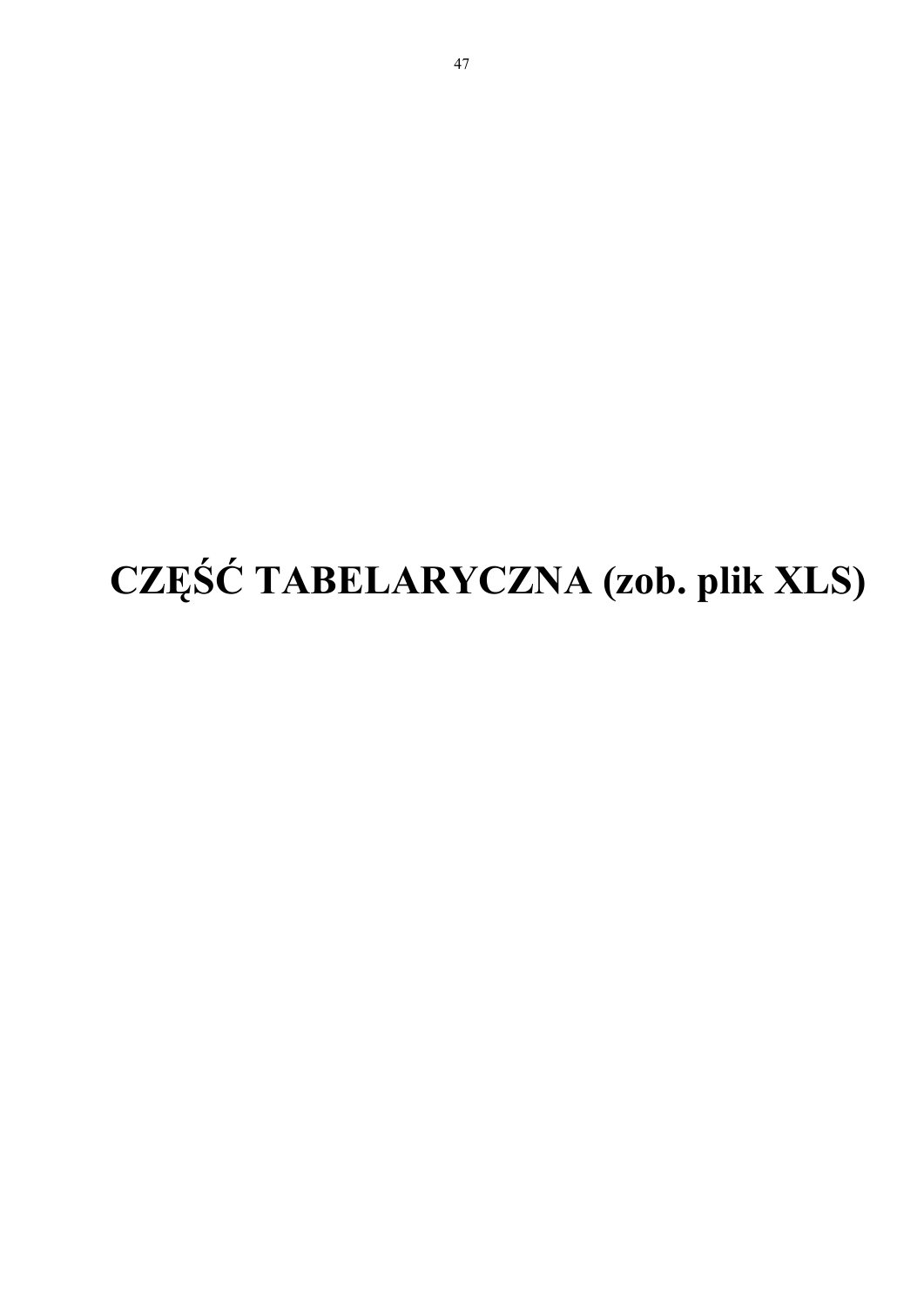# CZĘŚĆ TABELARYCZNA (zob. plik XLS)